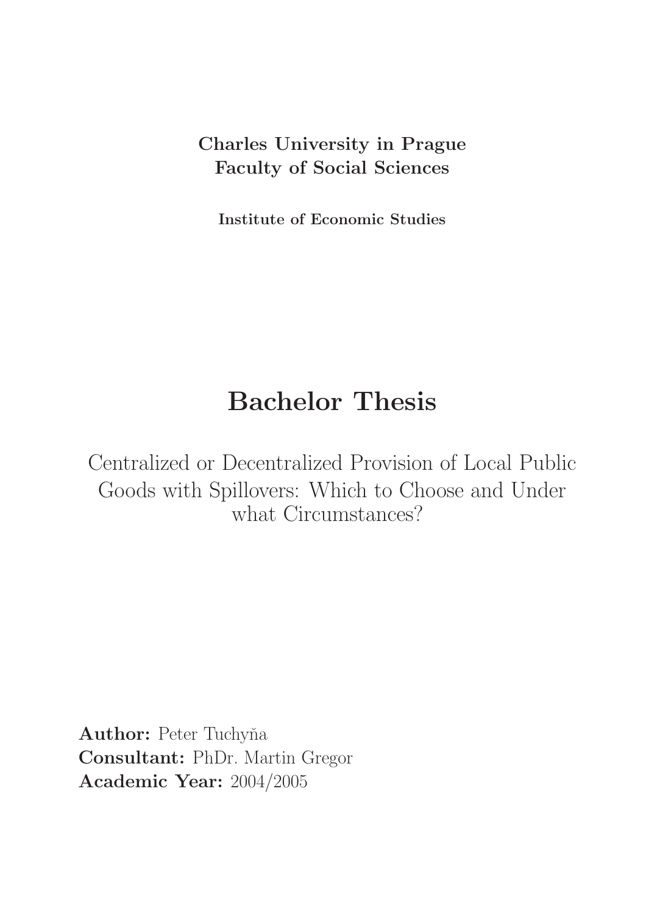**Charles University in Prague**
**Faculty of Social Sciences**

**Institute of Economic Studies**

# Bachelor Thesis

Centralized or Decentralized Provision of Local Public Goods with Spillovers: Which to Choose and Under what Circumstances?

**Author:** Peter Tuchyňa
**Consultant:** PhDr. Martin Gregor
**Academic Year:** 2004/2005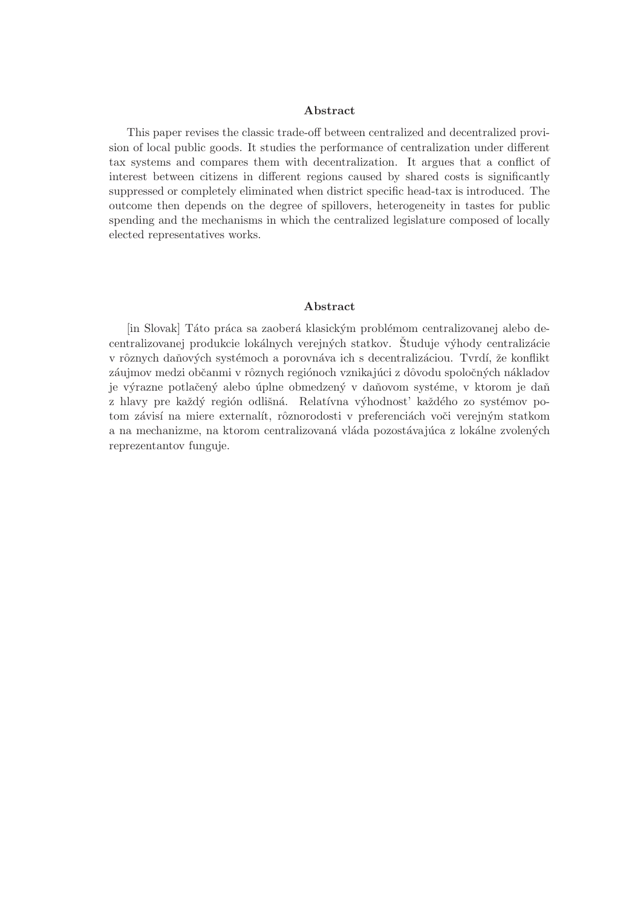## Abstract

This paper revises the classic trade-off between centralized and decentralized provision of local public goods. It studies the performance of centralization under different tax systems and compares them with decentralization. It argues that a conflict of interest between citizens in different regions caused by shared costs is significantly suppressed or completely eliminated when district specific head-tax is introduced. The outcome then depends on the degree of spillovers, heterogeneity in tastes for public spending and the mechanisms in which the centralized legislature composed of locally elected representatives works.

## Abstract

[in Slovak] Táto práca sa zaoberá klasickým problémom centralizovanej alebo decentralizovanej produkcie lokálnych verejných statkov. Študuje výhody centralizácie v rôznych daňových systémoch a porovnáva ich s decentralizáciou. Tvrdí, že konflikt záujmov medzi občanmi v rôznych regiónoch vznikajúci z dôvodu spoločných nákladov je výrazne potlačený alebo úplne obmedzený v daňovom systéme, v ktorom je daň z hlavy pre každý región odlišná. Relatívna výhodnosť každého zo systémov potom závisí na miere externalít, rôznorodosti v preferenciách voči verejným statkom a na mechanizme, na ktorom centralizovaná vláda pozostávajúca z lokálne zvolených reprezentantov funguje.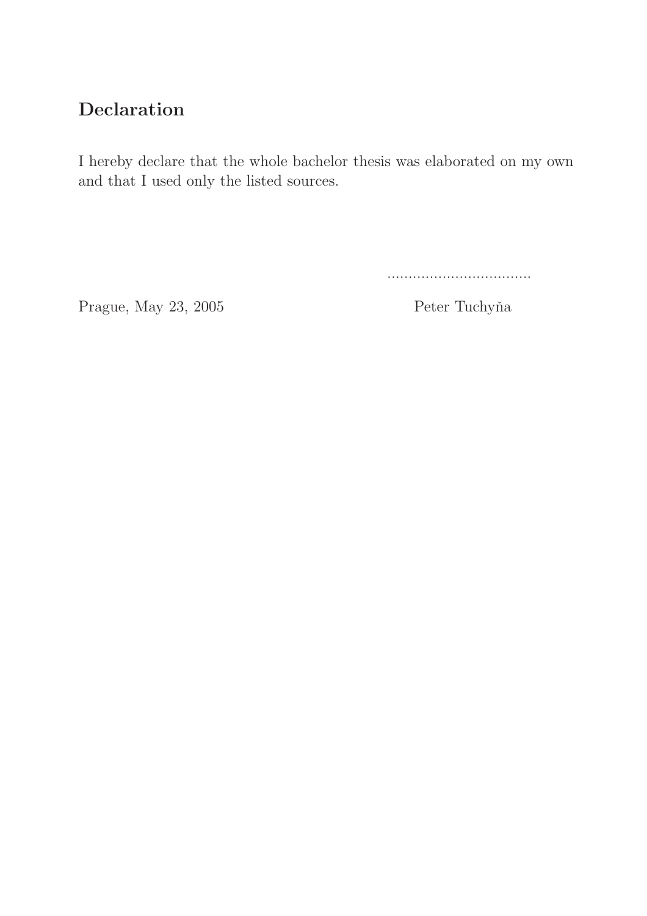## Declaration

I hereby declare that the whole bachelor thesis was elaborated on my own and that I used only the listed sources.

..................................

Prague, May 23, 2005 Peter Tuchyňa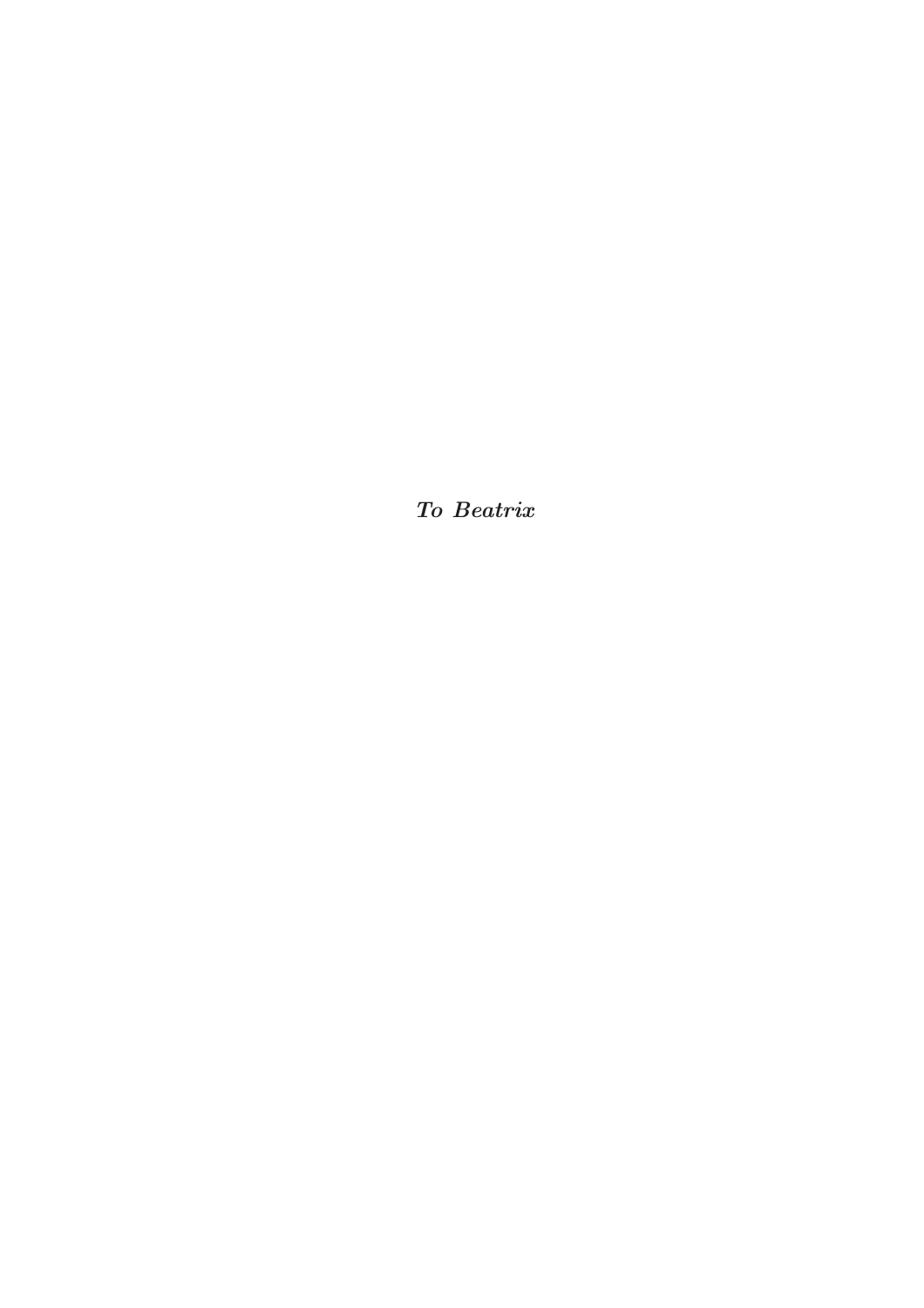*To Beatrix*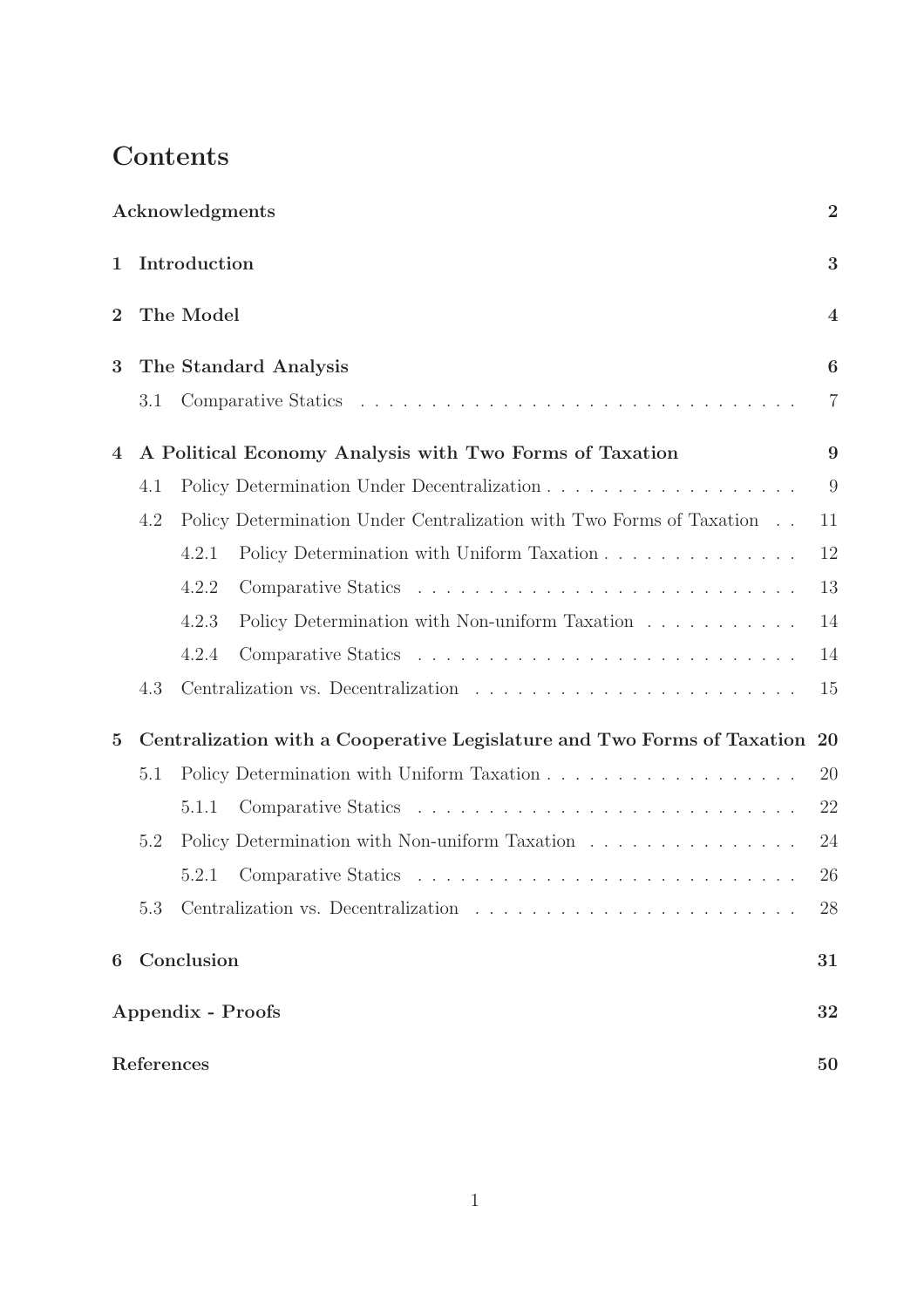# Contents

**Acknowledgments** **2**

**1 Introduction** **3**

**2 The Model** **4**

**3 The Standard Analysis** **6**

- 3.1 Comparative Statics . . . . . . . . . . . . . . . . . . . . . . . . . . . . . . 7

**4 A Political Economy Analysis with Two Forms of Taxation** **9**

- 4.1 Policy Determination Under Decentralization . . . . . . . . . . . . . . . . . . 9
- 4.2 Policy Determination Under Centralization with Two Forms of Taxation . . 11
  - 4.2.1 Policy Determination with Uniform Taxation . . . . . . . . . . . . . . 12
  - 4.2.2 Comparative Statics . . . . . . . . . . . . . . . . . . . . . . . . . . . 13
  - 4.2.3 Policy Determination with Non-uniform Taxation . . . . . . . . . . . 14
  - 4.2.4 Comparative Statics . . . . . . . . . . . . . . . . . . . . . . . . . . . 14
- 4.3 Centralization vs. Decentralization . . . . . . . . . . . . . . . . . . . . . . . 15

**5 Centralization with a Cooperative Legislature and Two Forms of Taxation** **20**

- 5.1 Policy Determination with Uniform Taxation . . . . . . . . . . . . . . . . . . 20
  - 5.1.1 Comparative Statics . . . . . . . . . . . . . . . . . . . . . . . . . . . 22
- 5.2 Policy Determination with Non-uniform Taxation . . . . . . . . . . . . . . . 24
  - 5.2.1 Comparative Statics . . . . . . . . . . . . . . . . . . . . . . . . . . . 26
- 5.3 Centralization vs. Decentralization . . . . . . . . . . . . . . . . . . . . . . . 28

**6 Conclusion** **31**

**Appendix - Proofs** **32**

**References** **50**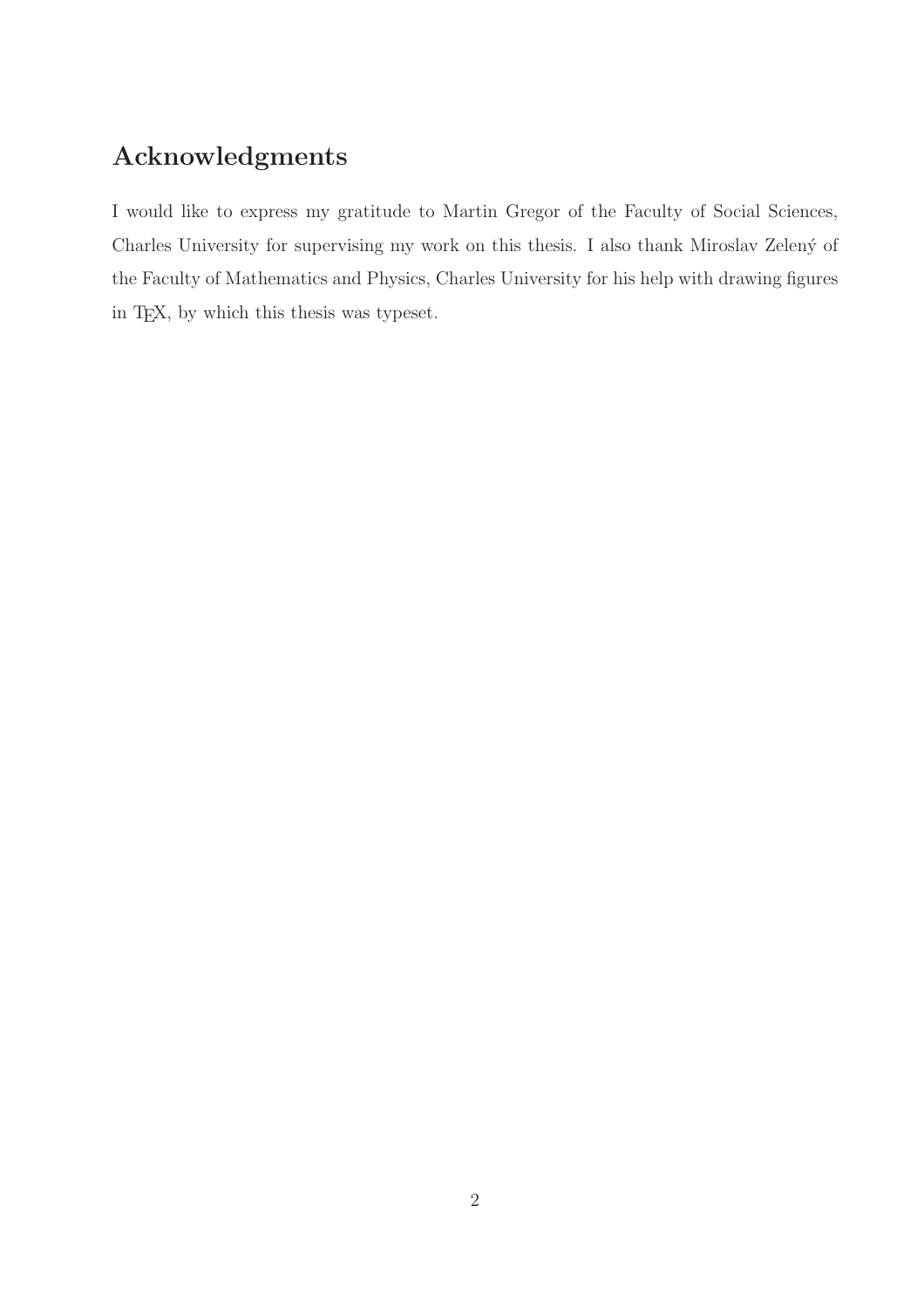## Acknowledgments

I would like to express my gratitude to Martin Gregor of the Faculty of Social Sciences, Charles University for supervising my work on this thesis. I also thank Miroslav Zelený of the Faculty of Mathematics and Physics, Charles University for his help with drawing figures in TEX, by which this thesis was typeset.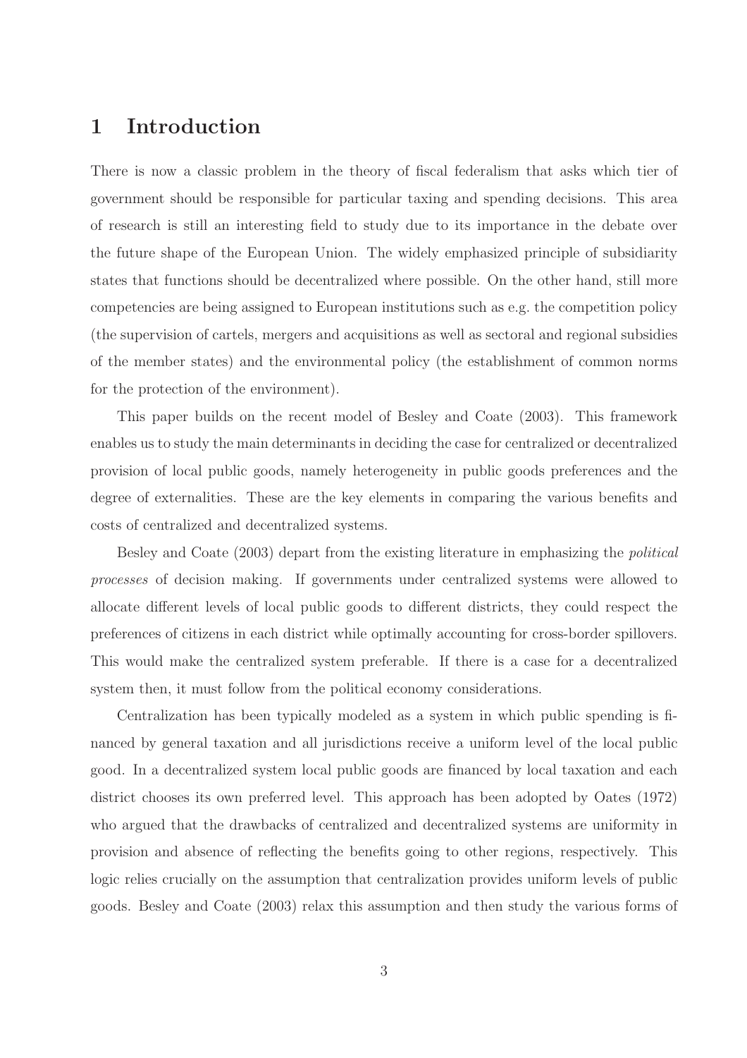# 1 Introduction

There is now a classic problem in the theory of fiscal federalism that asks which tier of government should be responsible for particular taxing and spending decisions. This area of research is still an interesting field to study due to its importance in the debate over the future shape of the European Union. The widely emphasized principle of subsidiarity states that functions should be decentralized where possible. On the other hand, still more competencies are being assigned to European institutions such as e.g. the competition policy (the supervision of cartels, mergers and acquisitions as well as sectoral and regional subsidies of the member states) and the environmental policy (the establishment of common norms for the protection of the environment).

This paper builds on the recent model of Besley and Coate (2003). This framework enables us to study the main determinants in deciding the case for centralized or decentralized provision of local public goods, namely heterogeneity in public goods preferences and the degree of externalities. These are the key elements in comparing the various benefits and costs of centralized and decentralized systems.

Besley and Coate (2003) depart from the existing literature in emphasizing the *political processes* of decision making. If governments under centralized systems were allowed to allocate different levels of local public goods to different districts, they could respect the preferences of citizens in each district while optimally accounting for cross-border spillovers. This would make the centralized system preferable. If there is a case for a decentralized system then, it must follow from the political economy considerations.

Centralization has been typically modeled as a system in which public spending is financed by general taxation and all jurisdictions receive a uniform level of the local public good. In a decentralized system local public goods are financed by local taxation and each district chooses its own preferred level. This approach has been adopted by Oates (1972) who argued that the drawbacks of centralized and decentralized systems are uniformity in provision and absence of reflecting the benefits going to other regions, respectively. This logic relies crucially on the assumption that centralization provides uniform levels of public goods. Besley and Coate (2003) relax this assumption and then study the various forms of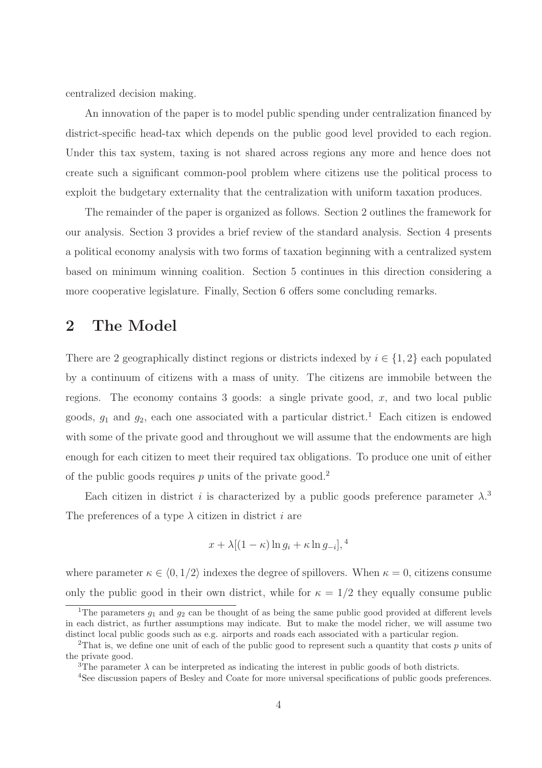centralized decision making.

An innovation of the paper is to model public spending under centralization financed by district-specific head-tax which depends on the public good level provided to each region. Under this tax system, taxing is not shared across regions any more and hence does not create such a significant common-pool problem where citizens use the political process to exploit the budgetary externality that the centralization with uniform taxation produces.

The remainder of the paper is organized as follows. Section 2 outlines the framework for our analysis. Section 3 provides a brief review of the standard analysis. Section 4 presents a political economy analysis with two forms of taxation beginning with a centralized system based on minimum winning coalition. Section 5 continues in this direction considering a more cooperative legislature. Finally, Section 6 offers some concluding remarks.

## 2 The Model

There are 2 geographically distinct regions or districts indexed by $i \in \{1, 2\}$ each populated by a continuum of citizens with a mass of unity. The citizens are immobile between the regions. The economy contains 3 goods: a single private good, $x$, and two local public goods, $g_1$ and $g_2$, each one associated with a particular district.[1] Each citizen is endowed with some of the private good and throughout we will assume that the endowments are high enough for each citizen to meet their required tax obligations. To produce one unit of either of the public goods requires $p$ units of the private good.[2]

Each citizen in district $i$ is characterized by a public goods preference parameter $\lambda$.[3] The preferences of a type $\lambda$ citizen in district $i$ are

$$x + \lambda[(1 - \kappa) \ln g_i + \kappa \ln g_{-i}],^{4}$$

where parameter $\kappa \in \langle 0, 1/2 \rangle$ indexes the degree of spillovers. When $\kappa = 0$, citizens consume only the public good in their own district, while for $\kappa = 1/2$ they equally consume public

[1] The parameters $g_1$ and $g_2$ can be thought of as being the same public good provided at different levels in each district, as further assumptions may indicate. But to make the model richer, we will assume two distinct local public goods such as e.g. airports and roads each associated with a particular region.

[2] That is, we define one unit of each of the public good to represent such a quantity that costs $p$ units of the private good.

[3] The parameter $\lambda$ can be interpreted as indicating the interest in public goods of both districts.

[4] See discussion papers of Besley and Coate for more universal specifications of public goods preferences.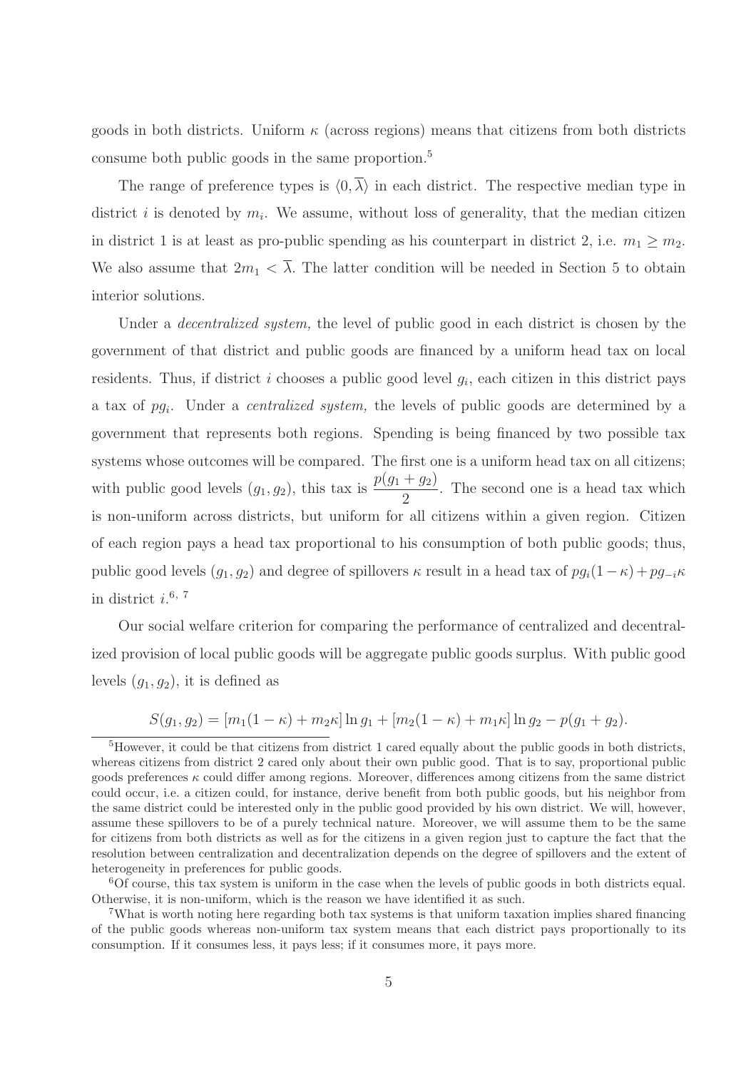goods in both districts. Uniform $\kappa$ (across regions) means that citizens from both districts consume both public goods in the same proportion.[5]

The range of preference types is $\langle 0, \overline{\lambda} \rangle$ in each district. The respective median type in district $i$ is denoted by $m_i$. We assume, without loss of generality, that the median citizen in district 1 is at least as pro-public spending as his counterpart in district 2, i.e. $m_1 \geq m_2$. We also assume that $2m_1 < \overline{\lambda}$. The latter condition will be needed in Section 5 to obtain interior solutions.

Under a *decentralized system,* the level of public good in each district is chosen by the government of that district and public goods are financed by a uniform head tax on local residents. Thus, if district $i$ chooses a public good level $g_i$, each citizen in this district pays a tax of $pg_i$. Under a *centralized system,* the levels of public goods are determined by a government that represents both regions. Spending is being financed by two possible tax systems whose outcomes will be compared. The first one is a uniform head tax on all citizens; with public good levels $(g_1, g_2)$, this tax is $\dfrac{p(g_1 + g_2)}{2}$. The second one is a head tax which is non-uniform across districts, but uniform for all citizens within a given region. Citizen of each region pays a head tax proportional to his consumption of both public goods; thus, public good levels $(g_1, g_2)$ and degree of spillovers $\kappa$ result in a head tax of $pg_i(1-\kappa) + pg_{-i}\kappa$ in district $i$.[6, 7]

Our social welfare criterion for comparing the performance of centralized and decentralized provision of local public goods will be aggregate public goods surplus. With public good levels $(g_1, g_2)$, it is defined as

$$S(g_1, g_2) = [m_1(1-\kappa) + m_2\kappa] \ln g_1 + [m_2(1-\kappa) + m_1\kappa] \ln g_2 - p(g_1 + g_2).$$

---

[5] However, it could be that citizens from district 1 cared equally about the public goods in both districts, whereas citizens from district 2 cared only about their own public good. That is to say, proportional public goods preferences $\kappa$ could differ among regions. Moreover, differences among citizens from the same district could occur, i.e. a citizen could, for instance, derive benefit from both public goods, but his neighbor from the same district could be interested only in the public good provided by his own district. We will, however, assume these spillovers to be of a purely technical nature. Moreover, we will assume them to be the same for citizens from both districts as well as for the citizens in a given region just to capture the fact that the resolution between centralization and decentralization depends on the degree of spillovers and the extent of heterogeneity in preferences for public goods.

[6] Of course, this tax system is uniform in the case when the levels of public goods in both districts equal. Otherwise, it is non-uniform, which is the reason we have identified it as such.

[7] What is worth noting here regarding both tax systems is that uniform taxation implies shared financing of the public goods whereas non-uniform tax system means that each district pays proportionally to its consumption. If it consumes less, it pays less; if it consumes more, it pays more.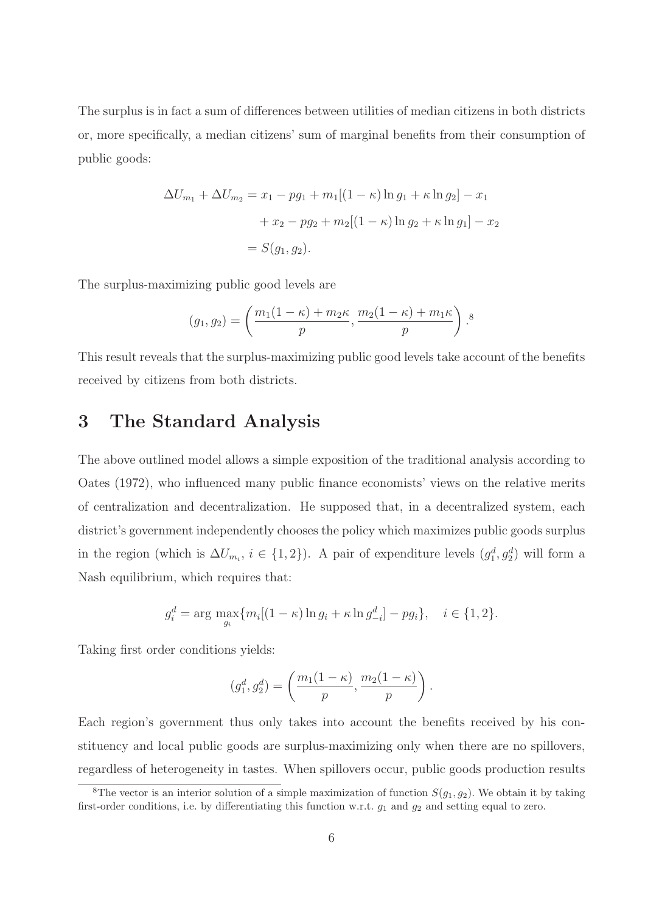The surplus is in fact a sum of differences between utilities of median citizens in both districts or, more specifically, a median citizens' sum of marginal benefits from their consumption of public goods:

$$
\begin{aligned}
\Delta U_{m_1} + \Delta U_{m_2} &= x_1 - pg_1 + m_1[(1-\kappa)\ln g_1 + \kappa \ln g_2] - x_1 \\
&\quad + x_2 - pg_2 + m_2[(1-\kappa)\ln g_2 + \kappa \ln g_1] - x_2 \\
&= S(g_1, g_2).
\end{aligned}
$$

The surplus-maximizing public good levels are

$$
(g_1, g_2) = \left( \frac{m_1(1-\kappa) + m_2\kappa}{p}, \frac{m_2(1-\kappa) + m_1\kappa}{p} \right).[8]
$$

This result reveals that the surplus-maximizing public good levels take account of the benefits received by citizens from both districts.

# 3 The Standard Analysis

The above outlined model allows a simple exposition of the traditional analysis according to Oates (1972), who influenced many public finance economists' views on the relative merits of centralization and decentralization. He supposed that, in a decentralized system, each district's government independently chooses the policy which maximizes public goods surplus in the region (which is $\Delta U_{m_i}$, $i \in \{1, 2\}$). A pair of expenditure levels $(g_1^d, g_2^d)$ will form a Nash equilibrium, which requires that:

$$
g_i^d = \arg\max_{g_i} \{ m_i[(1-\kappa)\ln g_i + \kappa \ln g_{-i}^d] - pg_i \}, \quad i \in \{1, 2\}.
$$

Taking first order conditions yields:

$$
(g_1^d, g_2^d) = \left( \frac{m_1(1-\kappa)}{p}, \frac{m_2(1-\kappa)}{p} \right).
$$

Each region's government thus only takes into account the benefits received by his constituency and local public goods are surplus-maximizing only when there are no spillovers, regardless of heterogeneity in tastes. When spillovers occur, public goods production results

[8] The vector is an interior solution of a simple maximization of function $S(g_1, g_2)$. We obtain it by taking first-order conditions, i.e. by differentiating this function w.r.t. $g_1$ and $g_2$ and setting equal to zero.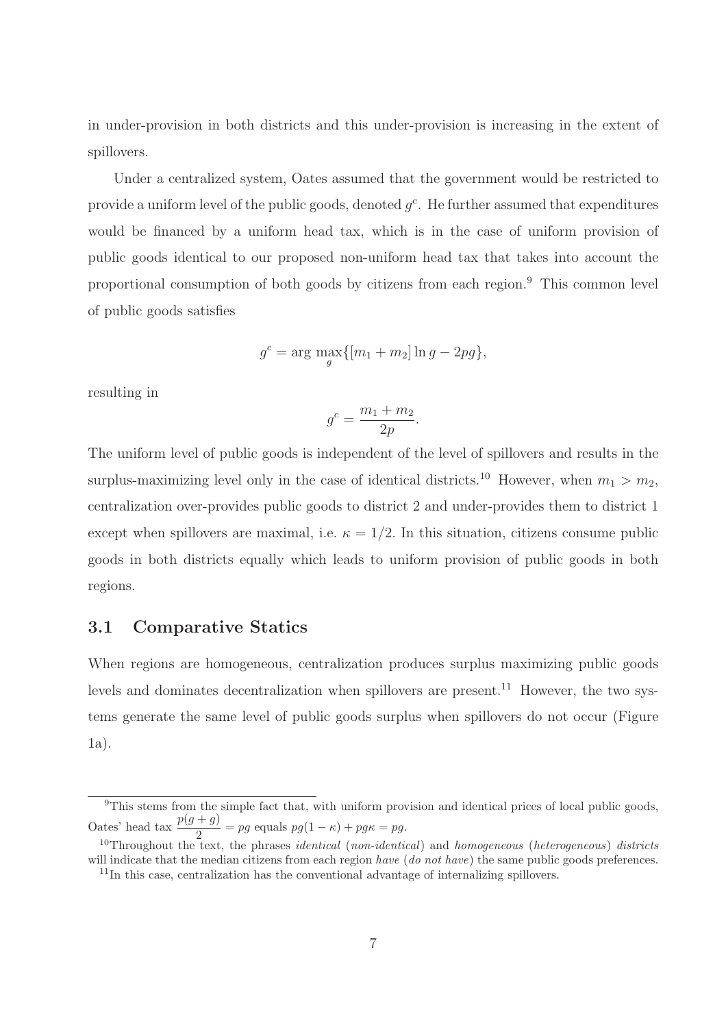in under-provision in both districts and this under-provision is increasing in the extent of spillovers.

Under a centralized system, Oates assumed that the government would be restricted to provide a uniform level of the public goods, denoted $g^c$. He further assumed that expenditures would be financed by a uniform head tax, which is in the case of uniform provision of public goods identical to our proposed non-uniform head tax that takes into account the proportional consumption of both goods by citizens from each region.[9] This common level of public goods satisfies

$$g^c = \arg \max_g \{[m_1 + m_2] \ln g - 2pg\},$$

resulting in

$$g^c = \frac{m_1 + m_2}{2p}.$$

The uniform level of public goods is independent of the level of spillovers and results in the surplus-maximizing level only in the case of identical districts.[10] However, when $m_1 > m_2$, centralization over-provides public goods to district 2 and under-provides them to district 1 except when spillovers are maximal, i.e. $\kappa = 1/2$. In this situation, citizens consume public goods in both districts equally which leads to uniform provision of public goods in both regions.

## 3.1 Comparative Statics

When regions are homogeneous, centralization produces surplus maximizing public goods levels and dominates decentralization when spillovers are present.[11] However, the two systems generate the same level of public goods surplus when spillovers do not occur (Figure 1a).

---

[9] This stems from the simple fact that, with uniform provision and identical prices of local public goods, Oates' head tax $\frac{p(g+g)}{2} = pg$ equals $pg(1-\kappa) + pg\kappa = pg$.

[10] Throughout the text, the phrases *identical* (*non-identical*) and *homogeneous* (*heterogeneous*) *districts* will indicate that the median citizens from each region *have* (*do not have*) the same public goods preferences.

[11] In this case, centralization has the conventional advantage of internalizing spillovers.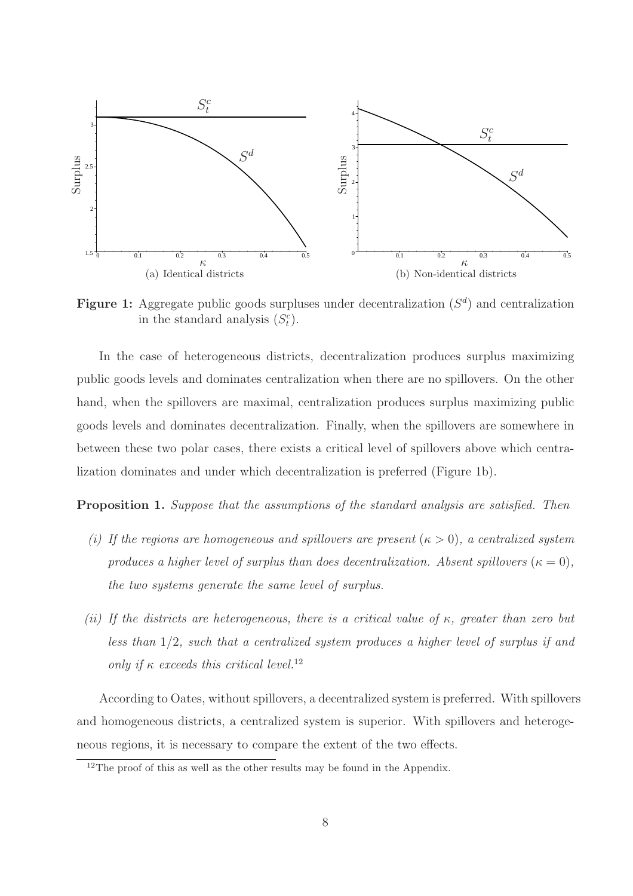**Figure 1:** Aggregate public goods surpluses under decentralization ($S^d$) and centralization in the standard analysis ($S_t^c$).

(a) Identical districts

(b) Non-identical districts

In the case of heterogeneous districts, decentralization produces surplus maximizing public goods levels and dominates centralization when there are no spillovers. On the other hand, when the spillovers are maximal, centralization produces surplus maximizing public goods levels and dominates decentralization. Finally, when the spillovers are somewhere in between these two polar cases, there exists a critical level of spillovers above which centralization dominates and under which decentralization is preferred (Figure 1b).

**Proposition 1.** *Suppose that the assumptions of the standard analysis are satisfied. Then*

*(i) If the regions are homogeneous and spillovers are present ($\kappa > 0$), a centralized system produces a higher level of surplus than does decentralization. Absent spillovers ($\kappa = 0$), the two systems generate the same level of surplus.*

*(ii) If the districts are heterogeneous, there is a critical value of $\kappa$, greater than zero but less than $1/2$, such that a centralized system produces a higher level of surplus if and only if $\kappa$ exceeds this critical level.*[12]

According to Oates, without spillovers, a decentralized system is preferred. With spillovers and homogeneous districts, a centralized system is superior. With spillovers and heterogeneous regions, it is necessary to compare the extent of the two effects.

[12] The proof of this as well as the other results may be found in the Appendix.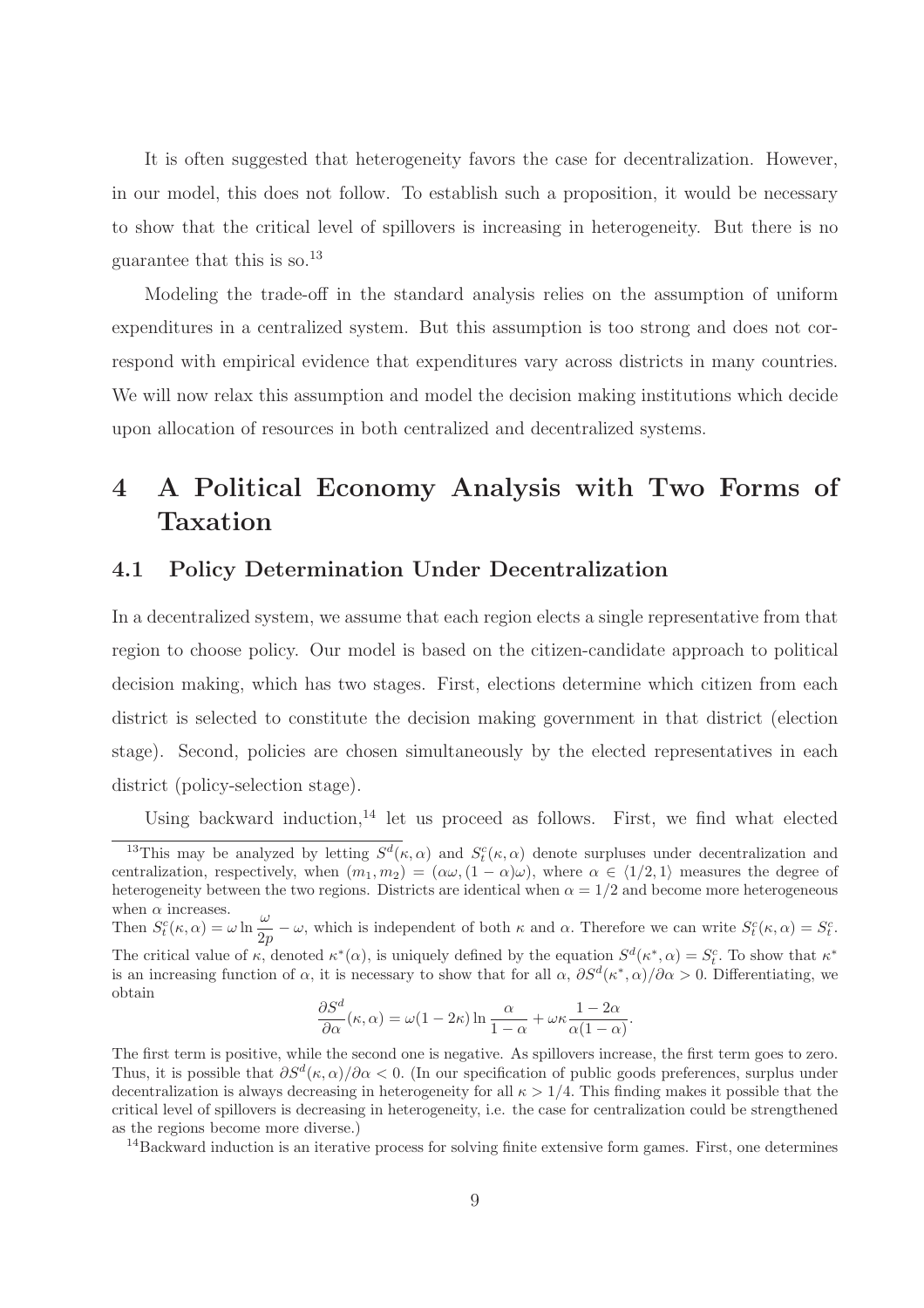It is often suggested that heterogeneity favors the case for decentralization. However, in our model, this does not follow. To establish such a proposition, it would be necessary to show that the critical level of spillovers is increasing in heterogeneity. But there is no guarantee that this is so.[13]

Modeling the trade-off in the standard analysis relies on the assumption of uniform expenditures in a centralized system. But this assumption is too strong and does not correspond with empirical evidence that expenditures vary across districts in many countries. We will now relax this assumption and model the decision making institutions which decide upon allocation of resources in both centralized and decentralized systems.

# 4 A Political Economy Analysis with Two Forms of Taxation

## 4.1 Policy Determination Under Decentralization

In a decentralized system, we assume that each region elects a single representative from that region to choose policy. Our model is based on the citizen-candidate approach to political decision making, which has two stages. First, elections determine which citizen from each district is selected to constitute the decision making government in that district (election stage). Second, policies are chosen simultaneously by the elected representatives in each district (policy-selection stage).

Using backward induction,[14] let us proceed as follows. First, we find what elected

---

[13]This may be analyzed by letting $S^d(\kappa, \alpha)$ and $S_t^c(\kappa, \alpha)$ denote surpluses under decentralization and centralization, respectively, when $(m_1, m_2) = (\alpha\omega, (1-\alpha)\omega)$, where $\alpha \in \langle 1/2, 1 \rangle$ measures the degree of heterogeneity between the two regions. Districts are identical when $\alpha = 1/2$ and become more heterogeneous when $\alpha$ increases.

Then $S_t^c(\kappa, \alpha) = \omega \ln \dfrac{\omega}{2p} - \omega$, which is independent of both $\kappa$ and $\alpha$. Therefore we can write $S_t^c(\kappa, \alpha) = S_t^c$. The critical value of $\kappa$, denoted $\kappa^*(\alpha)$, is uniquely defined by the equation $S^d(\kappa^*, \alpha) = S_t^c$. To show that $\kappa^*$ is an increasing function of $\alpha$, it is necessary to show that for all $\alpha$, $\partial S^d(\kappa^*, \alpha)/\partial\alpha > 0$. Differentiating, we obtain

$$\frac{\partial S^d}{\partial \alpha}(\kappa, \alpha) = \omega(1-2\kappa)\ln\frac{\alpha}{1-\alpha} + \omega\kappa\frac{1-2\alpha}{\alpha(1-\alpha)}.$$

The first term is positive, while the second one is negative. As spillovers increase, the first term goes to zero. Thus, it is possible that $\partial S^d(\kappa, \alpha)/\partial\alpha < 0$. (In our specification of public goods preferences, surplus under decentralization is always decreasing in heterogeneity for all $\kappa > 1/4$. This finding makes it possible that the critical level of spillovers is decreasing in heterogeneity, i.e. the case for centralization could be strengthened as the regions become more diverse.)

[14]Backward induction is an iterative process for solving finite extensive form games. First, one determines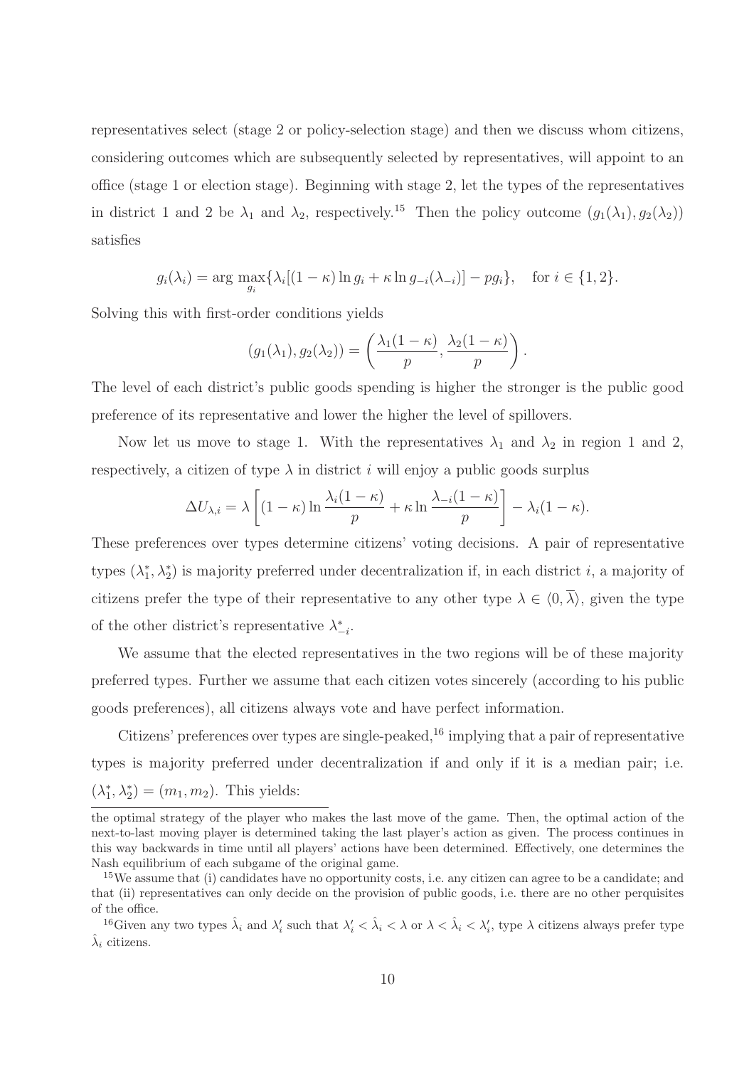representatives select (stage 2 or policy-selection stage) and then we discuss whom citizens, considering outcomes which are subsequently selected by representatives, will appoint to an office (stage 1 or election stage). Beginning with stage 2, let the types of the representatives in district 1 and 2 be $\lambda_1$ and $\lambda_2$, respectively.[15] Then the policy outcome $(g_1(\lambda_1), g_2(\lambda_2))$ satisfies

$$g_i(\lambda_i) = \arg\max_{g_i}\{\lambda_i[(1-\kappa)\ln g_i + \kappa \ln g_{-i}(\lambda_{-i})] - pg_i\}, \quad \text{for } i \in \{1, 2\}.$$

Solving this with first-order conditions yields

$$(g_1(\lambda_1), g_2(\lambda_2)) = \left(\frac{\lambda_1(1-\kappa)}{p}, \frac{\lambda_2(1-\kappa)}{p}\right).$$

The level of each district's public goods spending is higher the stronger is the public good preference of its representative and lower the higher the level of spillovers.

Now let us move to stage 1. With the representatives $\lambda_1$ and $\lambda_2$ in region 1 and 2, respectively, a citizen of type $\lambda$ in district $i$ will enjoy a public goods surplus

$$\Delta U_{\lambda,i} = \lambda\left[(1-\kappa)\ln\frac{\lambda_i(1-\kappa)}{p} + \kappa \ln\frac{\lambda_{-i}(1-\kappa)}{p}\right] - \lambda_i(1-\kappa).$$

These preferences over types determine citizens' voting decisions. A pair of representative types $(\lambda_1^*, \lambda_2^*)$ is majority preferred under decentralization if, in each district $i$, a majority of citizens prefer the type of their representative to any other type $\lambda \in \langle 0, \overline{\lambda}\rangle$, given the type of the other district's representative $\lambda_{-i}^*$.

We assume that the elected representatives in the two regions will be of these majority preferred types. Further we assume that each citizen votes sincerely (according to his public goods preferences), all citizens always vote and have perfect information.

Citizens' preferences over types are single-peaked,[16] implying that a pair of representative types is majority preferred under decentralization if and only if it is a median pair; i.e. $(\lambda_1^*, \lambda_2^*) = (m_1, m_2)$. This yields:

---

the optimal strategy of the player who makes the last move of the game. Then, the optimal action of the next-to-last moving player is determined taking the last player's action as given. The process continues in this way backwards in time until all players' actions have been determined. Effectively, one determines the Nash equilibrium of each subgame of the original game.

[15] We assume that (i) candidates have no opportunity costs, i.e. any citizen can agree to be a candidate; and that (ii) representatives can only decide on the provision of public goods, i.e. there are no other perquisites of the office.

[16] Given any two types $\hat{\lambda}_i$ and $\lambda_i'$ such that $\lambda_i' < \hat{\lambda}_i < \lambda$ or $\lambda < \hat{\lambda}_i < \lambda_i'$, type $\lambda$ citizens always prefer type $\hat{\lambda}_i$ citizens.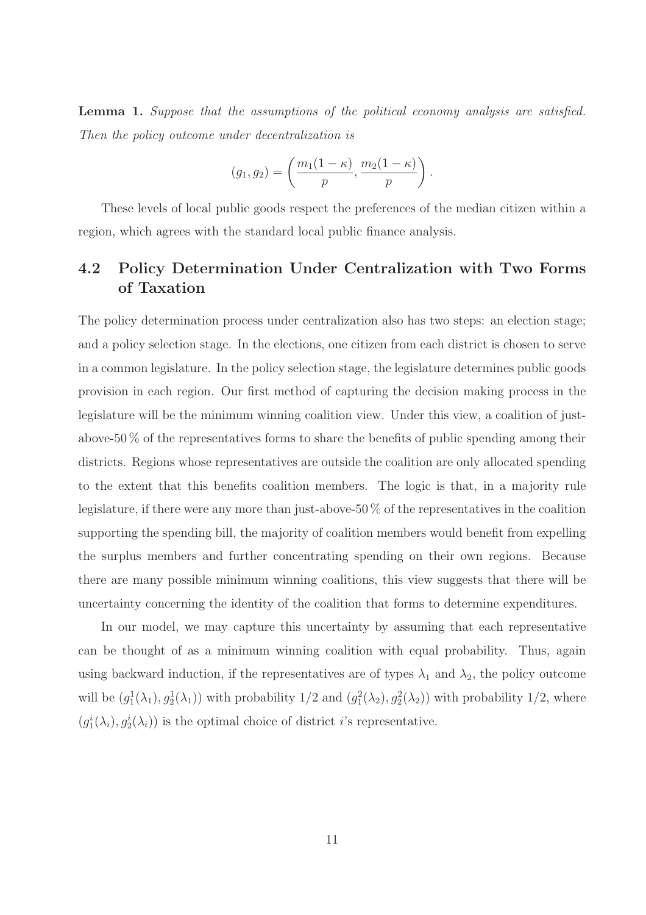**Lemma 1.** *Suppose that the assumptions of the political economy analysis are satisfied. Then the policy outcome under decentralization is*

$$(g_1, g_2) = \left( \frac{m_1(1-\kappa)}{p}, \frac{m_2(1-\kappa)}{p} \right).$$

These levels of local public goods respect the preferences of the median citizen within a region, which agrees with the standard local public finance analysis.

## 4.2 Policy Determination Under Centralization with Two Forms of Taxation

The policy determination process under centralization also has two steps: an election stage; and a policy selection stage. In the elections, one citizen from each district is chosen to serve in a common legislature. In the policy selection stage, the legislature determines public goods provision in each region. Our first method of capturing the decision making process in the legislature will be the minimum winning coalition view. Under this view, a coalition of just-above-50 % of the representatives forms to share the benefits of public spending among their districts. Regions whose representatives are outside the coalition are only allocated spending to the extent that this benefits coalition members. The logic is that, in a majority rule legislature, if there were any more than just-above-50 % of the representatives in the coalition supporting the spending bill, the majority of coalition members would benefit from expelling the surplus members and further concentrating spending on their own regions. Because there are many possible minimum winning coalitions, this view suggests that there will be uncertainty concerning the identity of the coalition that forms to determine expenditures.

In our model, we may capture this uncertainty by assuming that each representative can be thought of as a minimum winning coalition with equal probability. Thus, again using backward induction, if the representatives are of types $\lambda_1$ and $\lambda_2$, the policy outcome will be $(g_1^1(\lambda_1), g_2^1(\lambda_1))$ with probability $1/2$ and $(g_1^2(\lambda_2), g_2^2(\lambda_2))$ with probability $1/2$, where $(g_1^i(\lambda_i), g_2^i(\lambda_i))$ is the optimal choice of district $i$'s representative.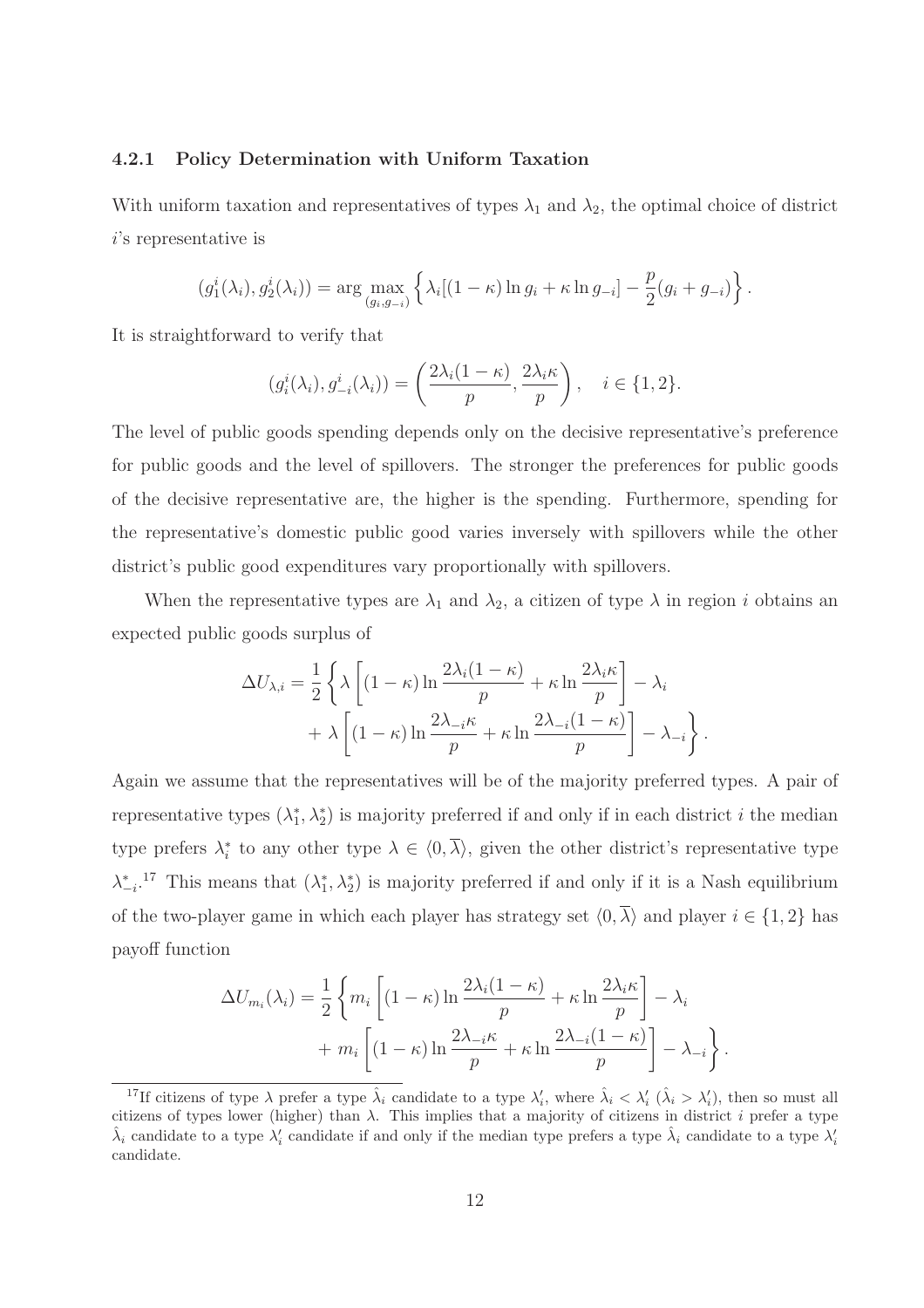### 4.2.1 Policy Determination with Uniform Taxation

With uniform taxation and representatives of types $\lambda_1$ and $\lambda_2$, the optimal choice of district $i$'s representative is

$$(g_1^i(\lambda_i), g_2^i(\lambda_i)) = \arg\max_{(g_i, g_{-i})} \left\{ \lambda_i[(1-\kappa)\ln g_i + \kappa \ln g_{-i}] - \frac{p}{2}(g_i + g_{-i}) \right\}.$$

It is straightforward to verify that

$$(g_i^i(\lambda_i), g_{-i}^i(\lambda_i)) = \left( \frac{2\lambda_i(1-\kappa)}{p}, \frac{2\lambda_i \kappa}{p} \right), \quad i \in \{1, 2\}.$$

The level of public goods spending depends only on the decisive representative's preference for public goods and the level of spillovers. The stronger the preferences for public goods of the decisive representative are, the higher is the spending. Furthermore, spending for the representative's domestic public good varies inversely with spillovers while the other district's public good expenditures vary proportionally with spillovers.

When the representative types are $\lambda_1$ and $\lambda_2$, a citizen of type $\lambda$ in region $i$ obtains an expected public goods surplus of

$$\begin{aligned}\Delta U_{\lambda,i} = \frac{1}{2} \Bigg\{ &\lambda \left[ (1-\kappa) \ln \frac{2\lambda_i(1-\kappa)}{p} + \kappa \ln \frac{2\lambda_i \kappa}{p} \right] - \lambda_i \\ &+ \lambda \left[ (1-\kappa) \ln \frac{2\lambda_{-i}\kappa}{p} + \kappa \ln \frac{2\lambda_{-i}(1-\kappa)}{p} \right] - \lambda_{-i} \Bigg\}.\end{aligned}$$

Again we assume that the representatives will be of the majority preferred types. A pair of representative types $(\lambda_1^*, \lambda_2^*)$ is majority preferred if and only if in each district $i$ the median type prefers $\lambda_i^*$ to any other type $\lambda \in \langle 0, \overline{\lambda} \rangle$, given the other district's representative type $\lambda_{-i}^*$.[17] This means that $(\lambda_1^*, \lambda_2^*)$ is majority preferred if and only if it is a Nash equilibrium of the two-player game in which each player has strategy set $\langle 0, \overline{\lambda} \rangle$ and player $i \in \{1, 2\}$ has payoff function

$$\begin{aligned}\Delta U_{m_i}(\lambda_i) = \frac{1}{2} \Bigg\{ &m_i \left[ (1-\kappa) \ln \frac{2\lambda_i(1-\kappa)}{p} + \kappa \ln \frac{2\lambda_i \kappa}{p} \right] - \lambda_i \\ &+ m_i \left[ (1-\kappa) \ln \frac{2\lambda_{-i}\kappa}{p} + \kappa \ln \frac{2\lambda_{-i}(1-\kappa)}{p} \right] - \lambda_{-i} \Bigg\}.\end{aligned}$$

[17] If citizens of type $\lambda$ prefer a type $\hat{\lambda}_i$ candidate to a type $\lambda_i'$, where $\hat{\lambda}_i < \lambda_i'$ ($\hat{\lambda}_i > \lambda_i'$), then so must all citizens of types lower (higher) than $\lambda$. This implies that a majority of citizens in district $i$ prefer a type $\hat{\lambda}_i$ candidate to a type $\lambda_i'$ candidate if and only if the median type prefers a type $\hat{\lambda}_i$ candidate to a type $\lambda_i'$ candidate.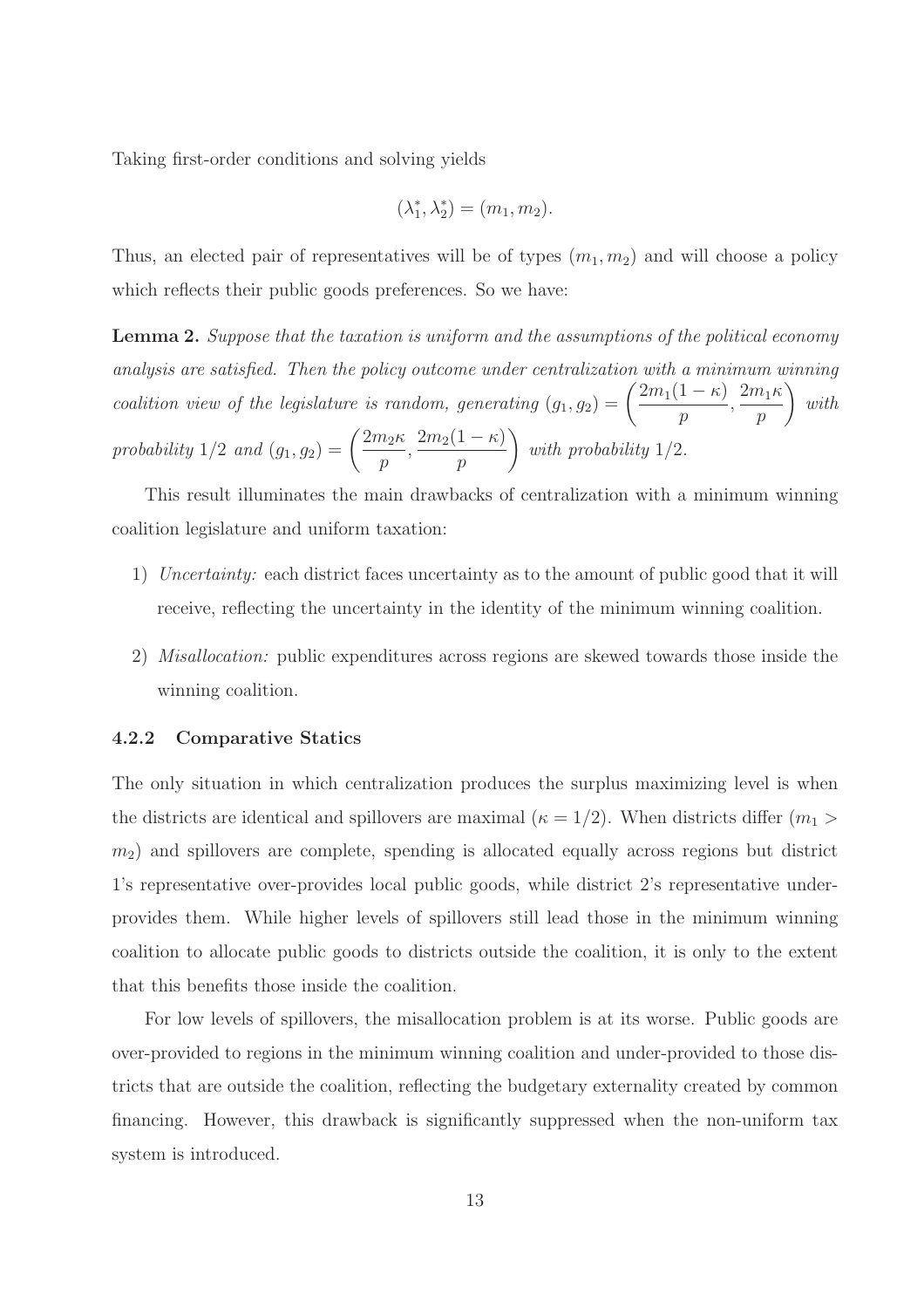Taking first-order conditions and solving yields

$$(\lambda_1^*, \lambda_2^*) = (m_1, m_2).$$

Thus, an elected pair of representatives will be of types $(m_1, m_2)$ and will choose a policy which reflects their public goods preferences. So we have:

**Lemma 2.** *Suppose that the taxation is uniform and the assumptions of the political economy analysis are satisfied. Then the policy outcome under centralization with a minimum winning coalition view of the legislature is random, generating* $(g_1, g_2) = \left(\frac{2m_1(1-\kappa)}{p}, \frac{2m_1\kappa}{p}\right)$ *with probability* $1/2$ *and* $(g_1, g_2) = \left(\frac{2m_2\kappa}{p}, \frac{2m_2(1-\kappa)}{p}\right)$ *with probability* $1/2$.

This result illuminates the main drawbacks of centralization with a minimum winning coalition legislature and uniform taxation:

1) *Uncertainty:* each district faces uncertainty as to the amount of public good that it will receive, reflecting the uncertainty in the identity of the minimum winning coalition.

2) *Misallocation:* public expenditures across regions are skewed towards those inside the winning coalition.

### 4.2.2 Comparative Statics

The only situation in which centralization produces the surplus maximizing level is when the districts are identical and spillovers are maximal ($\kappa = 1/2$). When districts differ ($m_1 > m_2$) and spillovers are complete, spending is allocated equally across regions but district 1's representative over-provides local public goods, while district 2's representative under-provides them. While higher levels of spillovers still lead those in the minimum winning coalition to allocate public goods to districts outside the coalition, it is only to the extent that this benefits those inside the coalition.

For low levels of spillovers, the misallocation problem is at its worse. Public goods are over-provided to regions in the minimum winning coalition and under-provided to those districts that are outside the coalition, reflecting the budgetary externality created by common financing. However, this drawback is significantly suppressed when the non-uniform tax system is introduced.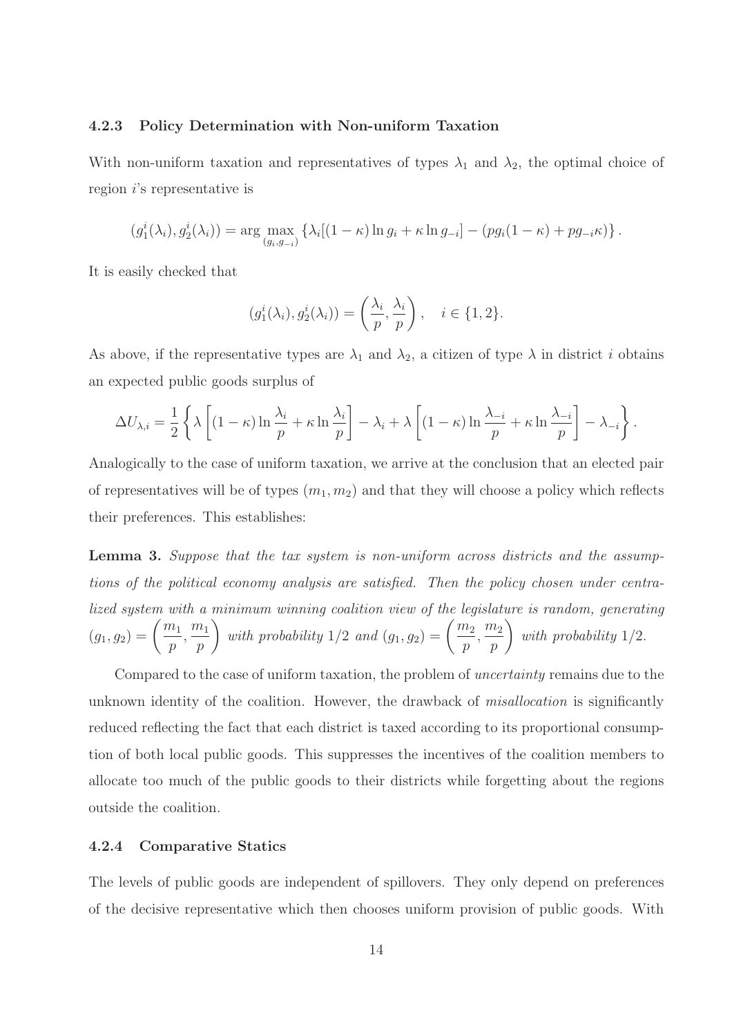### 4.2.3 Policy Determination with Non-uniform Taxation

With non-uniform taxation and representatives of types $\lambda_1$ and $\lambda_2$, the optimal choice of region $i$'s representative is

$$(g_1^i(\lambda_i), g_2^i(\lambda_i)) = \arg\max_{(g_i; g_{-i})} \left\{ \lambda_i[(1-\kappa)\ln g_i + \kappa \ln g_{-i}] - (pg_i(1-\kappa) + pg_{-i}\kappa) \right\}.$$

It is easily checked that

$$(g_1^i(\lambda_i), g_2^i(\lambda_i)) = \left( \frac{\lambda_i}{p}, \frac{\lambda_i}{p} \right), \quad i \in \{1, 2\}.$$

As above, if the representative types are $\lambda_1$ and $\lambda_2$, a citizen of type $\lambda$ in district $i$ obtains an expected public goods surplus of

$$\Delta U_{\lambda,i} = \frac{1}{2} \left\{ \lambda \left[ (1-\kappa) \ln \frac{\lambda_i}{p} + \kappa \ln \frac{\lambda_i}{p} \right] - \lambda_i + \lambda \left[ (1-\kappa) \ln \frac{\lambda_{-i}}{p} + \kappa \ln \frac{\lambda_{-i}}{p} \right] - \lambda_{-i} \right\}.$$

Analogically to the case of uniform taxation, we arrive at the conclusion that an elected pair of representatives will be of types $(m_1, m_2)$ and that they will choose a policy which reflects their preferences. This establishes:

**Lemma 3.** *Suppose that the tax system is non-uniform across districts and the assumptions of the political economy analysis are satisfied. Then the policy chosen under centralized system with a minimum winning coalition view of the legislature is random, generating* $(g_1, g_2) = \left( \frac{m_1}{p}, \frac{m_1}{p} \right)$ *with probability 1/2 and* $(g_1, g_2) = \left( \frac{m_2}{p}, \frac{m_2}{p} \right)$ *with probability 1/2.*

Compared to the case of uniform taxation, the problem of *uncertainty* remains due to the unknown identity of the coalition. However, the drawback of *misallocation* is significantly reduced reflecting the fact that each district is taxed according to its proportional consumption of both local public goods. This suppresses the incentives of the coalition members to allocate too much of the public goods to their districts while forgetting about the regions outside the coalition.

### 4.2.4 Comparative Statics

The levels of public goods are independent of spillovers. They only depend on preferences of the decisive representative which then chooses uniform provision of public goods. With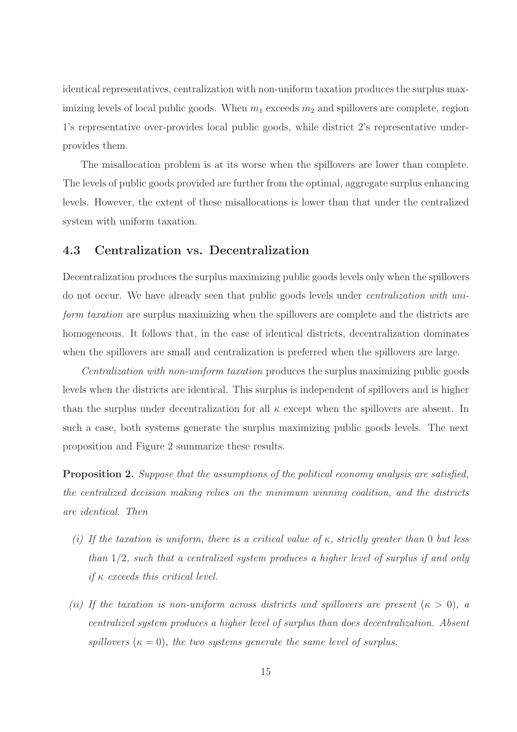identical representatives, centralization with non-uniform taxation produces the surplus maximizing levels of local public goods. When $m_1$ exceeds $m_2$ and spillovers are complete, region 1's representative over-provides local public goods, while district 2's representative under-provides them.

The misallocation problem is at its worse when the spillovers are lower than complete. The levels of public goods provided are further from the optimal, aggregate surplus enhancing levels. However, the extent of these misallocations is lower than that under the centralized system with uniform taxation.

## 4.3 Centralization vs. Decentralization

Decentralization produces the surplus maximizing public goods levels only when the spillovers do not occur. We have already seen that public goods levels under *centralization with uniform taxation* are surplus maximizing when the spillovers are complete and the districts are homogeneous. It follows that, in the case of identical districts, decentralization dominates when the spillovers are small and centralization is preferred when the spillovers are large.

*Centralization with non-uniform taxation* produces the surplus maximizing public goods levels when the districts are identical. This surplus is independent of spillovers and is higher than the surplus under decentralization for all $\kappa$ except when the spillovers are absent. In such a case, both systems generate the surplus maximizing public goods levels. The next proposition and Figure 2 summarize these results.

**Proposition 2.** *Suppose that the assumptions of the political economy analysis are satisfied, the centralized decision making relies on the minimum winning coalition, and the districts are identical. Then*

- *(i) If the taxation is uniform, there is a critical value of $\kappa$, strictly greater than 0 but less than $1/2$, such that a centralized system produces a higher level of surplus if and only if $\kappa$ exceeds this critical level.*

- *(ii) If the taxation is non-uniform across districts and spillovers are present ($\kappa > 0$), a centralized system produces a higher level of surplus than does decentralization. Absent spillovers ($\kappa = 0$), the two systems generate the same level of surplus.*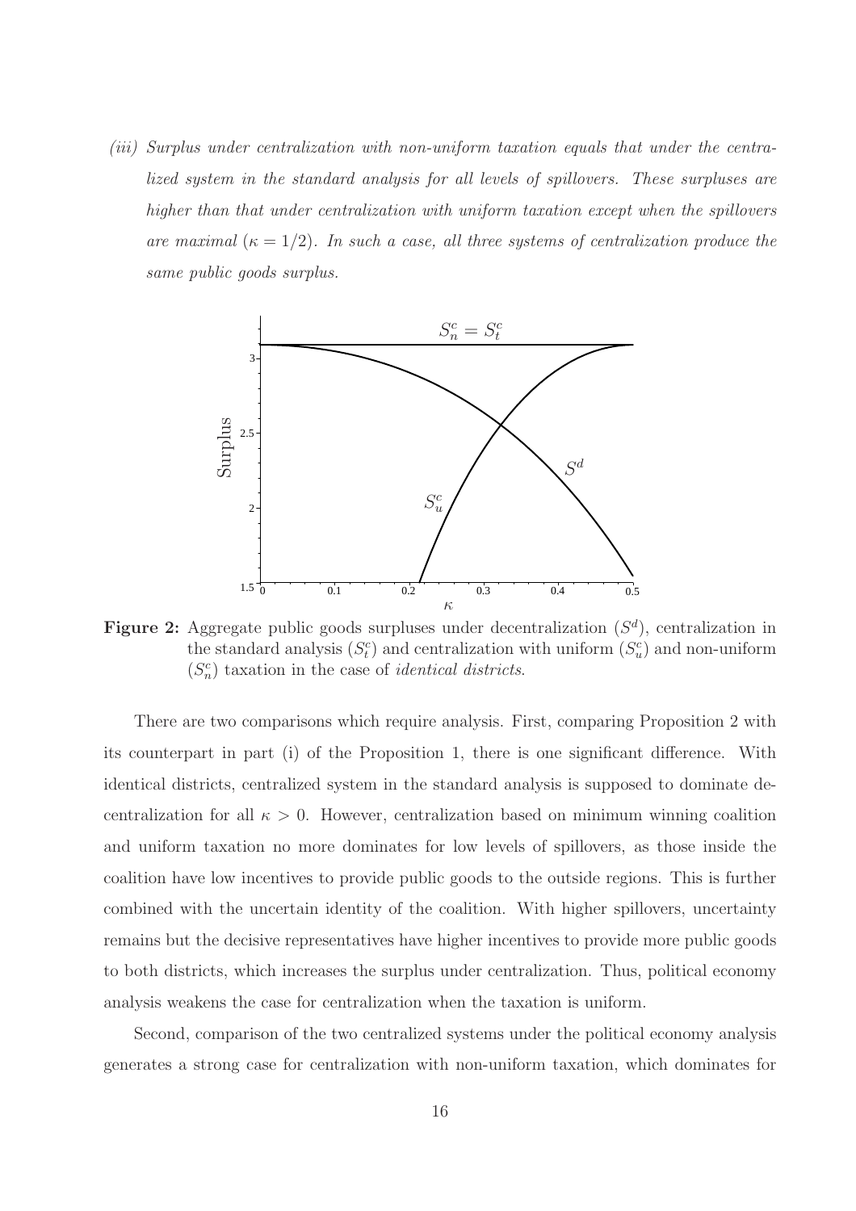*(iii) Surplus under centralization with non-uniform taxation equals that under the centralized system in the standard analysis for all levels of spillovers. These surpluses are higher than that under centralization with uniform taxation except when the spillovers are maximal ($\kappa = 1/2$). In such a case, all three systems of centralization produce the same public goods surplus.*

**Figure 2:** Aggregate public goods surpluses under decentralization ($S^d$), centralization in the standard analysis ($S^c_t$) and centralization with uniform ($S^c_u$) and non-uniform ($S^c_n$) taxation in the case of *identical districts*.

There are two comparisons which require analysis. First, comparing Proposition 2 with its counterpart in part (i) of the Proposition 1, there is one significant difference. With identical districts, centralized system in the standard analysis is supposed to dominate decentralization for all $\kappa > 0$. However, centralization based on minimum winning coalition and uniform taxation no more dominates for low levels of spillovers, as those inside the coalition have low incentives to provide public goods to the outside regions. This is further combined with the uncertain identity of the coalition. With higher spillovers, uncertainty remains but the decisive representatives have higher incentives to provide more public goods to both districts, which increases the surplus under centralization. Thus, political economy analysis weakens the case for centralization when the taxation is uniform.

Second, comparison of the two centralized systems under the political economy analysis generates a strong case for centralization with non-uniform taxation, which dominates for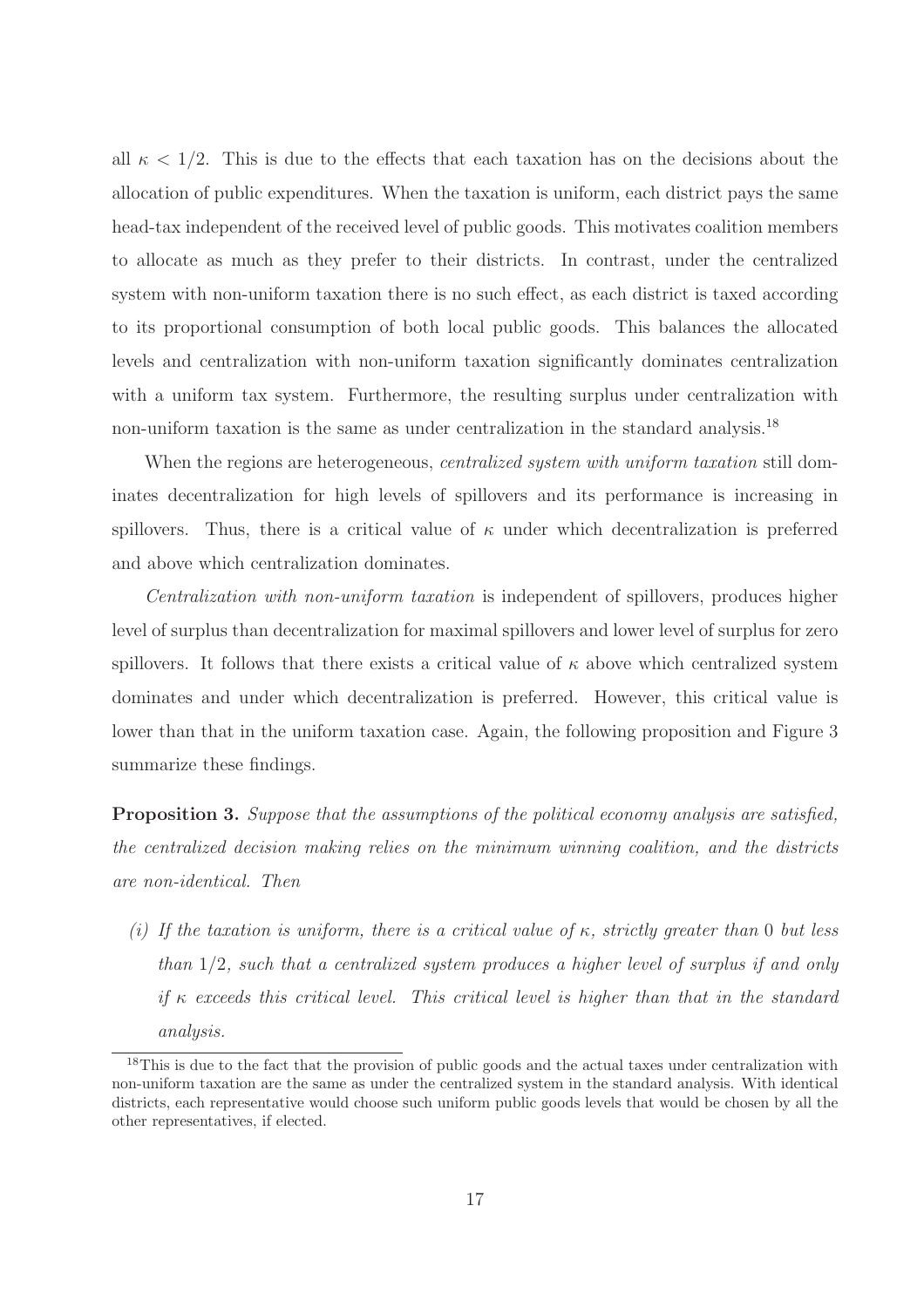all $\kappa < 1/2$. This is due to the effects that each taxation has on the decisions about the allocation of public expenditures. When the taxation is uniform, each district pays the same head-tax independent of the received level of public goods. This motivates coalition members to allocate as much as they prefer to their districts. In contrast, under the centralized system with non-uniform taxation there is no such effect, as each district is taxed according to its proportional consumption of both local public goods. This balances the allocated levels and centralization with non-uniform taxation significantly dominates centralization with a uniform tax system. Furthermore, the resulting surplus under centralization with non-uniform taxation is the same as under centralization in the standard analysis.[18]

When the regions are heterogeneous, *centralized system with uniform taxation* still dominates decentralization for high levels of spillovers and its performance is increasing in spillovers. Thus, there is a critical value of $\kappa$ under which decentralization is preferred and above which centralization dominates.

*Centralization with non-uniform taxation* is independent of spillovers, produces higher level of surplus than decentralization for maximal spillovers and lower level of surplus for zero spillovers. It follows that there exists a critical value of $\kappa$ above which centralized system dominates and under which decentralization is preferred. However, this critical value is lower than that in the uniform taxation case. Again, the following proposition and Figure 3 summarize these findings.

**Proposition 3.** *Suppose that the assumptions of the political economy analysis are satisfied, the centralized decision making relies on the minimum winning coalition, and the districts are non-identical. Then*

*(i) If the taxation is uniform, there is a critical value of $\kappa$, strictly greater than 0 but less than $1/2$, such that a centralized system produces a higher level of surplus if and only if $\kappa$ exceeds this critical level. This critical level is higher than that in the standard analysis.*

[18] This is due to the fact that the provision of public goods and the actual taxes under centralization with non-uniform taxation are the same as under the centralized system in the standard analysis. With identical districts, each representative would choose such uniform public goods levels that would be chosen by all the other representatives, if elected.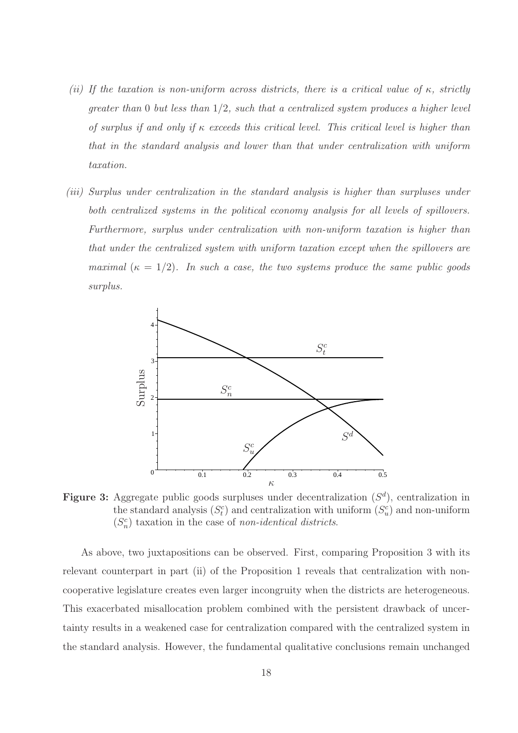*(ii) If the taxation is non-uniform across districts, there is a critical value of $\kappa$, strictly greater than 0 but less than 1/2, such that a centralized system produces a higher level of surplus if and only if $\kappa$ exceeds this critical level. This critical level is higher than that in the standard analysis and lower than that under centralization with uniform taxation.*

*(iii) Surplus under centralization in the standard analysis is higher than surpluses under both centralized systems in the political economy analysis for all levels of spillovers. Furthermore, surplus under centralization with non-uniform taxation is higher than that under the centralized system with uniform taxation except when the spillovers are maximal ($\kappa = 1/2$). In such a case, the two systems produce the same public goods surplus.*

**Figure 3:** Aggregate public goods surpluses under decentralization ($S^d$), centralization in the standard analysis ($S^c_t$) and centralization with uniform ($S^c_u$) and non-uniform ($S^c_n$) taxation in the case of *non-identical districts*.

As above, two juxtapositions can be observed. First, comparing Proposition 3 with its relevant counterpart in part (ii) of the Proposition 1 reveals that centralization with non-cooperative legislature creates even larger incongruity when the districts are heterogeneous. This exacerbated misallocation problem combined with the persistent drawback of uncertainty results in a weakened case for centralization compared with the centralized system in the standard analysis. However, the fundamental qualitative conclusions remain unchanged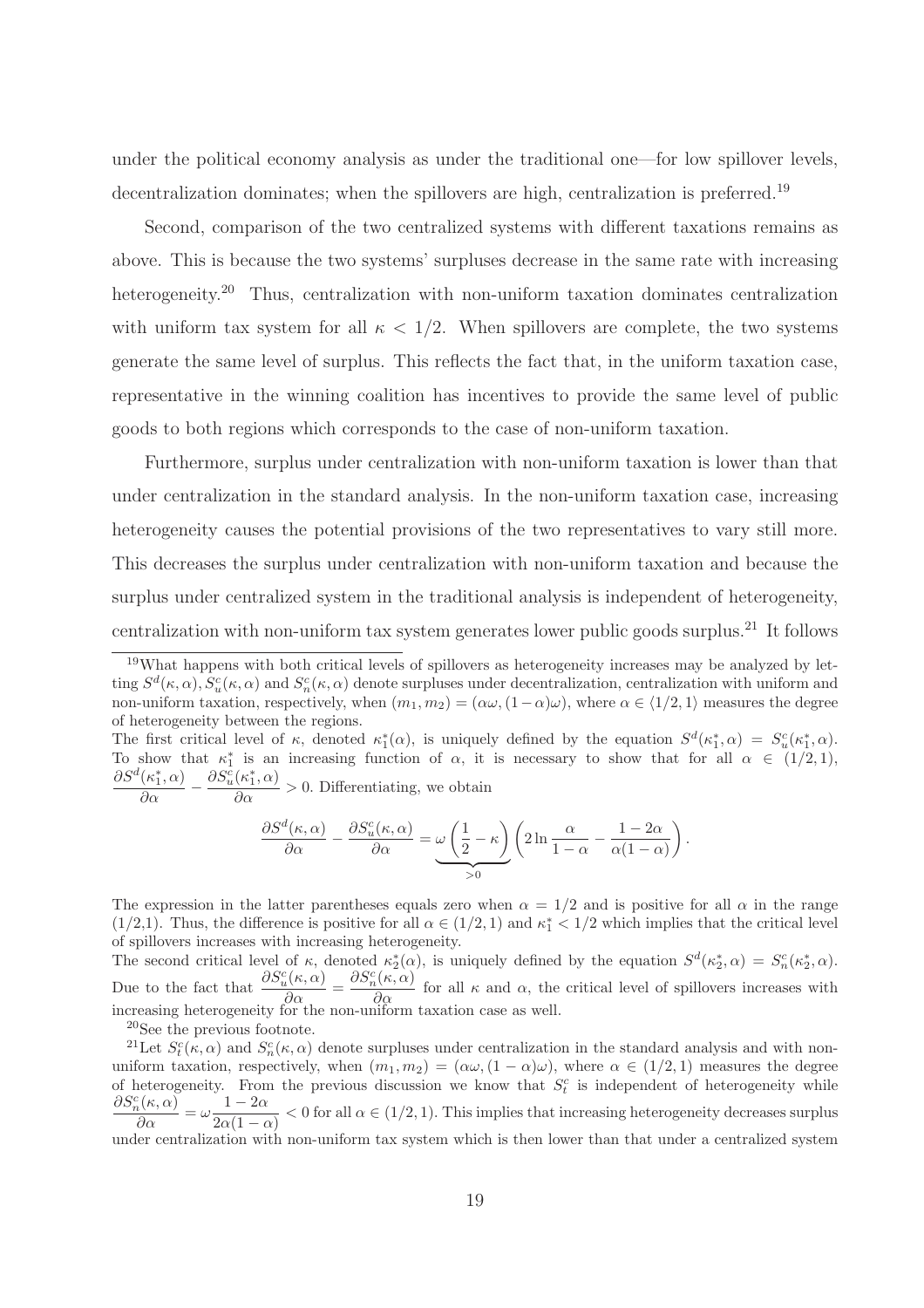under the political economy analysis as under the traditional one—for low spillover levels, decentralization dominates; when the spillovers are high, centralization is preferred.[19]

Second, comparison of the two centralized systems with different taxations remains as above. This is because the two systems' surpluses decrease in the same rate with increasing heterogeneity.[20] Thus, centralization with non-uniform taxation dominates centralization with uniform tax system for all $\kappa < 1/2$. When spillovers are complete, the two systems generate the same level of surplus. This reflects the fact that, in the uniform taxation case, representative in the winning coalition has incentives to provide the same level of public goods to both regions which corresponds to the case of non-uniform taxation.

Furthermore, surplus under centralization with non-uniform taxation is lower than that under centralization in the standard analysis. In the non-uniform taxation case, increasing heterogeneity causes the potential provisions of the two representatives to vary still more. This decreases the surplus under centralization with non-uniform taxation and because the surplus under centralized system in the traditional analysis is independent of heterogeneity, centralization with non-uniform tax system generates lower public goods surplus.[21] It follows

---

[19] What happens with both critical levels of spillovers as heterogeneity increases may be analyzed by letting $S^d(\kappa, \alpha), S^c_u(\kappa, \alpha)$ and $S^c_n(\kappa, \alpha)$ denote surpluses under decentralization, centralization with uniform and non-uniform taxation, respectively, when $(m_1, m_2) = (\alpha\omega, (1-\alpha)\omega)$, where $\alpha \in \langle 1/2, 1\rangle$ measures the degree of heterogeneity between the regions.

The first critical level of $\kappa$, denoted $\kappa_1^*(\alpha)$, is uniquely defined by the equation $S^d(\kappa_1^*, \alpha) = S^c_u(\kappa_1^*, \alpha)$. To show that $\kappa_1^*$ is an increasing function of $\alpha$, it is necessary to show that for all $\alpha \in (1/2, 1)$, $\dfrac{\partial S^d(\kappa_1^*, \alpha)}{\partial \alpha} - \dfrac{\partial S^c_u(\kappa_1^*, \alpha)}{\partial \alpha} > 0$. Differentiating, we obtain

$$\frac{\partial S^d(\kappa, \alpha)}{\partial \alpha} - \frac{\partial S^c_u(\kappa, \alpha)}{\partial \alpha} = \underbrace{\omega\left(\frac{1}{2} - \kappa\right)}_{>0}\left(2\ln\frac{\alpha}{1-\alpha} - \frac{1-2\alpha}{\alpha(1-\alpha)}\right).$$

The expression in the latter parentheses equals zero when $\alpha = 1/2$ and is positive for all $\alpha$ in the range (1/2,1). Thus, the difference is positive for all $\alpha \in (1/2, 1)$ and $\kappa_1^* < 1/2$ which implies that the critical level of spillovers increases with increasing heterogeneity.

The second critical level of $\kappa$, denoted $\kappa_2^*(\alpha)$, is uniquely defined by the equation $S^d(\kappa_2^*, \alpha) = S^c_n(\kappa_2^*, \alpha)$. Due to the fact that $\dfrac{\partial S^c_u(\kappa, \alpha)}{\partial \alpha} = \dfrac{\partial S^c_n(\kappa, \alpha)}{\partial \alpha}$ for all $\kappa$ and $\alpha$, the critical level of spillovers increases with increasing heterogeneity for the non-uniform taxation case as well.

[20] See the previous footnote.

[21] Let $S^c_t(\kappa, \alpha)$ and $S^c_n(\kappa, \alpha)$ denote surpluses under centralization in the standard analysis and with non-uniform taxation, respectively, when $(m_1, m_2) = (\alpha\omega, (1-\alpha)\omega)$, where $\alpha \in (1/2, 1)$ measures the degree of heterogeneity. From the previous discussion we know that $S^c_t$ is independent of heterogeneity while $\dfrac{\partial S^c_n(\kappa, \alpha)}{\partial \alpha} = \omega\dfrac{1-2\alpha}{2\alpha(1-\alpha)} < 0$ for all $\alpha \in (1/2, 1)$. This implies that increasing heterogeneity decreases surplus under centralization with non-uniform tax system which is then lower than that under a centralized system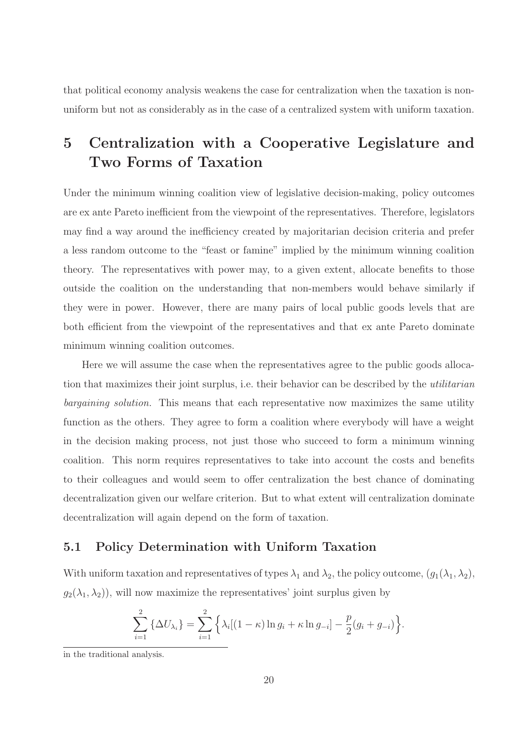that political economy analysis weakens the case for centralization when the taxation is non-uniform but not as considerably as in the case of a centralized system with uniform taxation.

# 5 Centralization with a Cooperative Legislature and Two Forms of Taxation

Under the minimum winning coalition view of legislative decision-making, policy outcomes are ex ante Pareto inefficient from the viewpoint of the representatives. Therefore, legislators may find a way around the inefficiency created by majoritarian decision criteria and prefer a less random outcome to the "feast or famine" implied by the minimum winning coalition theory. The representatives with power may, to a given extent, allocate benefits to those outside the coalition on the understanding that non-members would behave similarly if they were in power. However, there are many pairs of local public goods levels that are both efficient from the viewpoint of the representatives and that ex ante Pareto dominate minimum winning coalition outcomes.

Here we will assume the case when the representatives agree to the public goods allocation that maximizes their joint surplus, i.e. their behavior can be described by the *utilitarian bargaining solution.* This means that each representative now maximizes the same utility function as the others. They agree to form a coalition where everybody will have a weight in the decision making process, not just those who succeed to form a minimum winning coalition. This norm requires representatives to take into account the costs and benefits to their colleagues and would seem to offer centralization the best chance of dominating decentralization given our welfare criterion. But to what extent will centralization dominate decentralization will again depend on the form of taxation.

## 5.1 Policy Determination with Uniform Taxation

With uniform taxation and representatives of types $\lambda_1$ and $\lambda_2$, the policy outcome, $(g_1(\lambda_1, \lambda_2)$, $g_2(\lambda_1, \lambda_2))$, will now maximize the representatives' joint surplus given by

$$\sum_{i=1}^{2} \{\Delta U_{\lambda_i}\} = \sum_{i=1}^{2} \Big\{ \lambda_i [(1-\kappa)\ln g_i + \kappa \ln g_{-i}] - \frac{p}{2}(g_i + g_{-i}) \Big\}.$$

in the traditional analysis.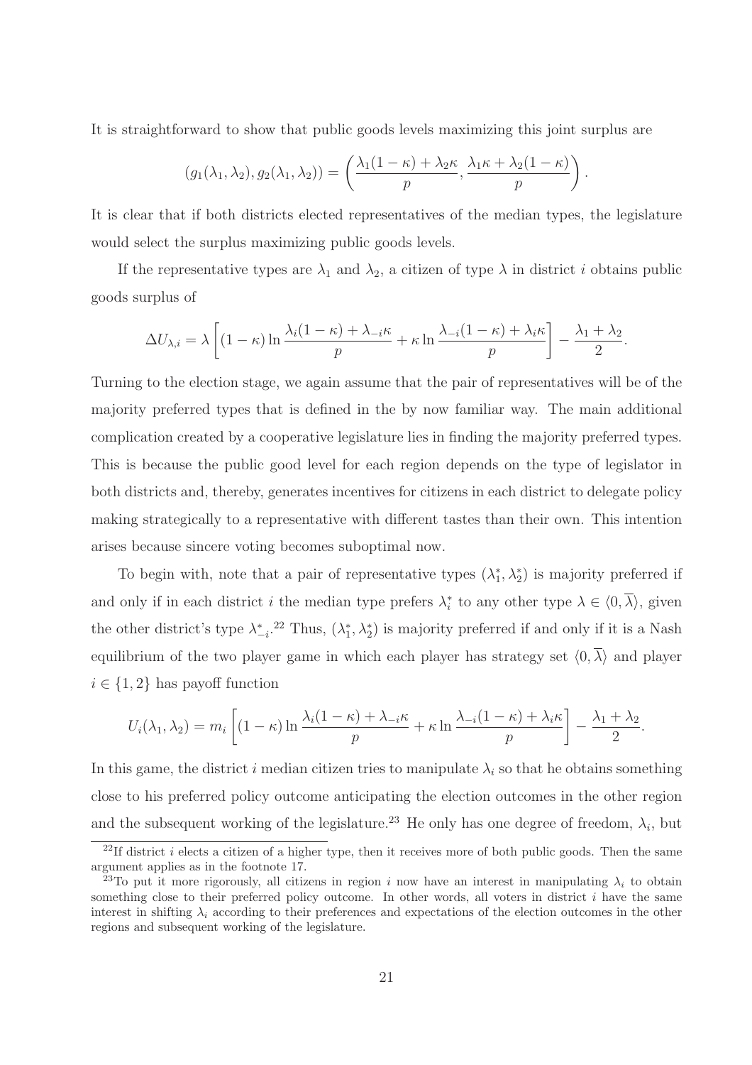It is straightforward to show that public goods levels maximizing this joint surplus are

$$(g_1(\lambda_1, \lambda_2), g_2(\lambda_1, \lambda_2)) = \left( \frac{\lambda_1(1-\kappa) + \lambda_2\kappa}{p}, \frac{\lambda_1\kappa + \lambda_2(1-\kappa)}{p} \right).$$

It is clear that if both districts elected representatives of the median types, the legislature would select the surplus maximizing public goods levels.

If the representative types are $\lambda_1$ and $\lambda_2$, a citizen of type $\lambda$ in district $i$ obtains public goods surplus of

$$\Delta U_{\lambda,i} = \lambda \left[ (1-\kappa) \ln \frac{\lambda_i(1-\kappa) + \lambda_{-i}\kappa}{p} + \kappa \ln \frac{\lambda_{-i}(1-\kappa) + \lambda_i\kappa}{p} \right] - \frac{\lambda_1 + \lambda_2}{2}.$$

Turning to the election stage, we again assume that the pair of representatives will be of the majority preferred types that is defined in the by now familiar way. The main additional complication created by a cooperative legislature lies in finding the majority preferred types. This is because the public good level for each region depends on the type of legislator in both districts and, thereby, generates incentives for citizens in each district to delegate policy making strategically to a representative with different tastes than their own. This intention arises because sincere voting becomes suboptimal now.

To begin with, note that a pair of representative types $(\lambda_1^*, \lambda_2^*)$ is majority preferred if and only if in each district $i$ the median type prefers $\lambda_i^*$ to any other type $\lambda \in \langle 0, \overline{\lambda} \rangle$, given the other district's type $\lambda_{-i}^*$.[22] Thus, $(\lambda_1^*, \lambda_2^*)$ is majority preferred if and only if it is a Nash equilibrium of the two player game in which each player has strategy set $\langle 0, \overline{\lambda} \rangle$ and player $i \in \{1, 2\}$ has payoff function

$$U_i(\lambda_1, \lambda_2) = m_i \left[ (1-\kappa) \ln \frac{\lambda_i(1-\kappa) + \lambda_{-i}\kappa}{p} + \kappa \ln \frac{\lambda_{-i}(1-\kappa) + \lambda_i\kappa}{p} \right] - \frac{\lambda_1 + \lambda_2}{2}.$$

In this game, the district $i$ median citizen tries to manipulate $\lambda_i$ so that he obtains something close to his preferred policy outcome anticipating the election outcomes in the other region and the subsequent working of the legislature.[23] He only has one degree of freedom, $\lambda_i$, but

[22] If district $i$ elects a citizen of a higher type, then it receives more of both public goods. Then the same argument applies as in the footnote 17.

[23] To put it more rigorously, all citizens in region $i$ now have an interest in manipulating $\lambda_i$ to obtain something close to their preferred policy outcome. In other words, all voters in district $i$ have the same interest in shifting $\lambda_i$ according to their preferences and expectations of the election outcomes in the other regions and subsequent working of the legislature.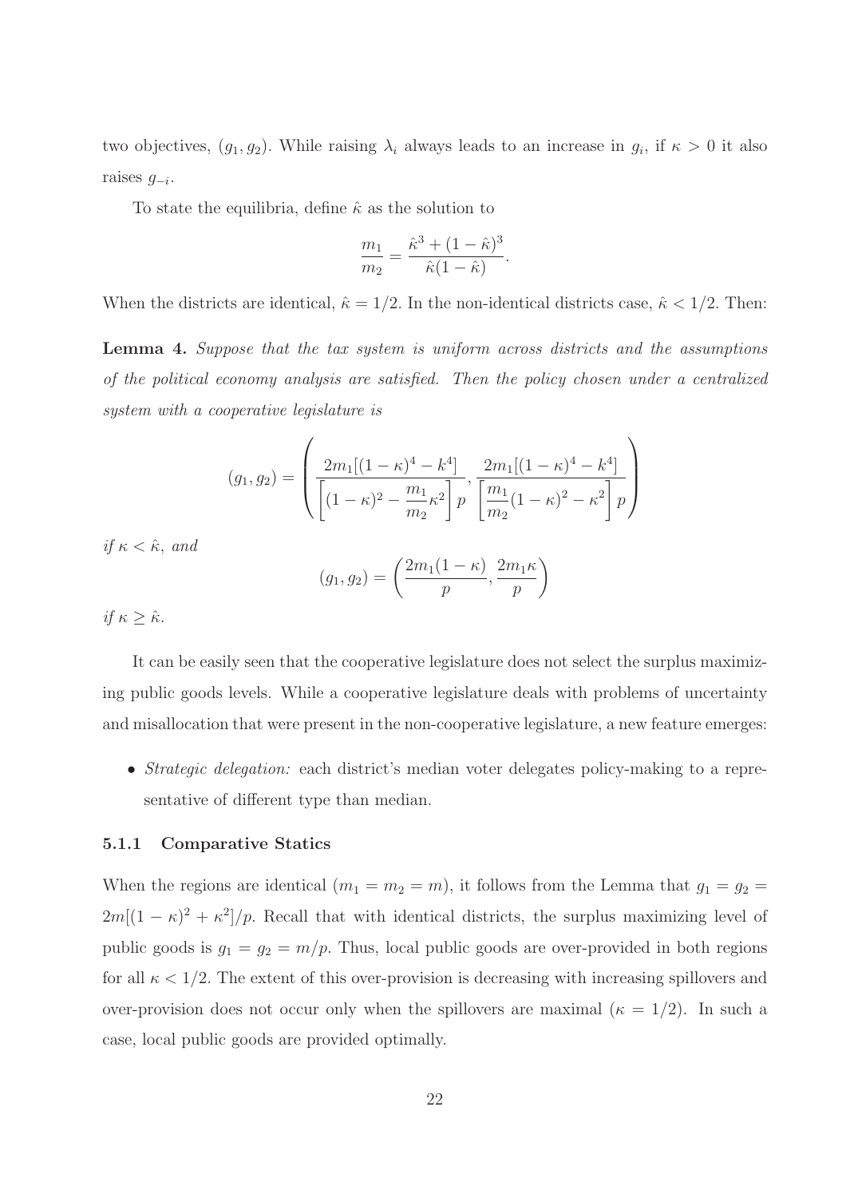two objectives, $(g_1, g_2)$. While raising $\lambda_i$ always leads to an increase in $g_i$, if $\kappa > 0$ it also raises $g_{-i}$.

To state the equilibria, define $\hat{\kappa}$ as the solution to

$$\frac{m_1}{m_2} = \frac{\hat{\kappa}^3 + (1-\hat{\kappa})^3}{\hat{\kappa}(1-\hat{\kappa})}.$$

When the districts are identical, $\hat{\kappa} = 1/2$. In the non-identical districts case, $\hat{\kappa} < 1/2$. Then:

**Lemma 4.** *Suppose that the tax system is uniform across districts and the assumptions of the political economy analysis are satisfied. Then the policy chosen under a centralized system with a cooperative legislature is*

$$(g_1, g_2) = \left( \frac{2m_1[(1-\kappa)^4 - k^4]}{\left[(1-\kappa)^2 - \dfrac{m_1}{m_2}\kappa^2\right]p}, \frac{2m_1[(1-\kappa)^4 - k^4]}{\left[\dfrac{m_1}{m_2}(1-\kappa)^2 - \kappa^2\right]p} \right)$$

*if* $\kappa < \hat{\kappa}$, *and*

$$(g_1, g_2) = \left( \frac{2m_1(1-\kappa)}{p}, \frac{2m_1\kappa}{p} \right)$$

*if* $\kappa \geq \hat{\kappa}$.

It can be easily seen that the cooperative legislature does not select the surplus maximizing public goods levels. While a cooperative legislature deals with problems of uncertainty and misallocation that were present in the non-cooperative legislature, a new feature emerges:

- *Strategic delegation:* each district's median voter delegates policy-making to a representative of different type than median.

### 5.1.1 Comparative Statics

When the regions are identical ($m_1 = m_2 = m$), it follows from the Lemma that $g_1 = g_2 = 2m[(1-\kappa)^2 + \kappa^2]/p$. Recall that with identical districts, the surplus maximizing level of public goods is $g_1 = g_2 = m/p$. Thus, local public goods are over-provided in both regions for all $\kappa < 1/2$. The extent of this over-provision is decreasing with increasing spillovers and over-provision does not occur only when the spillovers are maximal ($\kappa = 1/2$). In such a case, local public goods are provided optimally.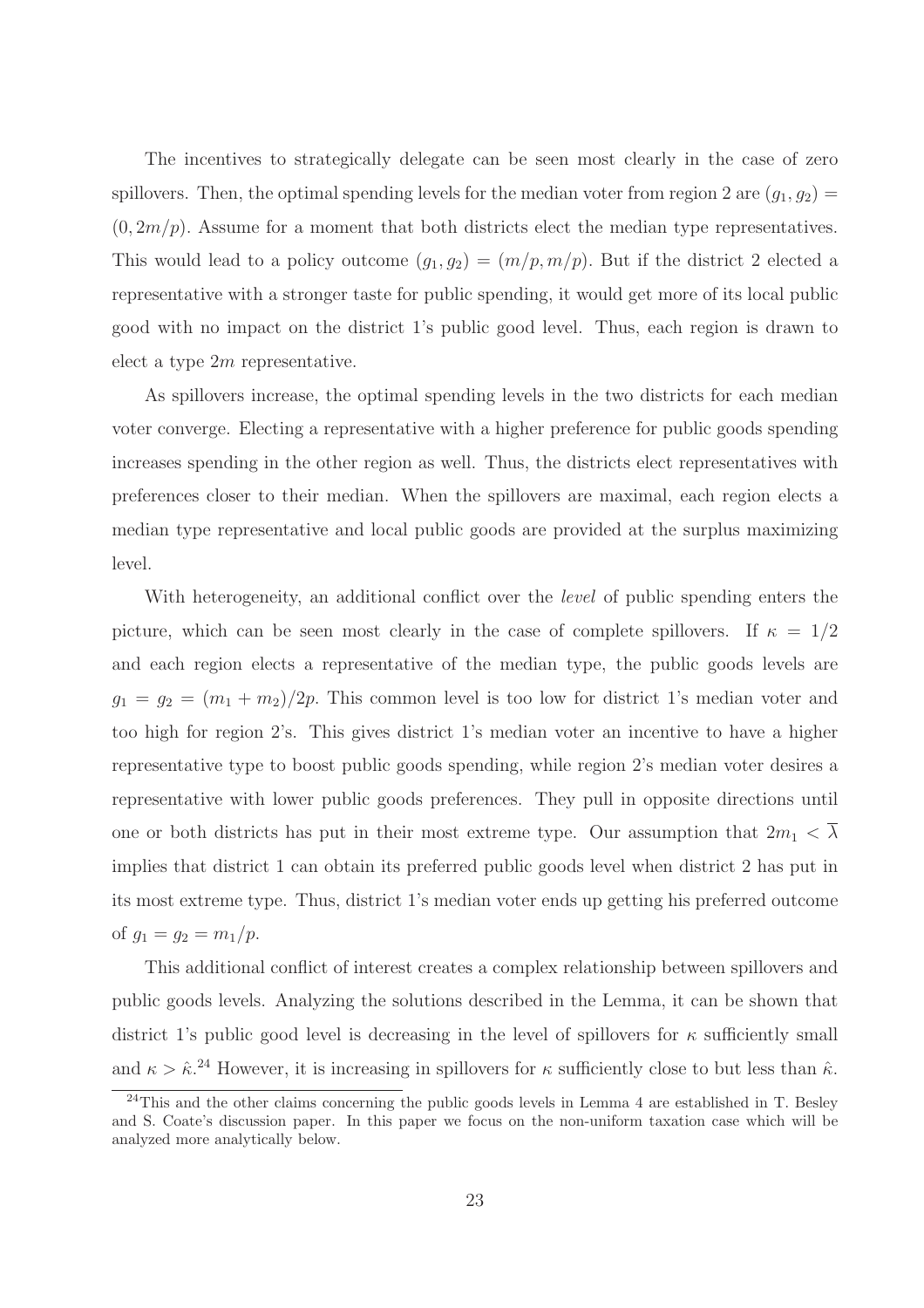The incentives to strategically delegate can be seen most clearly in the case of zero spillovers. Then, the optimal spending levels for the median voter from region 2 are $(g_1, g_2) = (0, 2m/p)$. Assume for a moment that both districts elect the median type representatives. This would lead to a policy outcome $(g_1, g_2) = (m/p, m/p)$. But if the district 2 elected a representative with a stronger taste for public spending, it would get more of its local public good with no impact on the district 1's public good level. Thus, each region is drawn to elect a type $2m$ representative.

As spillovers increase, the optimal spending levels in the two districts for each median voter converge. Electing a representative with a higher preference for public goods spending increases spending in the other region as well. Thus, the districts elect representatives with preferences closer to their median. When the spillovers are maximal, each region elects a median type representative and local public goods are provided at the surplus maximizing level.

With heterogeneity, an additional conflict over the *level* of public spending enters the picture, which can be seen most clearly in the case of complete spillovers. If $\kappa = 1/2$ and each region elects a representative of the median type, the public goods levels are $g_1 = g_2 = (m_1 + m_2)/2p$. This common level is too low for district 1's median voter and too high for region 2's. This gives district 1's median voter an incentive to have a higher representative type to boost public goods spending, while region 2's median voter desires a representative with lower public goods preferences. They pull in opposite directions until one or both districts has put in their most extreme type. Our assumption that $2m_1 < \overline{\lambda}$ implies that district 1 can obtain its preferred public goods level when district 2 has put in its most extreme type. Thus, district 1's median voter ends up getting his preferred outcome of $g_1 = g_2 = m_1/p$.

This additional conflict of interest creates a complex relationship between spillovers and public goods levels. Analyzing the solutions described in the Lemma, it can be shown that district 1's public good level is decreasing in the level of spillovers for $\kappa$ sufficiently small and $\kappa > \hat{\kappa}$.[24] However, it is increasing in spillovers for $\kappa$ sufficiently close to but less than $\hat{\kappa}$.

[24] This and the other claims concerning the public goods levels in Lemma 4 are established in T. Besley and S. Coate's discussion paper. In this paper we focus on the non-uniform taxation case which will be analyzed more analytically below.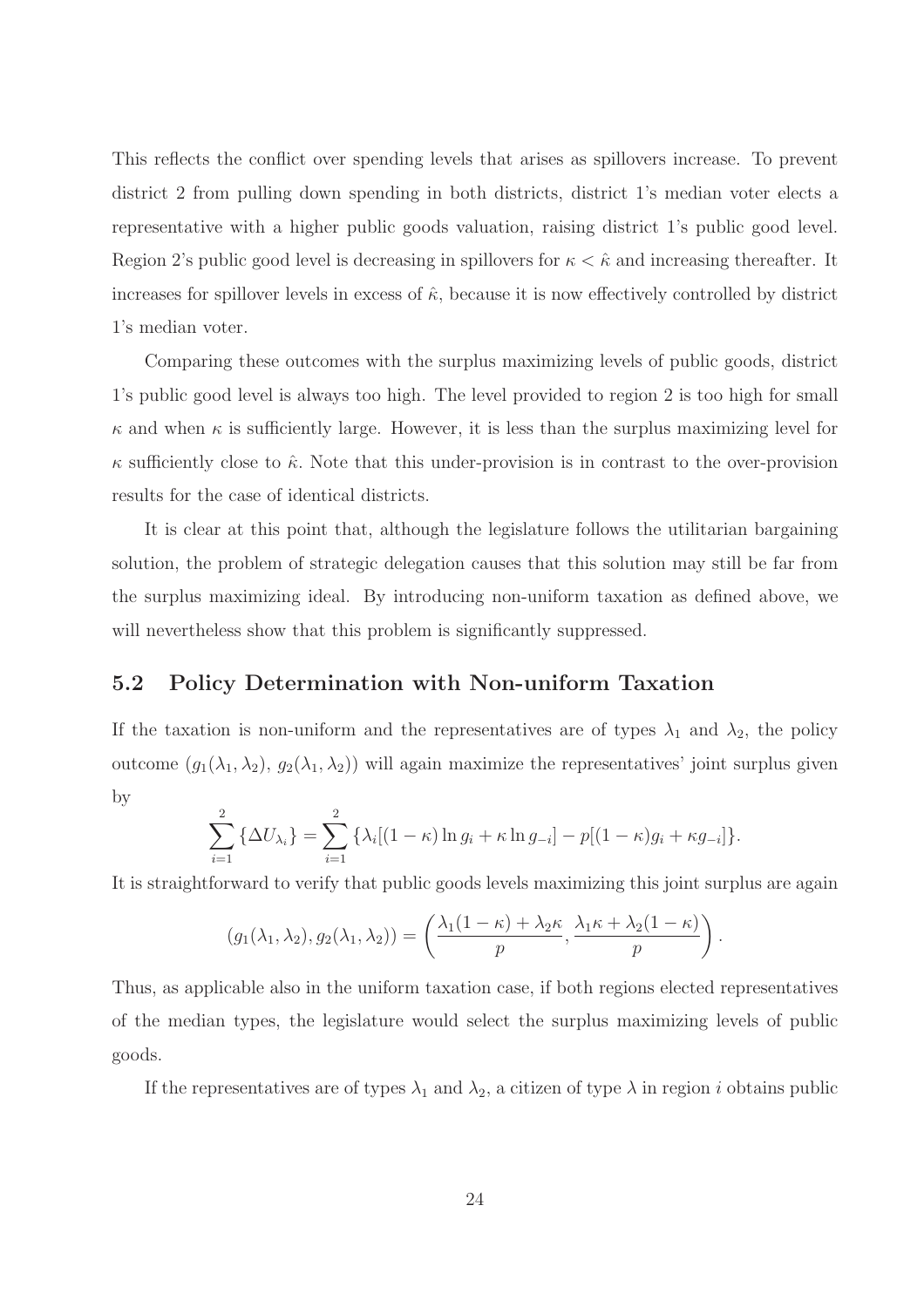This reflects the conflict over spending levels that arises as spillovers increase. To prevent district 2 from pulling down spending in both districts, district 1's median voter elects a representative with a higher public goods valuation, raising district 1's public good level. Region 2's public good level is decreasing in spillovers for $\kappa < \hat{\kappa}$ and increasing thereafter. It increases for spillover levels in excess of $\hat{\kappa}$, because it is now effectively controlled by district 1's median voter.

Comparing these outcomes with the surplus maximizing levels of public goods, district 1's public good level is always too high. The level provided to region 2 is too high for small $\kappa$ and when $\kappa$ is sufficiently large. However, it is less than the surplus maximizing level for $\kappa$ sufficiently close to $\hat{\kappa}$. Note that this under-provision is in contrast to the over-provision results for the case of identical districts.

It is clear at this point that, although the legislature follows the utilitarian bargaining solution, the problem of strategic delegation causes that this solution may still be far from the surplus maximizing ideal. By introducing non-uniform taxation as defined above, we will nevertheless show that this problem is significantly suppressed.

## 5.2 Policy Determination with Non-uniform Taxation

If the taxation is non-uniform and the representatives are of types $\lambda_1$ and $\lambda_2$, the policy outcome $(g_1(\lambda_1, \lambda_2),\, g_2(\lambda_1, \lambda_2))$ will again maximize the representatives' joint surplus given by

$$\sum_{i=1}^{2} \{\Delta U_{\lambda_i}\} = \sum_{i=1}^{2} \{\lambda_i[(1-\kappa)\ln g_i + \kappa \ln g_{-i}] - p[(1-\kappa)g_i + \kappa g_{-i}]\}.$$

It is straightforward to verify that public goods levels maximizing this joint surplus are again

$$(g_1(\lambda_1, \lambda_2), g_2(\lambda_1, \lambda_2)) = \left( \frac{\lambda_1(1-\kappa) + \lambda_2\kappa}{p}, \frac{\lambda_1\kappa + \lambda_2(1-\kappa)}{p} \right).$$

Thus, as applicable also in the uniform taxation case, if both regions elected representatives of the median types, the legislature would select the surplus maximizing levels of public goods.

If the representatives are of types $\lambda_1$ and $\lambda_2$, a citizen of type $\lambda$ in region $i$ obtains public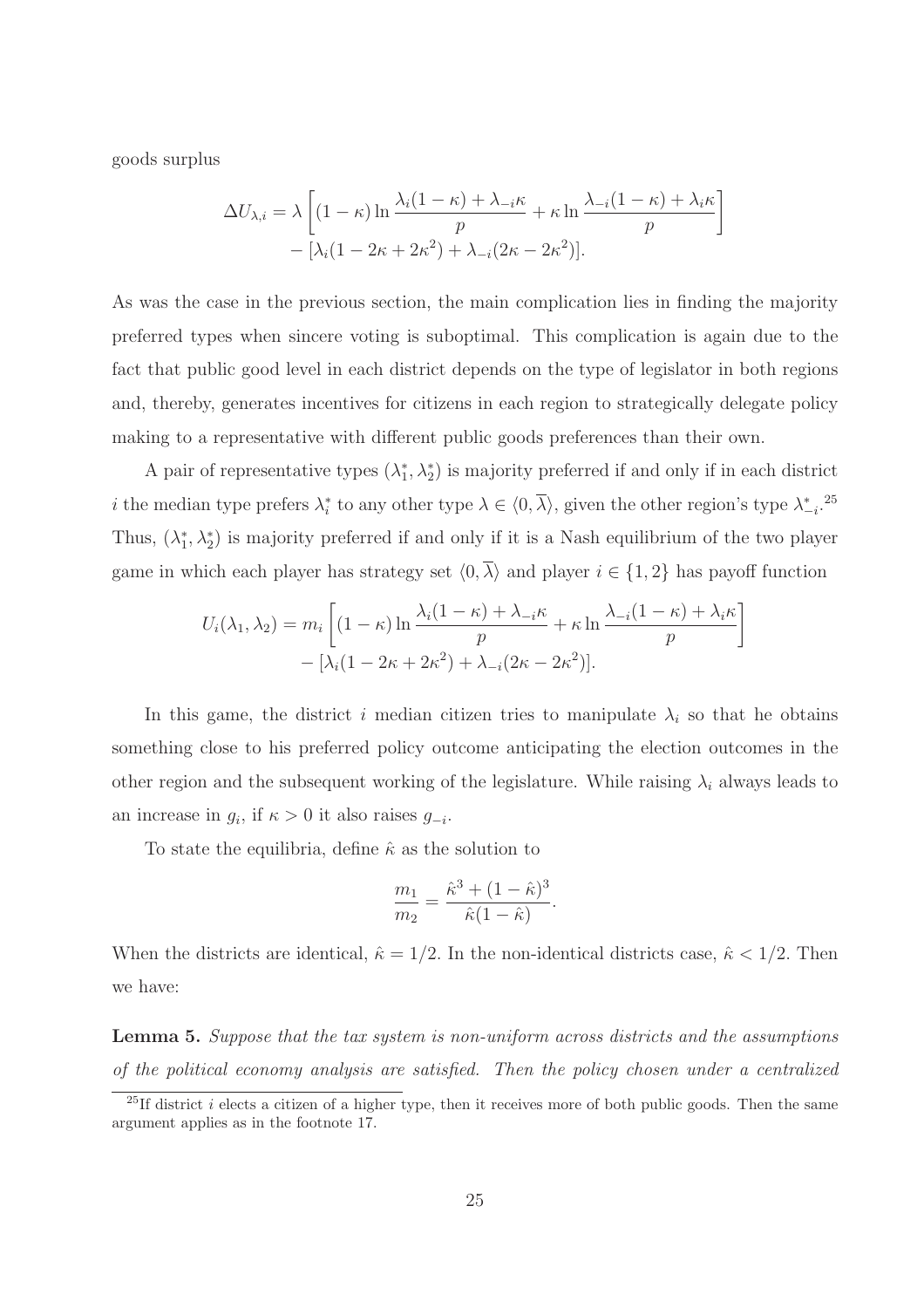goods surplus

$$\Delta U_{\lambda,i} = \lambda \left[(1-\kappa)\ln\frac{\lambda_i(1-\kappa)+\lambda_{-i}\kappa}{p} + \kappa\ln\frac{\lambda_{-i}(1-\kappa)+\lambda_i\kappa}{p}\right] - [\lambda_i(1-2\kappa+2\kappa^2)+\lambda_{-i}(2\kappa-2\kappa^2)].$$

As was the case in the previous section, the main complication lies in finding the majority preferred types when sincere voting is suboptimal. This complication is again due to the fact that public good level in each district depends on the type of legislator in both regions and, thereby, generates incentives for citizens in each region to strategically delegate policy making to a representative with different public goods preferences than their own.

A pair of representative types $(\lambda_1^*, \lambda_2^*)$ is majority preferred if and only if in each district $i$ the median type prefers $\lambda_i^*$ to any other type $\lambda \in \langle 0, \overline{\lambda}\rangle$, given the other region's type $\lambda_{-i}^*$.[25] Thus, $(\lambda_1^*, \lambda_2^*)$ is majority preferred if and only if it is a Nash equilibrium of the two player game in which each player has strategy set $\langle 0, \overline{\lambda}\rangle$ and player $i \in \{1,2\}$ has payoff function

$$U_i(\lambda_1,\lambda_2) = m_i \left[(1-\kappa)\ln\frac{\lambda_i(1-\kappa)+\lambda_{-i}\kappa}{p} + \kappa\ln\frac{\lambda_{-i}(1-\kappa)+\lambda_i\kappa}{p}\right] - [\lambda_i(1-2\kappa+2\kappa^2)+\lambda_{-i}(2\kappa-2\kappa^2)].$$

In this game, the district $i$ median citizen tries to manipulate $\lambda_i$ so that he obtains something close to his preferred policy outcome anticipating the election outcomes in the other region and the subsequent working of the legislature. While raising $\lambda_i$ always leads to an increase in $g_i$, if $\kappa > 0$ it also raises $g_{-i}$.

To state the equilibria, define $\hat{\kappa}$ as the solution to

$$\frac{m_1}{m_2} = \frac{\hat{\kappa}^3 + (1-\hat{\kappa})^3}{\hat{\kappa}(1-\hat{\kappa})}.$$

When the districts are identical, $\hat{\kappa} = 1/2$. In the non-identical districts case, $\hat{\kappa} < 1/2$. Then we have:

**Lemma 5.** *Suppose that the tax system is non-uniform across districts and the assumptions of the political economy analysis are satisfied. Then the policy chosen under a centralized*

[25] If district $i$ elects a citizen of a higher type, then it receives more of both public goods. Then the same argument applies as in the footnote 17.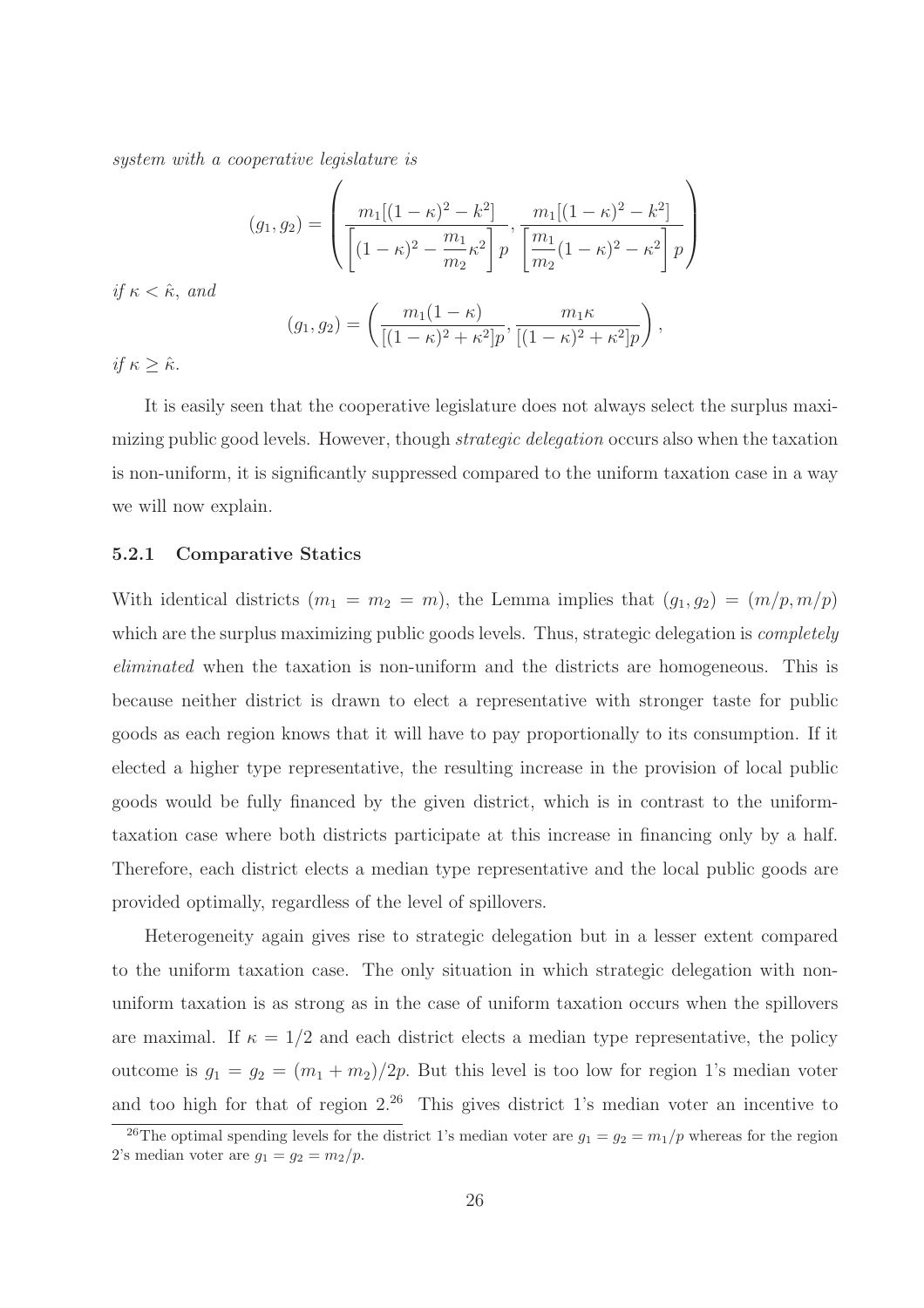*system with a cooperative legislature is*

$$(g_1, g_2) = \left( \frac{m_1[(1-\kappa)^2 - k^2]}{\left[(1-\kappa)^2 - \dfrac{m_1}{m_2}\kappa^2\right] p}, \frac{m_1[(1-\kappa)^2 - k^2]}{\left[\dfrac{m_1}{m_2}(1-\kappa)^2 - \kappa^2\right] p} \right)$$

*if* $\kappa < \hat{\kappa}$, *and*

$$(g_1, g_2) = \left( \frac{m_1(1-\kappa)}{[(1-\kappa)^2 + \kappa^2]p}, \frac{m_1\kappa}{[(1-\kappa)^2 + \kappa^2]p} \right),$$

*if* $\kappa \geq \hat{\kappa}$.

It is easily seen that the cooperative legislature does not always select the surplus maximizing public good levels. However, though *strategic delegation* occurs also when the taxation is non-uniform, it is significantly suppressed compared to the uniform taxation case in a way we will now explain.

#### 5.2.1 Comparative Statics

With identical districts ($m_1 = m_2 = m$), the Lemma implies that $(g_1, g_2) = (m/p, m/p)$ which are the surplus maximizing public goods levels. Thus, strategic delegation is *completely eliminated* when the taxation is non-uniform and the districts are homogeneous. This is because neither district is drawn to elect a representative with stronger taste for public goods as each region knows that it will have to pay proportionally to its consumption. If it elected a higher type representative, the resulting increase in the provision of local public goods would be fully financed by the given district, which is in contrast to the uniform-taxation case where both districts participate at this increase in financing only by a half. Therefore, each district elects a median type representative and the local public goods are provided optimally, regardless of the level of spillovers.

Heterogeneity again gives rise to strategic delegation but in a lesser extent compared to the uniform taxation case. The only situation in which strategic delegation with non-uniform taxation is as strong as in the case of uniform taxation occurs when the spillovers are maximal. If $\kappa = 1/2$ and each district elects a median type representative, the policy outcome is $g_1 = g_2 = (m_1 + m_2)/2p$. But this level is too low for region 1's median voter and too high for that of region 2.[26] This gives district 1's median voter an incentive to

[26] The optimal spending levels for the district 1's median voter are $g_1 = g_2 = m_1/p$ whereas for the region 2's median voter are $g_1 = g_2 = m_2/p$.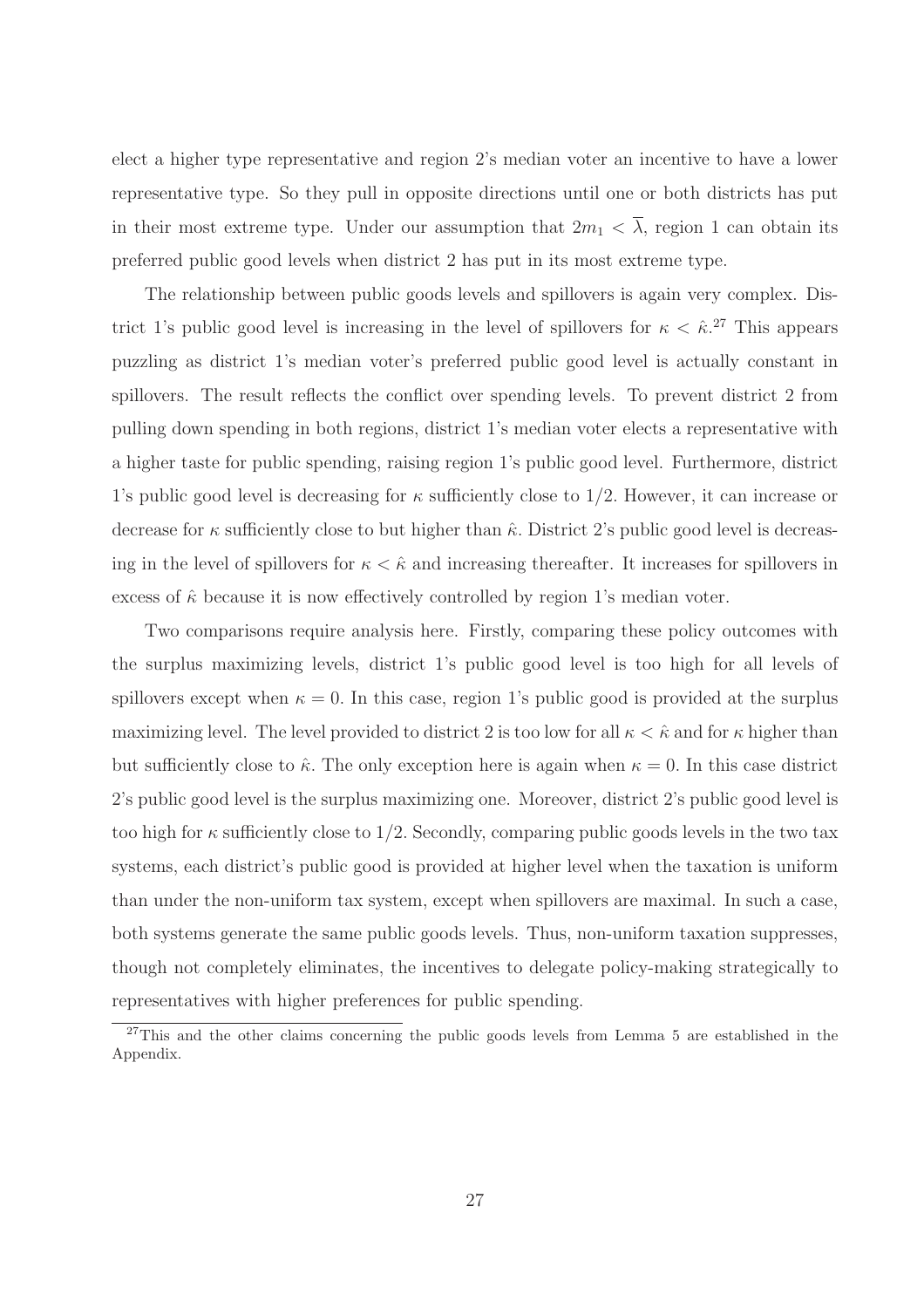elect a higher type representative and region 2's median voter an incentive to have a lower representative type. So they pull in opposite directions until one or both districts has put in their most extreme type. Under our assumption that $2m_1 < \overline{\lambda}$, region 1 can obtain its preferred public good levels when district 2 has put in its most extreme type.

The relationship between public goods levels and spillovers is again very complex. District 1's public good level is increasing in the level of spillovers for $\kappa < \hat{\kappa}$.[27] This appears puzzling as district 1's median voter's preferred public good level is actually constant in spillovers. The result reflects the conflict over spending levels. To prevent district 2 from pulling down spending in both regions, district 1's median voter elects a representative with a higher taste for public spending, raising region 1's public good level. Furthermore, district 1's public good level is decreasing for $\kappa$ sufficiently close to $1/2$. However, it can increase or decrease for $\kappa$ sufficiently close to but higher than $\hat{\kappa}$. District 2's public good level is decreasing in the level of spillovers for $\kappa < \hat{\kappa}$ and increasing thereafter. It increases for spillovers in excess of $\hat{\kappa}$ because it is now effectively controlled by region 1's median voter.

Two comparisons require analysis here. Firstly, comparing these policy outcomes with the surplus maximizing levels, district 1's public good level is too high for all levels of spillovers except when $\kappa = 0$. In this case, region 1's public good is provided at the surplus maximizing level. The level provided to district 2 is too low for all $\kappa < \hat{\kappa}$ and for $\kappa$ higher than but sufficiently close to $\hat{\kappa}$. The only exception here is again when $\kappa = 0$. In this case district 2's public good level is the surplus maximizing one. Moreover, district 2's public good level is too high for $\kappa$ sufficiently close to $1/2$. Secondly, comparing public goods levels in the two tax systems, each district's public good is provided at higher level when the taxation is uniform than under the non-uniform tax system, except when spillovers are maximal. In such a case, both systems generate the same public goods levels. Thus, non-uniform taxation suppresses, though not completely eliminates, the incentives to delegate policy-making strategically to representatives with higher preferences for public spending.

[27] This and the other claims concerning the public goods levels from Lemma 5 are established in the Appendix.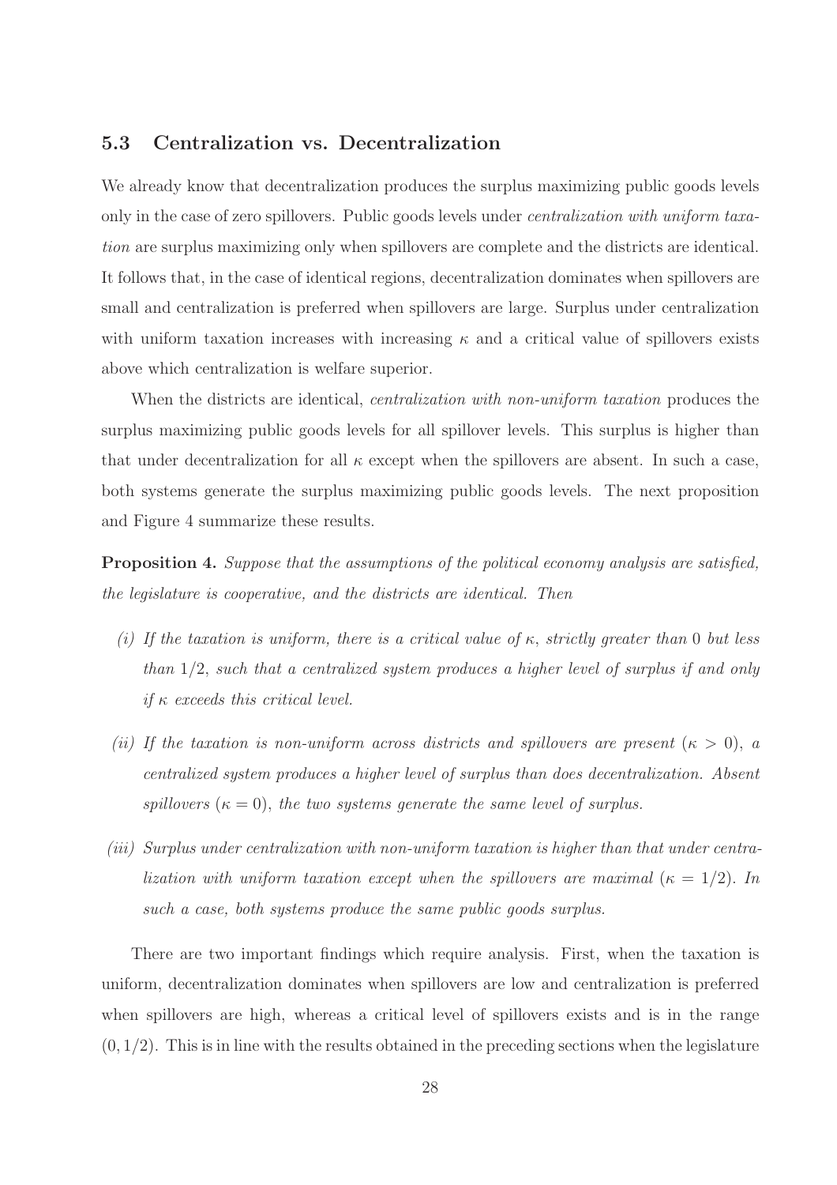### 5.3 Centralization vs. Decentralization

We already know that decentralization produces the surplus maximizing public goods levels only in the case of zero spillovers. Public goods levels under *centralization with uniform taxation* are surplus maximizing only when spillovers are complete and the districts are identical. It follows that, in the case of identical regions, decentralization dominates when spillovers are small and centralization is preferred when spillovers are large. Surplus under centralization with uniform taxation increases with increasing $\kappa$ and a critical value of spillovers exists above which centralization is welfare superior.

When the districts are identical, *centralization with non-uniform taxation* produces the surplus maximizing public goods levels for all spillover levels. This surplus is higher than that under decentralization for all $\kappa$ except when the spillovers are absent. In such a case, both systems generate the surplus maximizing public goods levels. The next proposition and Figure 4 summarize these results.

**Proposition 4.** *Suppose that the assumptions of the political economy analysis are satisfied, the legislature is cooperative, and the districts are identical. Then*

*(i) If the taxation is uniform, there is a critical value of $\kappa$, strictly greater than 0 but less than $1/2$, such that a centralized system produces a higher level of surplus if and only if $\kappa$ exceeds this critical level.*

*(ii) If the taxation is non-uniform across districts and spillovers are present ($\kappa > 0$), a centralized system produces a higher level of surplus than does decentralization. Absent spillovers ($\kappa = 0$), the two systems generate the same level of surplus.*

*(iii) Surplus under centralization with non-uniform taxation is higher than that under centralization with uniform taxation except when the spillovers are maximal ($\kappa = 1/2$). In such a case, both systems produce the same public goods surplus.*

There are two important findings which require analysis. First, when the taxation is uniform, decentralization dominates when spillovers are low and centralization is preferred when spillovers are high, whereas a critical level of spillovers exists and is in the range $(0, 1/2)$. This is in line with the results obtained in the preceding sections when the legislature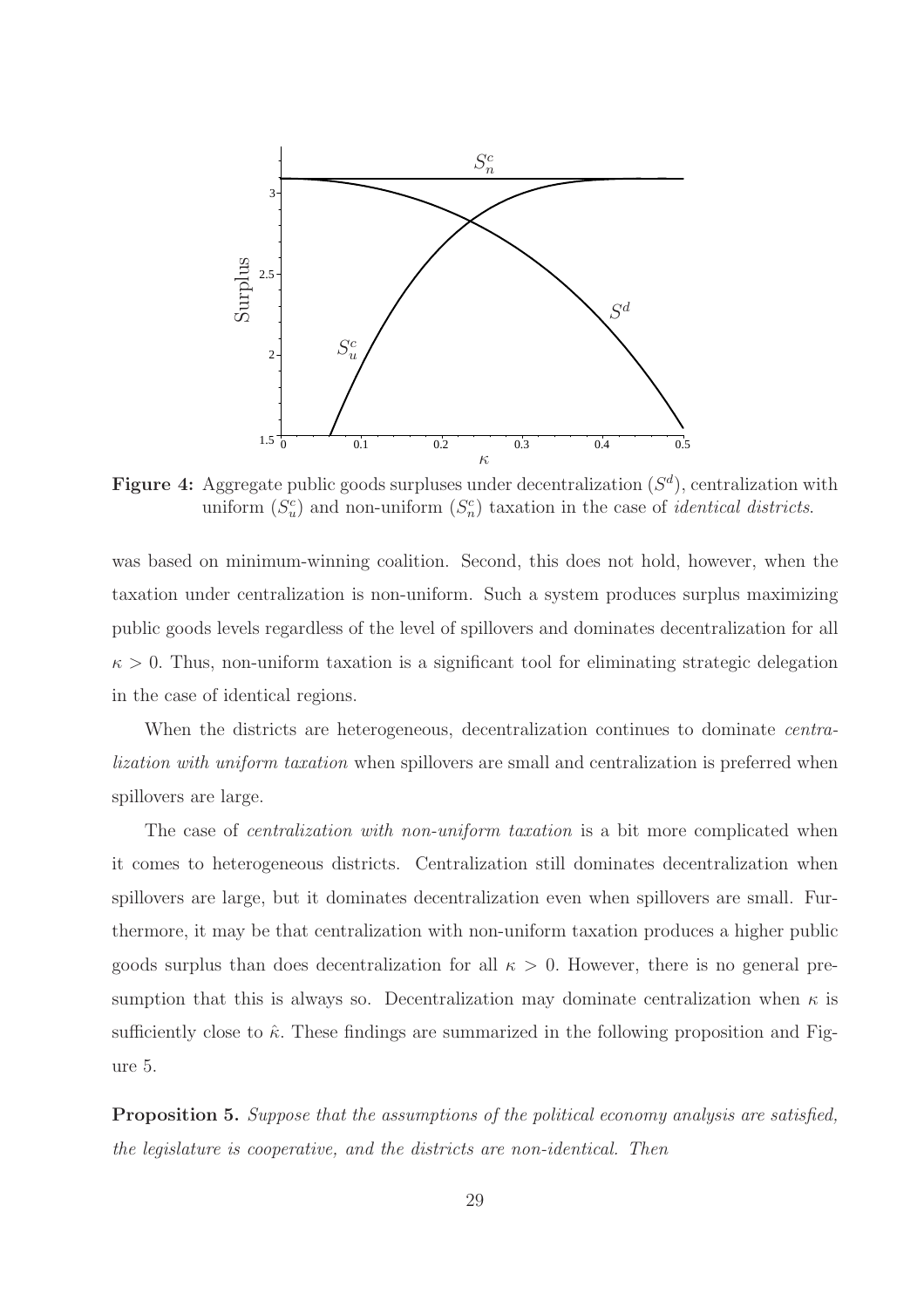**Figure 4:** Aggregate public goods surpluses under decentralization ($S^d$), centralization with uniform ($S^c_u$) and non-uniform ($S^c_n$) taxation in the case of *identical districts*.

was based on minimum-winning coalition. Second, this does not hold, however, when the taxation under centralization is non-uniform. Such a system produces surplus maximizing public goods levels regardless of the level of spillovers and dominates decentralization for all $\kappa > 0$. Thus, non-uniform taxation is a significant tool for eliminating strategic delegation in the case of identical regions.

When the districts are heterogeneous, decentralization continues to dominate *centralization with uniform taxation* when spillovers are small and centralization is preferred when spillovers are large.

The case of *centralization with non-uniform taxation* is a bit more complicated when it comes to heterogeneous districts. Centralization still dominates decentralization when spillovers are large, but it dominates decentralization even when spillovers are small. Furthermore, it may be that centralization with non-uniform taxation produces a higher public goods surplus than does decentralization for all $\kappa > 0$. However, there is no general presumption that this is always so. Decentralization may dominate centralization when $\kappa$ is sufficiently close to $\hat{\kappa}$. These findings are summarized in the following proposition and Figure 5.

**Proposition 5.** *Suppose that the assumptions of the political economy analysis are satisfied, the legislature is cooperative, and the districts are non-identical. Then*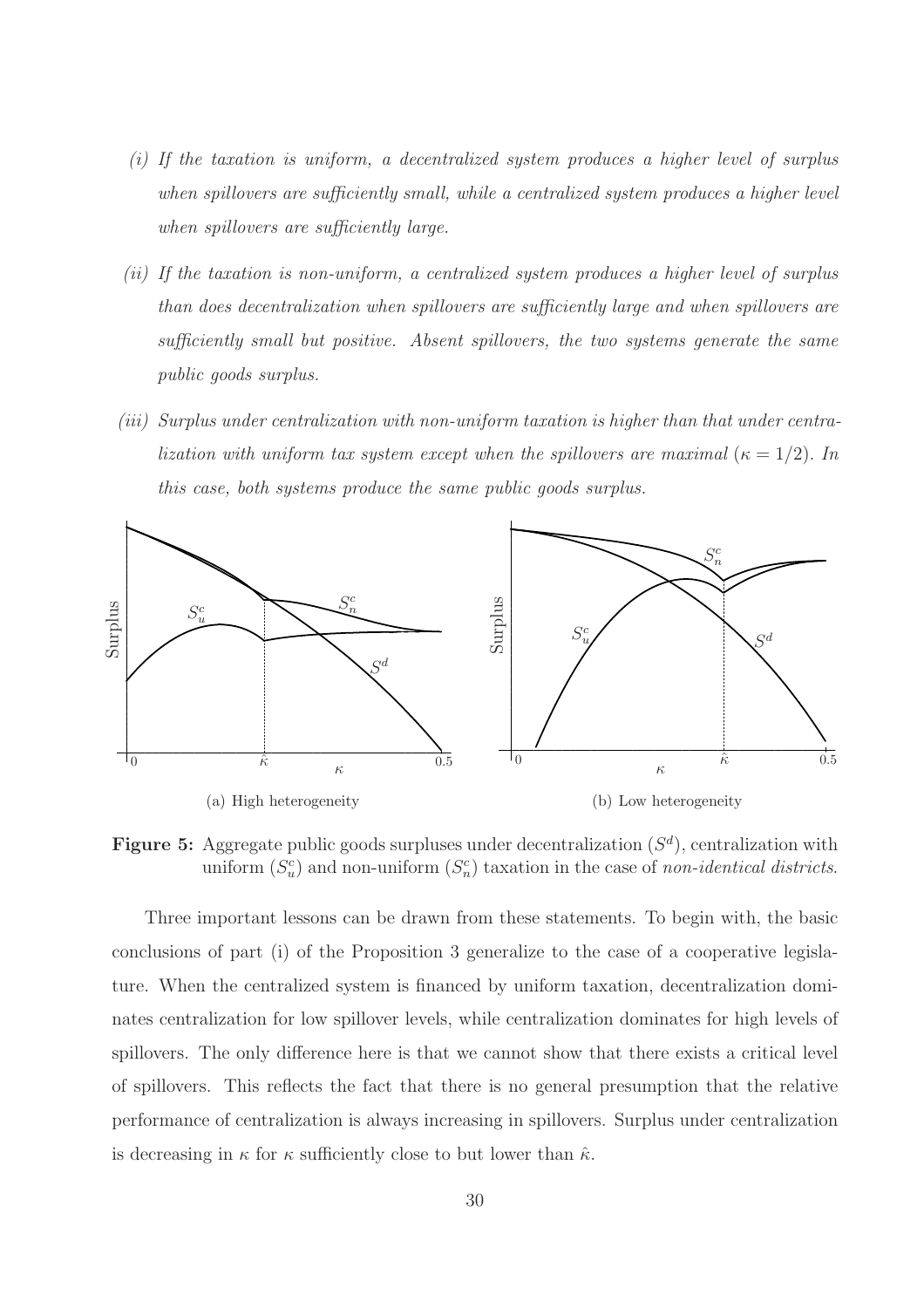*(i) If the taxation is uniform, a decentralized system produces a higher level of surplus when spillovers are sufficiently small, while a centralized system produces a higher level when spillovers are sufficiently large.*

*(ii) If the taxation is non-uniform, a centralized system produces a higher level of surplus than does decentralization when spillovers are sufficiently large and when spillovers are sufficiently small but positive. Absent spillovers, the two systems generate the same public goods surplus.*

*(iii) Surplus under centralization with non-uniform taxation is higher than that under centralization with uniform tax system except when the spillovers are maximal ($\kappa = 1/2$). In this case, both systems produce the same public goods surplus.*

(a) High heterogeneity

(b) Low heterogeneity

**Figure 5:** Aggregate public goods surpluses under decentralization ($S^d$), centralization with uniform ($S^c_u$) and non-uniform ($S^c_n$) taxation in the case of *non-identical districts*.

Three important lessons can be drawn from these statements. To begin with, the basic conclusions of part (i) of the Proposition 3 generalize to the case of a cooperative legislature. When the centralized system is financed by uniform taxation, decentralization dominates centralization for low spillover levels, while centralization dominates for high levels of spillovers. The only difference here is that we cannot show that there exists a critical level of spillovers. This reflects the fact that there is no general presumption that the relative performance of centralization is always increasing in spillovers. Surplus under centralization is decreasing in $\kappa$ for $\kappa$ sufficiently close to but lower than $\hat{\kappa}$.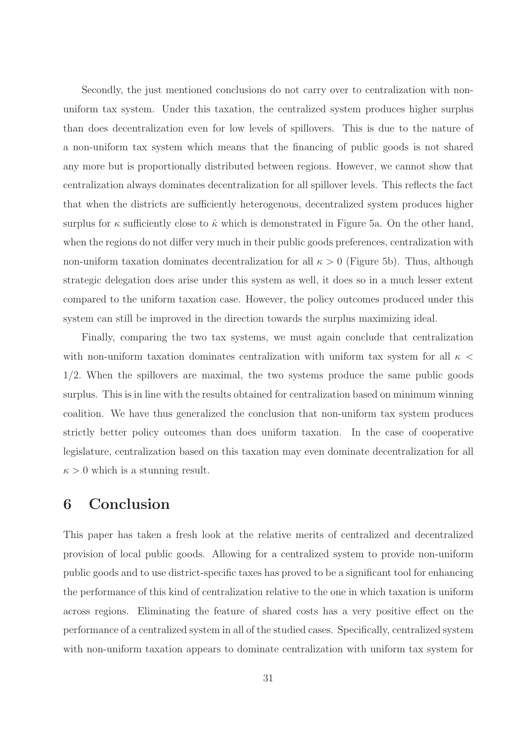Secondly, the just mentioned conclusions do not carry over to centralization with non-uniform tax system. Under this taxation, the centralized system produces higher surplus than does decentralization even for low levels of spillovers. This is due to the nature of a non-uniform tax system which means that the financing of public goods is not shared any more but is proportionally distributed between regions. However, we cannot show that centralization always dominates decentralization for all spillover levels. This reflects the fact that when the districts are sufficiently heterogenous, decentralized system produces higher surplus for $\kappa$ sufficiently close to $\hat{\kappa}$ which is demonstrated in Figure 5a. On the other hand, when the regions do not differ very much in their public goods preferences, centralization with non-uniform taxation dominates decentralization for all $\kappa > 0$ (Figure 5b). Thus, although strategic delegation does arise under this system as well, it does so in a much lesser extent compared to the uniform taxation case. However, the policy outcomes produced under this system can still be improved in the direction towards the surplus maximizing ideal.

Finally, comparing the two tax systems, we must again conclude that centralization with non-uniform taxation dominates centralization with uniform tax system for all $\kappa < 1/2$. When the spillovers are maximal, the two systems produce the same public goods surplus. This is in line with the results obtained for centralization based on minimum winning coalition. We have thus generalized the conclusion that non-uniform tax system produces strictly better policy outcomes than does uniform taxation. In the case of cooperative legislature, centralization based on this taxation may even dominate decentralization for all $\kappa > 0$ which is a stunning result.

# 6 Conclusion

This paper has taken a fresh look at the relative merits of centralized and decentralized provision of local public goods. Allowing for a centralized system to provide non-uniform public goods and to use district-specific taxes has proved to be a significant tool for enhancing the performance of this kind of centralization relative to the one in which taxation is uniform across regions. Eliminating the feature of shared costs has a very positive effect on the performance of a centralized system in all of the studied cases. Specifically, centralized system with non-uniform taxation appears to dominate centralization with uniform tax system for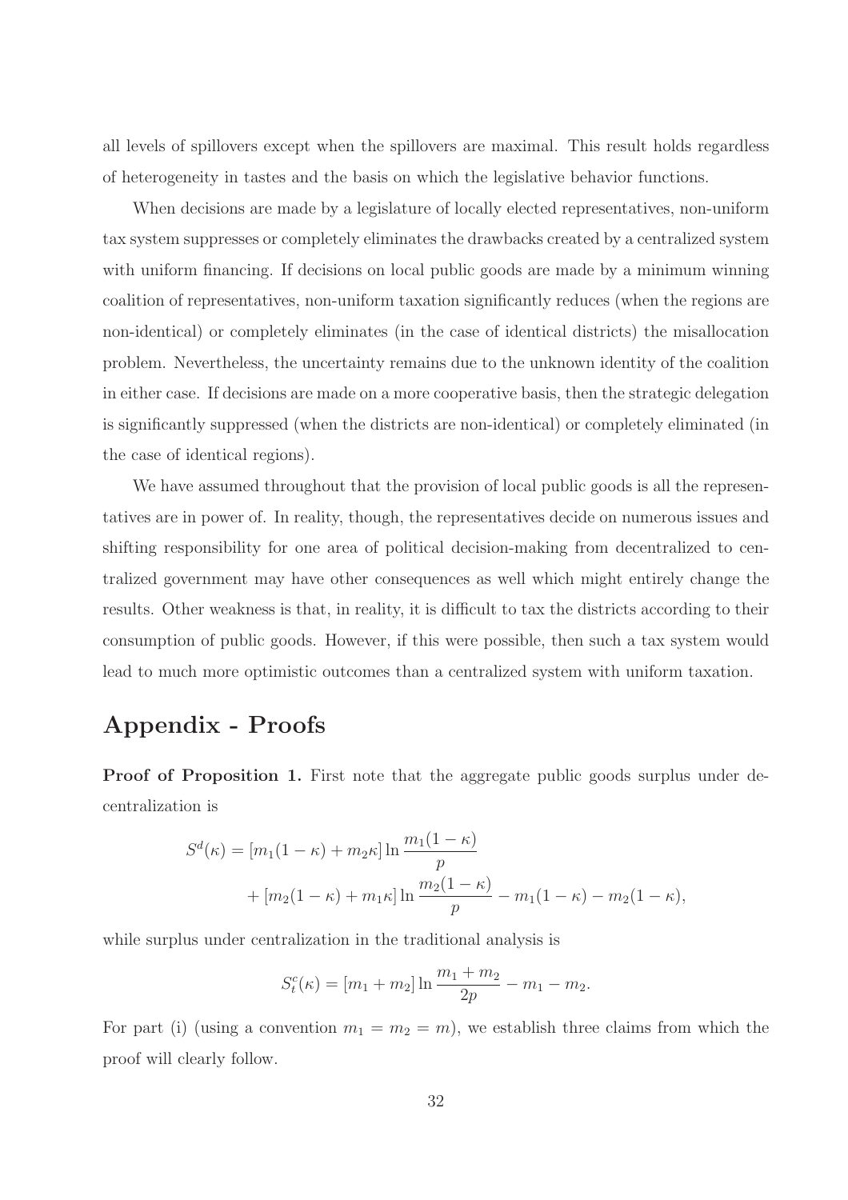all levels of spillovers except when the spillovers are maximal. This result holds regardless of heterogeneity in tastes and the basis on which the legislative behavior functions.

When decisions are made by a legislature of locally elected representatives, non-uniform tax system suppresses or completely eliminates the drawbacks created by a centralized system with uniform financing. If decisions on local public goods are made by a minimum winning coalition of representatives, non-uniform taxation significantly reduces (when the regions are non-identical) or completely eliminates (in the case of identical districts) the misallocation problem. Nevertheless, the uncertainty remains due to the unknown identity of the coalition in either case. If decisions are made on a more cooperative basis, then the strategic delegation is significantly suppressed (when the districts are non-identical) or completely eliminated (in the case of identical regions).

We have assumed throughout that the provision of local public goods is all the representatives are in power of. In reality, though, the representatives decide on numerous issues and shifting responsibility for one area of political decision-making from decentralized to centralized government may have other consequences as well which might entirely change the results. Other weakness is that, in reality, it is difficult to tax the districts according to their consumption of public goods. However, if this were possible, then such a tax system would lead to much more optimistic outcomes than a centralized system with uniform taxation.

# Appendix - Proofs

**Proof of Proposition 1.** First note that the aggregate public goods surplus under decentralization is

$$
\begin{aligned}
S^d(\kappa) = & [m_1(1-\kappa) + m_2\kappa] \ln \frac{m_1(1-\kappa)}{p} \\
& + [m_2(1-\kappa) + m_1\kappa] \ln \frac{m_2(1-\kappa)}{p} - m_1(1-\kappa) - m_2(1-\kappa),
\end{aligned}
$$

while surplus under centralization in the traditional analysis is

$$
S_t^c(\kappa) = [m_1 + m_2] \ln \frac{m_1 + m_2}{2p} - m_1 - m_2.
$$

For part (i) (using a convention $m_1 = m_2 = m$), we establish three claims from which the proof will clearly follow.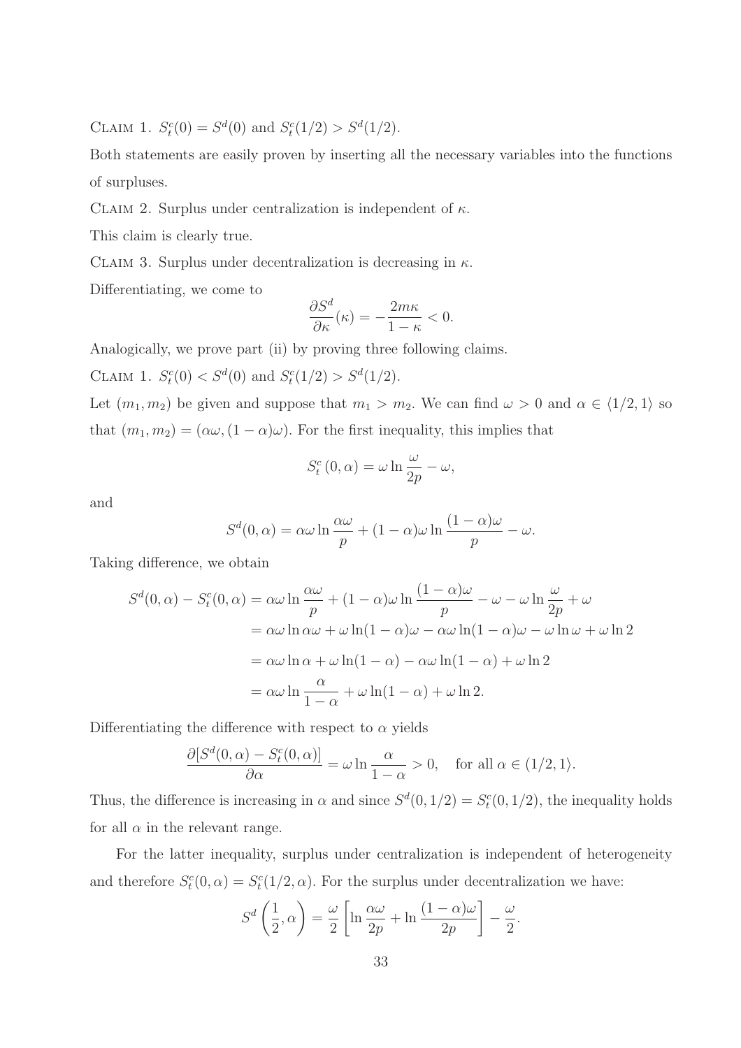CLAIM 1. $S_t^c(0) = S^d(0)$ and $S_t^c(1/2) > S^d(1/2)$.

Both statements are easily proven by inserting all the necessary variables into the functions of surpluses.

CLAIM 2. Surplus under centralization is independent of $\kappa$.

This claim is clearly true.

CLAIM 3. Surplus under decentralization is decreasing in $\kappa$.

Differentiating, we come to

$$\frac{\partial S^d}{\partial \kappa}(\kappa) = -\frac{2m\kappa}{1-\kappa} < 0.$$

Analogically, we prove part (ii) by proving three following claims.

CLAIM 1. $S_t^c(0) < S^d(0)$ and $S_t^c(1/2) > S^d(1/2)$.

Let $(m_1, m_2)$ be given and suppose that $m_1 > m_2$. We can find $\omega > 0$ and $\alpha \in \langle 1/2, 1\rangle$ so that $(m_1, m_2) = (\alpha\omega, (1-\alpha)\omega)$. For the first inequality, this implies that

$$S_t^c(0, \alpha) = \omega \ln \frac{\omega}{2p} - \omega,$$

and

$$S^d(0, \alpha) = \alpha\omega \ln \frac{\alpha\omega}{p} + (1-\alpha)\omega \ln \frac{(1-\alpha)\omega}{p} - \omega.$$

Taking difference, we obtain

$$\begin{aligned}
S^d(0,\alpha) - S_t^c(0,\alpha) &= \alpha\omega \ln \frac{\alpha\omega}{p} + (1-\alpha)\omega \ln \frac{(1-\alpha)\omega}{p} - \omega - \omega \ln \frac{\omega}{2p} + \omega \\
&= \alpha\omega \ln \alpha\omega + \omega \ln(1-\alpha)\omega - \alpha\omega \ln(1-\alpha)\omega - \omega \ln \omega + \omega \ln 2 \\
&= \alpha\omega \ln \alpha + \omega \ln(1-\alpha) - \alpha\omega \ln(1-\alpha) + \omega \ln 2 \\
&= \alpha\omega \ln \frac{\alpha}{1-\alpha} + \omega \ln(1-\alpha) + \omega \ln 2.
\end{aligned}$$

Differentiating the difference with respect to $\alpha$ yields

$$\frac{\partial[S^d(0,\alpha) - S_t^c(0,\alpha)]}{\partial \alpha} = \omega \ln \frac{\alpha}{1-\alpha} > 0, \quad \text{for all } \alpha \in (1/2, 1\rangle.$$

Thus, the difference is increasing in $\alpha$ and since $S^d(0, 1/2) = S_t^c(0, 1/2)$, the inequality holds for all $\alpha$ in the relevant range.

For the latter inequality, surplus under centralization is independent of heterogeneity and therefore $S_t^c(0, \alpha) = S_t^c(1/2, \alpha)$. For the surplus under decentralization we have:

$$S^d\left(\frac{1}{2}, \alpha\right) = \frac{\omega}{2}\left[\ln \frac{\alpha\omega}{2p} + \ln \frac{(1-\alpha)\omega}{2p}\right] - \frac{\omega}{2}.$$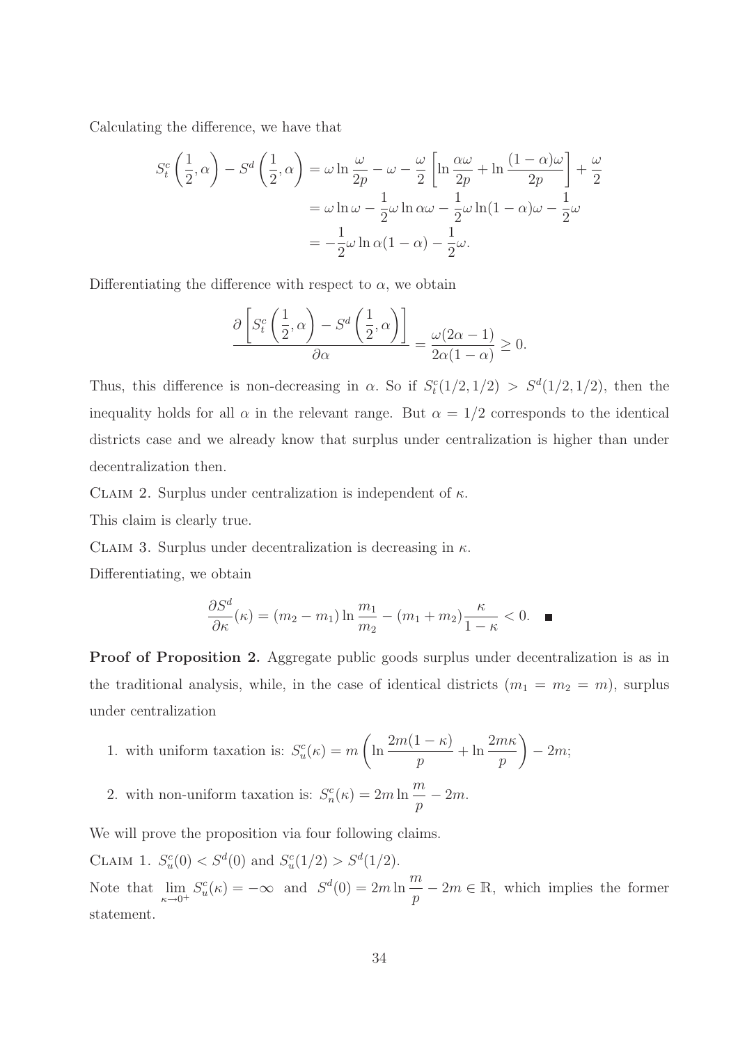Calculating the difference, we have that

$$
\begin{aligned}
S_t^c\left(\frac{1}{2},\alpha\right) - S^d\left(\frac{1}{2},\alpha\right) &= \omega \ln \frac{\omega}{2p} - \omega - \frac{\omega}{2}\left[\ln \frac{\alpha\omega}{2p} + \ln \frac{(1-\alpha)\omega}{2p}\right] + \frac{\omega}{2} \\
&= \omega \ln \omega - \frac{1}{2}\omega \ln \alpha\omega - \frac{1}{2}\omega \ln (1-\alpha)\omega - \frac{1}{2}\omega \\
&= -\frac{1}{2}\omega \ln \alpha(1-\alpha) - \frac{1}{2}\omega.
\end{aligned}
$$

Differentiating the difference with respect to $\alpha$, we obtain

$$
\frac{\partial\left[S_t^c\left(\frac{1}{2},\alpha\right) - S^d\left(\frac{1}{2},\alpha\right)\right]}{\partial \alpha} = \frac{\omega(2\alpha - 1)}{2\alpha(1-\alpha)} \geq 0.
$$

Thus, this difference is non-decreasing in $\alpha$. So if $S_t^c(1/2, 1/2) > S^d(1/2, 1/2)$, then the inequality holds for all $\alpha$ in the relevant range. But $\alpha = 1/2$ corresponds to the identical districts case and we already know that surplus under centralization is higher than under decentralization then.

Claim 2. Surplus under centralization is independent of $\kappa$.

This claim is clearly true.

Claim 3. Surplus under decentralization is decreasing in $\kappa$.

Differentiating, we obtain

$$
\frac{\partial S^d}{\partial \kappa}(\kappa) = (m_2 - m_1)\ln\frac{m_1}{m_2} - (m_1 + m_2)\frac{\kappa}{1-\kappa} < 0. \quad \blacksquare
$$

**Proof of Proposition 2.** Aggregate public goods surplus under decentralization is as in the traditional analysis, while, in the case of identical districts ($m_1 = m_2 = m$), surplus under centralization

1. with uniform taxation is: $S_u^c(\kappa) = m\left(\ln\frac{2m(1-\kappa)}{p} + \ln\frac{2m\kappa}{p}\right) - 2m$;
2. with non-uniform taxation is: $S_n^c(\kappa) = 2m\ln\frac{m}{p} - 2m$.

We will prove the proposition via four following claims.

Claim 1. $S_u^c(0) < S^d(0)$ and $S_u^c(1/2) > S^d(1/2)$.

Note that $\lim_{\kappa \to 0^+} S_u^c(\kappa) = -\infty$ and $S^d(0) = 2m\ln\frac{m}{p} - 2m \in \mathbb{R}$, which implies the former statement.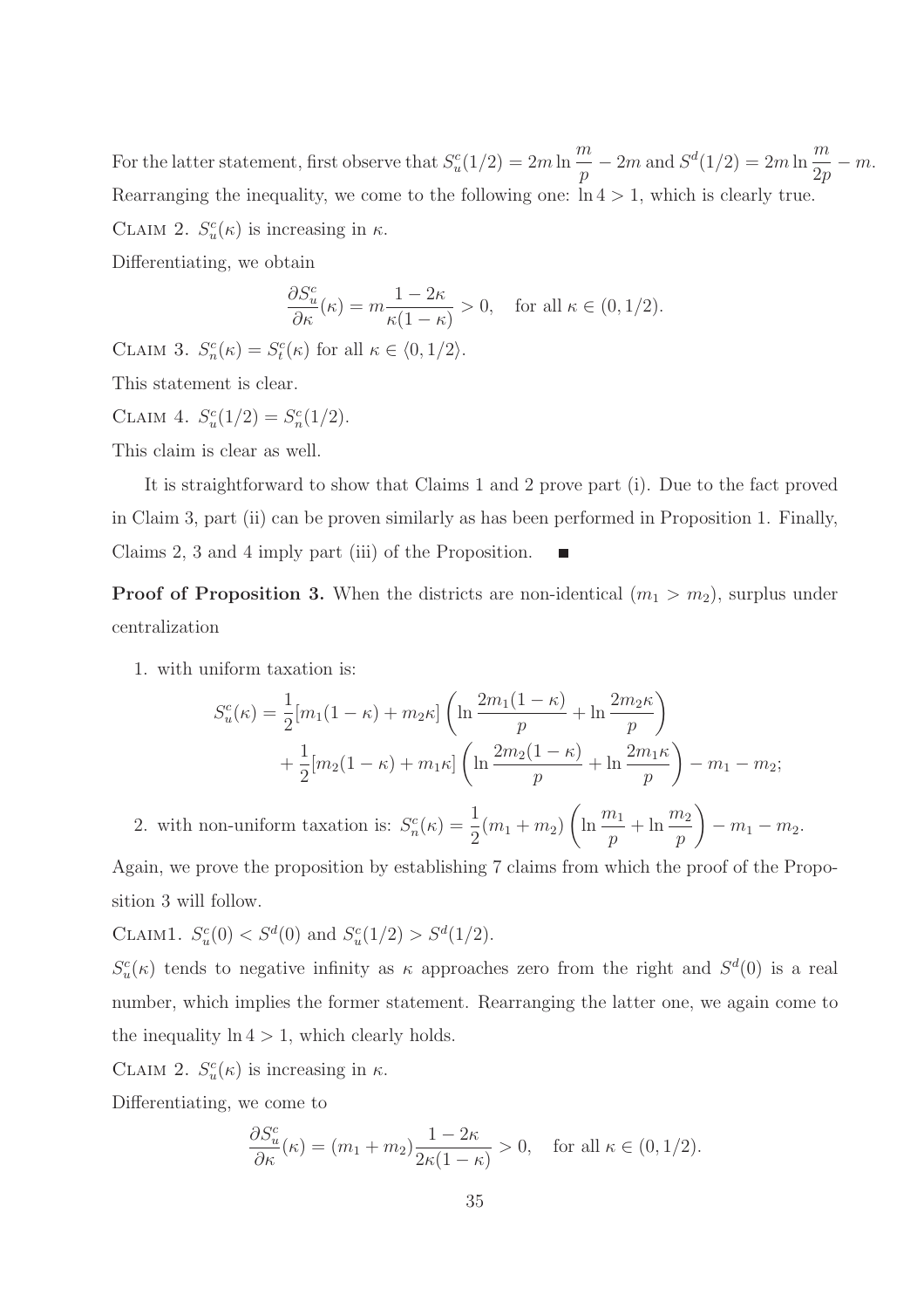For the latter statement, first observe that $S_u^c(1/2) = 2m \ln \dfrac{m}{p} - 2m$ and $S^d(1/2) = 2m \ln \dfrac{m}{2p} - m$. Rearranging the inequality, we come to the following one: $\ln 4 > 1$, which is clearly true.

CLAIM 2. $S_u^c(\kappa)$ is increasing in $\kappa$.

Differentiating, we obtain

$$\frac{\partial S_u^c}{\partial \kappa}(\kappa) = m \frac{1 - 2\kappa}{\kappa(1-\kappa)} > 0, \quad \text{for all } \kappa \in (0, 1/2).$$

CLAIM 3. $S_n^c(\kappa) = S_t^c(\kappa)$ for all $\kappa \in \langle 0, 1/2 \rangle$.

This statement is clear.

CLAIM 4. $S_u^c(1/2) = S_n^c(1/2)$.

This claim is clear as well.

It is straightforward to show that Claims 1 and 2 prove part (i). Due to the fact proved in Claim 3, part (ii) can be proven similarly as has been performed in Proposition 1. Finally, Claims 2, 3 and 4 imply part (iii) of the Proposition. ■

**Proof of Proposition 3.** When the districts are non-identical ($m_1 > m_2$), surplus under centralization

1. with uniform taxation is:

$$S_u^c(\kappa) = \frac{1}{2}[m_1(1-\kappa) + m_2\kappa]\left(\ln \frac{2m_1(1-\kappa)}{p} + \ln \frac{2m_2\kappa}{p}\right) + \frac{1}{2}[m_2(1-\kappa) + m_1\kappa]\left(\ln \frac{2m_2(1-\kappa)}{p} + \ln \frac{2m_1\kappa}{p}\right) - m_1 - m_2;$$

2. with non-uniform taxation is: $S_n^c(\kappa) = \dfrac{1}{2}(m_1 + m_2)\left(\ln \dfrac{m_1}{p} + \ln \dfrac{m_2}{p}\right) - m_1 - m_2$.

Again, we prove the proposition by establishing 7 claims from which the proof of the Proposition 3 will follow.

CLAIM1. $S_u^c(0) < S^d(0)$ and $S_u^c(1/2) > S^d(1/2)$.

$S_u^c(\kappa)$ tends to negative infinity as $\kappa$ approaches zero from the right and $S^d(0)$ is a real number, which implies the former statement. Rearranging the latter one, we again come to the inequality $\ln 4 > 1$, which clearly holds.

CLAIM 2. $S_u^c(\kappa)$ is increasing in $\kappa$.

Differentiating, we come to

$$\frac{\partial S_u^c}{\partial \kappa}(\kappa) = (m_1 + m_2)\frac{1 - 2\kappa}{2\kappa(1-\kappa)} > 0, \quad \text{for all } \kappa \in (0, 1/2).$$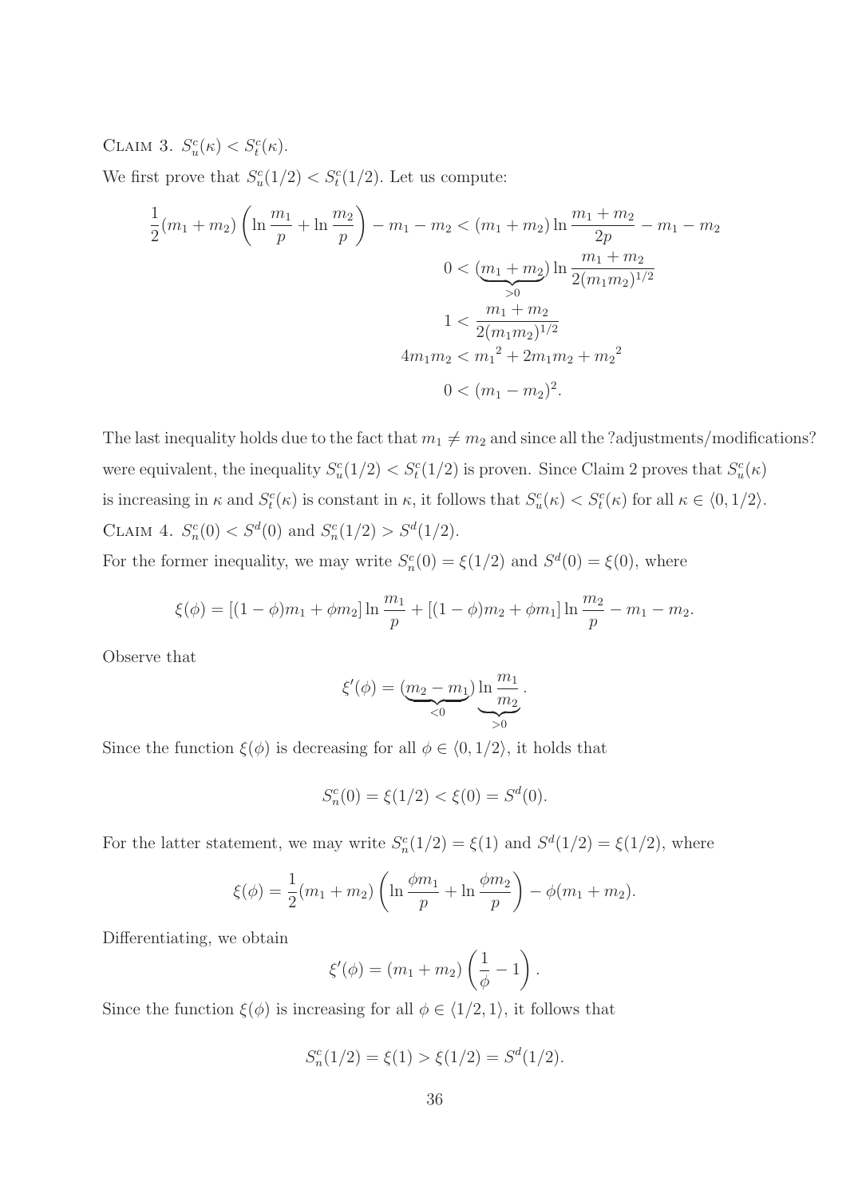CLAIM 3. $S_u^c(\kappa) < S_t^c(\kappa)$.

We first prove that $S_u^c(1/2) < S_t^c(1/2)$. Let us compute:

$$\frac{1}{2}(m_1 + m_2)\left(\ln\frac{m_1}{p} + \ln\frac{m_2}{p}\right) - m_1 - m_2 < (m_1 + m_2)\ln\frac{m_1 + m_2}{2p} - m_1 - m_2$$

$$0 < \underbrace{(m_1 + m_2)}_{>0}\ln\frac{m_1 + m_2}{2(m_1 m_2)^{1/2}}$$

$$1 < \frac{m_1 + m_2}{2(m_1 m_2)^{1/2}}$$

$$4m_1 m_2 < {m_1}^2 + 2m_1 m_2 + {m_2}^2$$

$$0 < (m_1 - m_2)^2.$$

The last inequality holds due to the fact that $m_1 \neq m_2$ and since all the ?adjustments/modifications? were equivalent, the inequality $S_u^c(1/2) < S_t^c(1/2)$ is proven. Since Claim 2 proves that $S_u^c(\kappa)$ is increasing in $\kappa$ and $S_t^c(\kappa)$ is constant in $\kappa$, it follows that $S_u^c(\kappa) < S_t^c(\kappa)$ for all $\kappa \in \langle 0, 1/2 \rangle$.

CLAIM 4. $S_n^c(0) < S^d(0)$ and $S_n^c(1/2) > S^d(1/2)$.

For the former inequality, we may write $S_n^c(0) = \xi(1/2)$ and $S^d(0) = \xi(0)$, where

$$\xi(\phi) = [(1-\phi)m_1 + \phi m_2]\ln\frac{m_1}{p} + [(1-\phi)m_2 + \phi m_1]\ln\frac{m_2}{p} - m_1 - m_2.$$

Observe that

$$\xi'(\phi) = \underbrace{(m_2 - m_1)}_{<0}\underbrace{\ln\frac{m_1}{m_2}}_{>0}.$$

Since the function $\xi(\phi)$ is decreasing for all $\phi \in \langle 0, 1/2 \rangle$, it holds that

$$S_n^c(0) = \xi(1/2) < \xi(0) = S^d(0).$$

For the latter statement, we may write $S_n^c(1/2) = \xi(1)$ and $S^d(1/2) = \xi(1/2)$, where

$$\xi(\phi) = \frac{1}{2}(m_1 + m_2)\left(\ln\frac{\phi m_1}{p} + \ln\frac{\phi m_2}{p}\right) - \phi(m_1 + m_2).$$

Differentiating, we obtain

$$\xi'(\phi) = (m_1 + m_2)\left(\frac{1}{\phi} - 1\right).$$

Since the function $\xi(\phi)$ is increasing for all $\phi \in \langle 1/2, 1 \rangle$, it follows that

$$S_n^c(1/2) = \xi(1) > \xi(1/2) = S^d(1/2).$$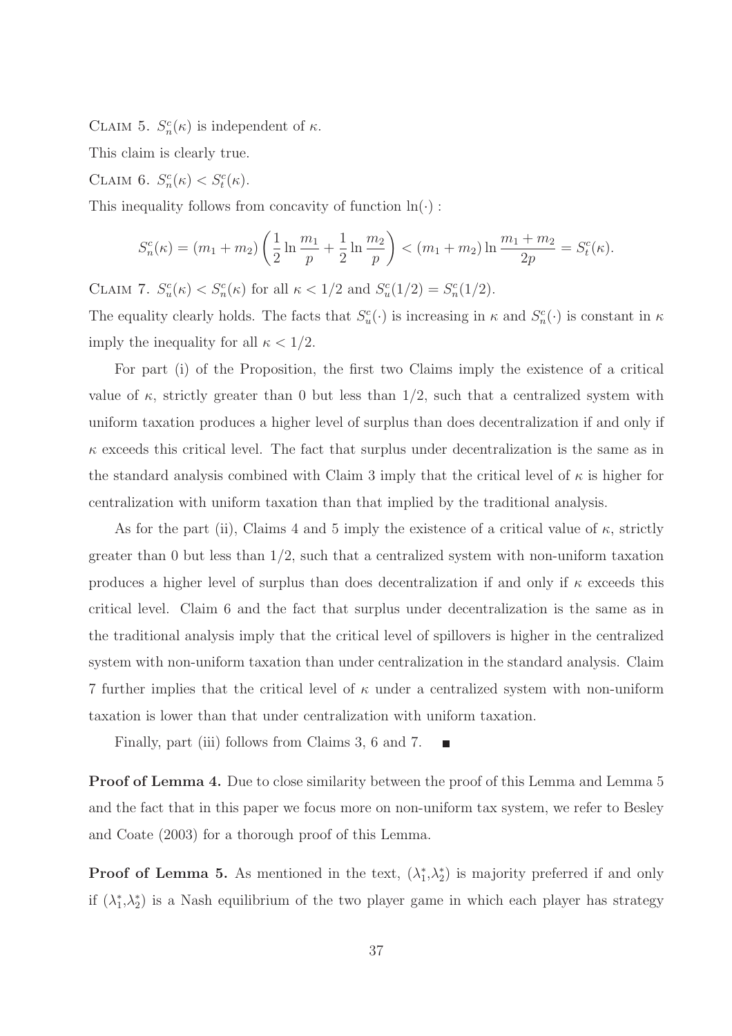CLAIM 5. $S_n^c(\kappa)$ is independent of $\kappa$.

This claim is clearly true.

CLAIM 6. $S_n^c(\kappa) < S_t^c(\kappa)$.

This inequality follows from concavity of function $\ln(\cdot)$ :

$$S_n^c(\kappa) = (m_1 + m_2)\left(\frac{1}{2}\ln\frac{m_1}{p} + \frac{1}{2}\ln\frac{m_2}{p}\right) < (m_1 + m_2)\ln\frac{m_1 + m_2}{2p} = S_t^c(\kappa).$$

CLAIM 7. $S_u^c(\kappa) < S_n^c(\kappa)$ for all $\kappa < 1/2$ and $S_u^c(1/2) = S_n^c(1/2)$.

The equality clearly holds. The facts that $S_u^c(\cdot)$ is increasing in $\kappa$ and $S_n^c(\cdot)$ is constant in $\kappa$ imply the inequality for all $\kappa < 1/2$.

For part (i) of the Proposition, the first two Claims imply the existence of a critical value of $\kappa$, strictly greater than 0 but less than $1/2$, such that a centralized system with uniform taxation produces a higher level of surplus than does decentralization if and only if $\kappa$ exceeds this critical level. The fact that surplus under decentralization is the same as in the standard analysis combined with Claim 3 imply that the critical level of $\kappa$ is higher for centralization with uniform taxation than that implied by the traditional analysis.

As for the part (ii), Claims 4 and 5 imply the existence of a critical value of $\kappa$, strictly greater than 0 but less than $1/2$, such that a centralized system with non-uniform taxation produces a higher level of surplus than does decentralization if and only if $\kappa$ exceeds this critical level. Claim 6 and the fact that surplus under decentralization is the same as in the traditional analysis imply that the critical level of spillovers is higher in the centralized system with non-uniform taxation than under centralization in the standard analysis. Claim 7 further implies that the critical level of $\kappa$ under a centralized system with non-uniform taxation is lower than that under centralization with uniform taxation.

Finally, part (iii) follows from Claims 3, 6 and 7. ∎

**Proof of Lemma 4.** Due to close similarity between the proof of this Lemma and Lemma 5 and the fact that in this paper we focus more on non-uniform tax system, we refer to Besley and Coate (2003) for a thorough proof of this Lemma.

**Proof of Lemma 5.** As mentioned in the text, $(\lambda_1^*, \lambda_2^*)$ is majority preferred if and only if $(\lambda_1^*, \lambda_2^*)$ is a Nash equilibrium of the two player game in which each player has strategy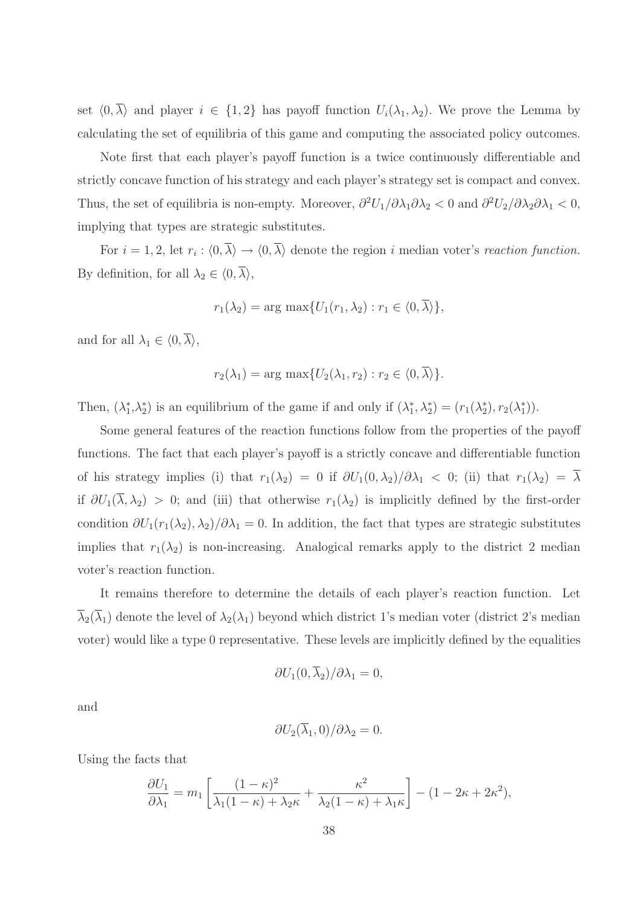set $\langle 0, \overline{\lambda} \rangle$ and player $i \in \{1, 2\}$ has payoff function $U_i(\lambda_1, \lambda_2)$. We prove the Lemma by calculating the set of equilibria of this game and computing the associated policy outcomes.

Note first that each player's payoff function is a twice continuously differentiable and strictly concave function of his strategy and each player's strategy set is compact and convex. Thus, the set of equilibria is non-empty. Moreover, $\partial^2 U_1 / \partial\lambda_1 \partial\lambda_2 < 0$ and $\partial^2 U_2 / \partial\lambda_2 \partial\lambda_1 < 0$, implying that types are strategic substitutes.

For $i = 1, 2$, let $r_i : \langle 0, \overline{\lambda} \rangle \to \langle 0, \overline{\lambda} \rangle$ denote the region $i$ median voter's *reaction function.* By definition, for all $\lambda_2 \in \langle 0, \overline{\lambda} \rangle$,

$$r_1(\lambda_2) = \arg\max\{U_1(r_1, \lambda_2) : r_1 \in \langle 0, \overline{\lambda} \rangle\},$$

and for all $\lambda_1 \in \langle 0, \overline{\lambda} \rangle$,

$$r_2(\lambda_1) = \arg\max\{U_2(\lambda_1, r_2) : r_2 \in \langle 0, \overline{\lambda} \rangle\}.$$

Then, $(\lambda_1^*, \lambda_2^*)$ is an equilibrium of the game if and only if $(\lambda_1^*, \lambda_2^*) = (r_1(\lambda_2^*), r_2(\lambda_1^*))$.

Some general features of the reaction functions follow from the properties of the payoff functions. The fact that each player's payoff is a strictly concave and differentiable function of his strategy implies (i) that $r_1(\lambda_2) = 0$ if $\partial U_1(0, \lambda_2)/\partial\lambda_1 < 0$; (ii) that $r_1(\lambda_2) = \overline{\lambda}$ if $\partial U_1(\overline{\lambda}, \lambda_2) > 0$; and (iii) that otherwise $r_1(\lambda_2)$ is implicitly defined by the first-order condition $\partial U_1(r_1(\lambda_2), \lambda_2)/\partial\lambda_1 = 0$. In addition, the fact that types are strategic substitutes implies that $r_1(\lambda_2)$ is non-increasing. Analogical remarks apply to the district 2 median voter's reaction function.

It remains therefore to determine the details of each player's reaction function. Let $\overline{\lambda}_2(\overline{\lambda}_1)$ denote the level of $\lambda_2(\lambda_1)$ beyond which district 1's median voter (district 2's median voter) would like a type 0 representative. These levels are implicitly defined by the equalities

$$\partial U_1(0, \overline{\lambda}_2)/\partial\lambda_1 = 0,$$

and

$$\partial U_2(\overline{\lambda}_1, 0)/\partial\lambda_2 = 0.$$

Using the facts that

$$\frac{\partial U_1}{\partial \lambda_1} = m_1 \left[ \frac{(1-\kappa)^2}{\lambda_1(1-\kappa) + \lambda_2\kappa} + \frac{\kappa^2}{\lambda_2(1-\kappa) + \lambda_1\kappa} \right] - (1 - 2\kappa + 2\kappa^2),$$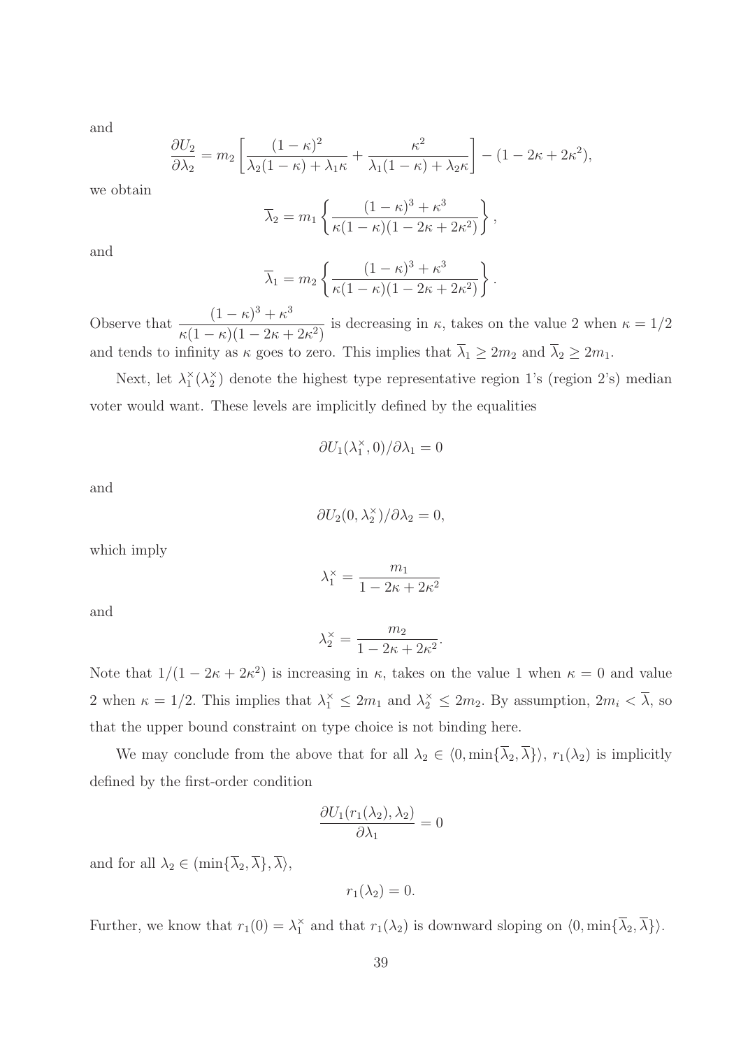and

$$\frac{\partial U_2}{\partial \lambda_2} = m_2 \left[ \frac{(1-\kappa)^2}{\lambda_2(1-\kappa) + \lambda_1 \kappa} + \frac{\kappa^2}{\lambda_1(1-\kappa) + \lambda_2 \kappa} \right] - (1 - 2\kappa + 2\kappa^2),$$

we obtain

$$\overline{\lambda}_2 = m_1 \left\{ \frac{(1-\kappa)^3 + \kappa^3}{\kappa(1-\kappa)(1-2\kappa+2\kappa^2)} \right\},$$

and

$$\overline{\lambda}_1 = m_2 \left\{ \frac{(1-\kappa)^3 + \kappa^3}{\kappa(1-\kappa)(1-2\kappa+2\kappa^2)} \right\}.$$

Observe that $\dfrac{(1-\kappa)^3 + \kappa^3}{\kappa(1-\kappa)(1-2\kappa+2\kappa^2)}$ is decreasing in $\kappa$, takes on the value 2 when $\kappa = 1/2$ and tends to infinity as $\kappa$ goes to zero. This implies that $\overline{\lambda}_1 \geq 2m_2$ and $\overline{\lambda}_2 \geq 2m_1$.

Next, let $\lambda_1^\times(\lambda_2^\times)$ denote the highest type representative region 1's (region 2's) median voter would want. These levels are implicitly defined by the equalities

$$\partial U_1(\lambda_1^\times, 0)/\partial \lambda_1 = 0$$

and

$$\partial U_2(0, \lambda_2^\times)/\partial \lambda_2 = 0,$$

which imply

$$\lambda_1^\times = \frac{m_1}{1 - 2\kappa + 2\kappa^2}$$

and

$$\lambda_2^\times = \frac{m_2}{1 - 2\kappa + 2\kappa^2}.$$

Note that $1/(1 - 2\kappa + 2\kappa^2)$ is increasing in $\kappa$, takes on the value 1 when $\kappa = 0$ and value 2 when $\kappa = 1/2$. This implies that $\lambda_1^\times \leq 2m_1$ and $\lambda_2^\times \leq 2m_2$. By assumption, $2m_i < \overline{\lambda}$, so that the upper bound constraint on type choice is not binding here.

We may conclude from the above that for all $\lambda_2 \in \langle 0, \min\{\overline{\lambda}_2, \overline{\lambda}\} \rangle$, $r_1(\lambda_2)$ is implicitly defined by the first-order condition

$$\frac{\partial U_1(r_1(\lambda_2), \lambda_2)}{\partial \lambda_1} = 0$$

and for all $\lambda_2 \in (\min\{\overline{\lambda}_2, \overline{\lambda}\}, \overline{\lambda}\rangle$,

$$r_1(\lambda_2) = 0.$$

Further, we know that $r_1(0) = \lambda_1^\times$ and that $r_1(\lambda_2)$ is downward sloping on $\langle 0, \min\{\overline{\lambda}_2, \overline{\lambda}\} \rangle$.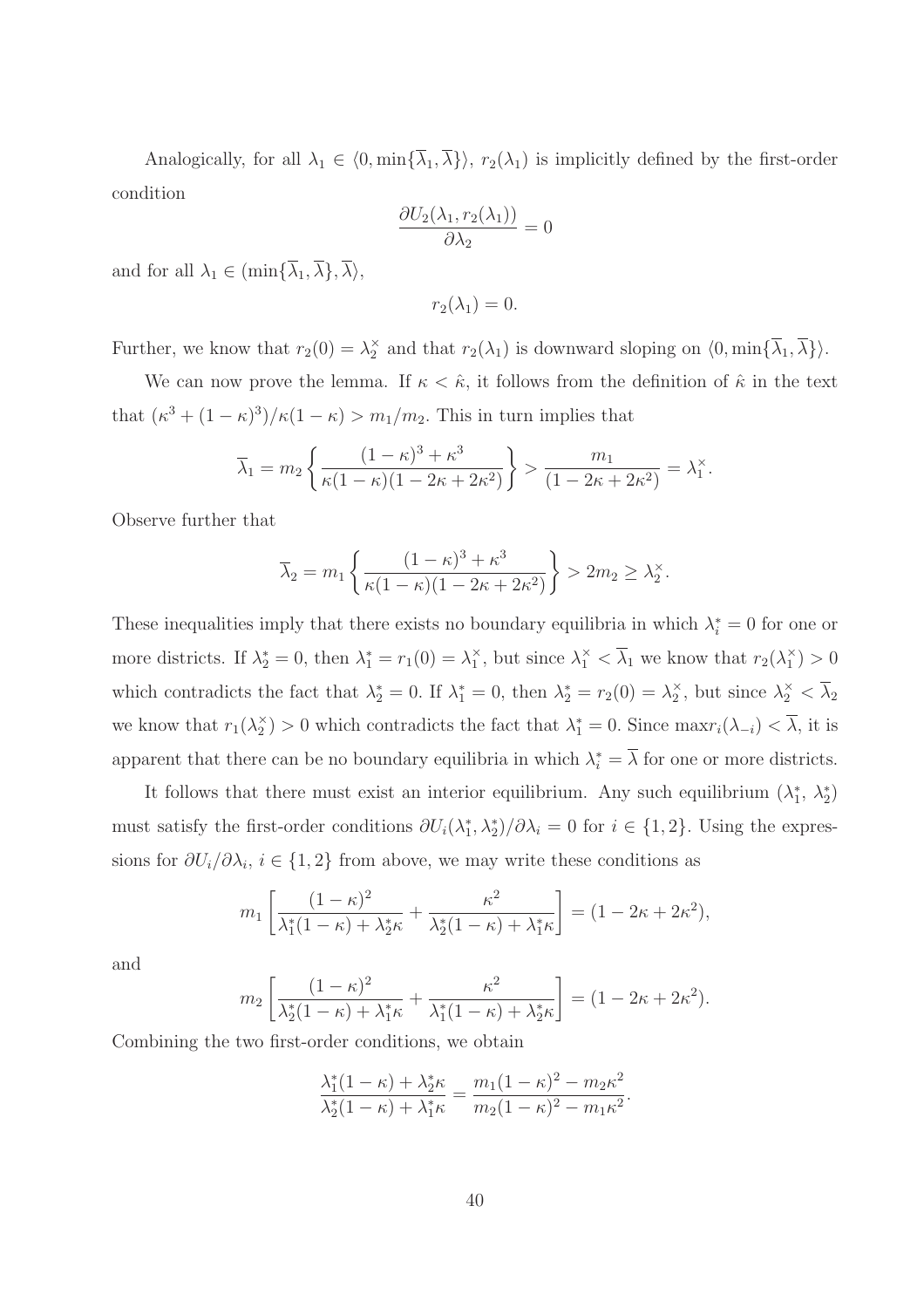Analogically, for all $\lambda_1 \in \langle 0, \min\{\overline{\lambda}_1, \overline{\lambda}\}\rangle$, $r_2(\lambda_1)$ is implicitly defined by the first-order condition

$$\frac{\partial U_2(\lambda_1, r_2(\lambda_1))}{\partial \lambda_2} = 0$$

and for all $\lambda_1 \in (\min\{\overline{\lambda}_1, \overline{\lambda}\}, \overline{\lambda}\rangle$,

$$r_2(\lambda_1) = 0.$$

Further, we know that $r_2(0) = \lambda_2^\times$ and that $r_2(\lambda_1)$ is downward sloping on $\langle 0, \min\{\overline{\lambda}_1, \overline{\lambda}\}\rangle$.

We can now prove the lemma. If $\kappa < \hat{\kappa}$, it follows from the definition of $\hat{\kappa}$ in the text that $(\kappa^3 + (1-\kappa)^3)/\kappa(1-\kappa) > m_1/m_2$. This in turn implies that

$$\overline{\lambda}_1 = m_2 \left\{ \frac{(1-\kappa)^3 + \kappa^3}{\kappa(1-\kappa)(1 - 2\kappa + 2\kappa^2)} \right\} > \frac{m_1}{(1 - 2\kappa + 2\kappa^2)} = \lambda_1^\times.$$

Observe further that

$$\overline{\lambda}_2 = m_1 \left\{ \frac{(1-\kappa)^3 + \kappa^3}{\kappa(1-\kappa)(1 - 2\kappa + 2\kappa^2)} \right\} > 2m_2 \geq \lambda_2^\times.$$

These inequalities imply that there exists no boundary equilibria in which $\lambda_i^* = 0$ for one or more districts. If $\lambda_2^* = 0$, then $\lambda_1^* = r_1(0) = \lambda_1^\times$, but since $\lambda_1^\times < \overline{\lambda}_1$ we know that $r_2(\lambda_1^\times) > 0$ which contradicts the fact that $\lambda_2^* = 0$. If $\lambda_1^* = 0$, then $\lambda_2^* = r_2(0) = \lambda_2^\times$, but since $\lambda_2^\times < \overline{\lambda}_2$ we know that $r_1(\lambda_2^\times) > 0$ which contradicts the fact that $\lambda_1^* = 0$. Since $\max r_i(\lambda_{-i}) < \overline{\lambda}$, it is apparent that there can be no boundary equilibria in which $\lambda_i^* = \overline{\lambda}$ for one or more districts.

It follows that there must exist an interior equilibrium. Any such equilibrium $(\lambda_1^*, \lambda_2^*)$ must satisfy the first-order conditions $\partial U_i(\lambda_1^*, \lambda_2^*)/\partial \lambda_i = 0$ for $i \in \{1, 2\}$. Using the expressions for $\partial U_i/\partial \lambda_i$, $i \in \{1, 2\}$ from above, we may write these conditions as

$$m_1 \left[ \frac{(1-\kappa)^2}{\lambda_1^*(1-\kappa) + \lambda_2^*\kappa} + \frac{\kappa^2}{\lambda_2^*(1-\kappa) + \lambda_1^*\kappa} \right] = (1 - 2\kappa + 2\kappa^2),$$

and

$$m_2 \left[ \frac{(1-\kappa)^2}{\lambda_2^*(1-\kappa) + \lambda_1^*\kappa} + \frac{\kappa^2}{\lambda_1^*(1-\kappa) + \lambda_2^*\kappa} \right] = (1 - 2\kappa + 2\kappa^2).$$

Combining the two first-order conditions, we obtain

$$\frac{\lambda_1^*(1-\kappa) + \lambda_2^*\kappa}{\lambda_2^*(1-\kappa) + \lambda_1^*\kappa} = \frac{m_1(1-\kappa)^2 - m_2\kappa^2}{m_2(1-\kappa)^2 - m_1\kappa^2}.$$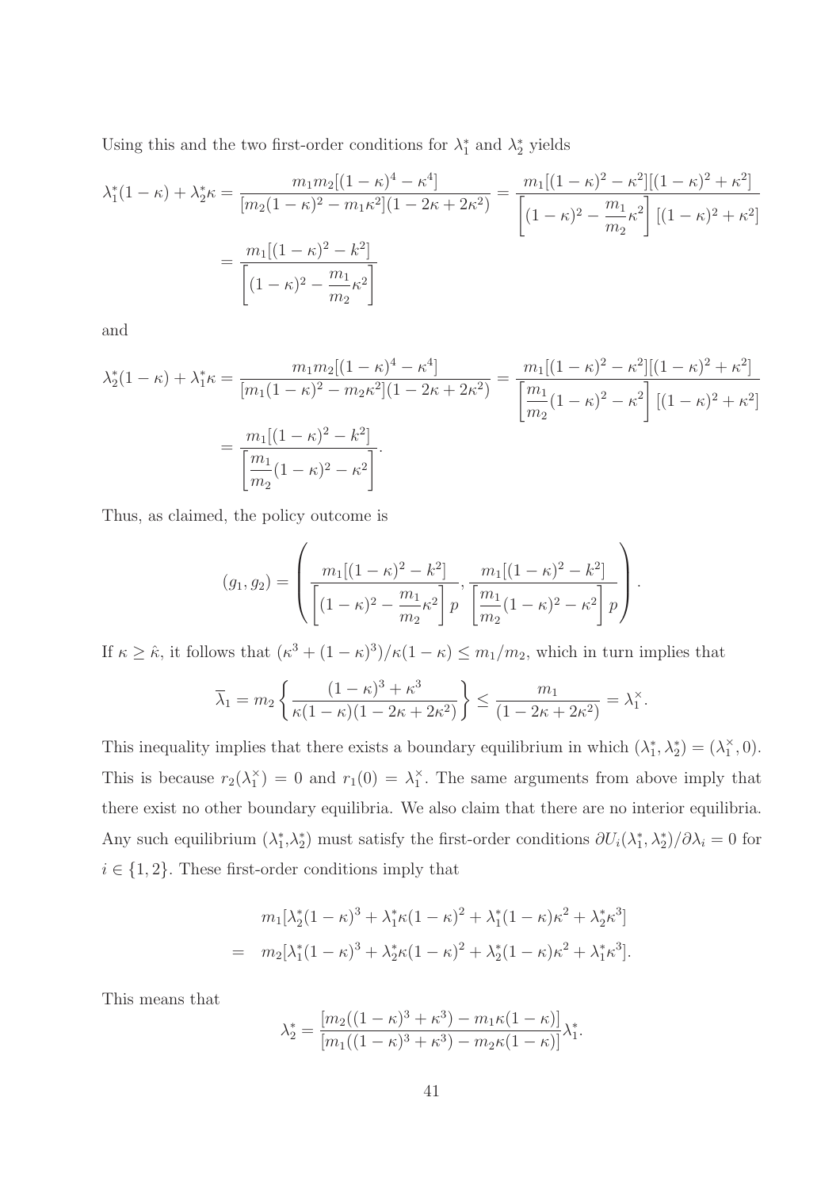Using this and the two first-order conditions for $\lambda_1^*$ and $\lambda_2^*$ yields

$$\lambda_1^*(1-\kappa) + \lambda_2^*\kappa = \frac{m_1 m_2[(1-\kappa)^4 - \kappa^4]}{[m_2(1-\kappa)^2 - m_1\kappa^2](1-2\kappa+2\kappa^2)} = \frac{m_1[(1-\kappa)^2-\kappa^2][(1-\kappa)^2+\kappa^2]}{\left[(1-\kappa)^2 - \dfrac{m_1}{m_2}\kappa^2\right][(1-\kappa)^2+\kappa^2]}$$

$$= \frac{m_1[(1-\kappa)^2 - k^2]}{\left[(1-\kappa)^2 - \dfrac{m_1}{m_2}\kappa^2\right]}$$

and

$$\lambda_2^*(1-\kappa) + \lambda_1^*\kappa = \frac{m_1 m_2[(1-\kappa)^4 - \kappa^4]}{[m_1(1-\kappa)^2 - m_2\kappa^2](1-2\kappa+2\kappa^2)} = \frac{m_1[(1-\kappa)^2-\kappa^2][(1-\kappa)^2+\kappa^2]}{\left[\dfrac{m_1}{m_2}(1-\kappa)^2 - \kappa^2\right][(1-\kappa)^2+\kappa^2]}$$

$$= \frac{m_1[(1-\kappa)^2 - k^2]}{\left[\dfrac{m_1}{m_2}(1-\kappa)^2 - \kappa^2\right]}.$$

Thus, as claimed, the policy outcome is

$$(g_1, g_2) = \left( \frac{m_1[(1-\kappa)^2 - k^2]}{\left[(1-\kappa)^2 - \dfrac{m_1}{m_2}\kappa^2\right]p}, \frac{m_1[(1-\kappa)^2 - k^2]}{\left[\dfrac{m_1}{m_2}(1-\kappa)^2 - \kappa^2\right]p} \right).$$

If $\kappa \geq \hat{\kappa}$, it follows that $(\kappa^3 + (1-\kappa)^3)/\kappa(1-\kappa) \leq m_1/m_2$, which in turn implies that

$$\overline{\lambda}_1 = m_2 \left\{ \frac{(1-\kappa)^3 + \kappa^3}{\kappa(1-\kappa)(1-2\kappa+2\kappa^2)} \right\} \leq \frac{m_1}{(1-2\kappa+2\kappa^2)} = \lambda_1^\times.$$

This inequality implies that there exists a boundary equilibrium in which $(\lambda_1^*, \lambda_2^*) = (\lambda_1^\times, 0)$. This is because $r_2(\lambda_1^\times) = 0$ and $r_1(0) = \lambda_1^\times$. The same arguments from above imply that there exist no other boundary equilibria. We also claim that there are no interior equilibria. Any such equilibrium $(\lambda_1^*, \lambda_2^*)$ must satisfy the first-order conditions $\partial U_i(\lambda_1^*, \lambda_2^*)/\partial\lambda_i = 0$ for $i \in \{1, 2\}$. These first-order conditions imply that

$$\begin{aligned} & m_1[\lambda_2^*(1-\kappa)^3 + \lambda_1^*\kappa(1-\kappa)^2 + \lambda_1^*(1-\kappa)\kappa^2 + \lambda_2^*\kappa^3] \\ = \;& m_2[\lambda_1^*(1-\kappa)^3 + \lambda_2^*\kappa(1-\kappa)^2 + \lambda_2^*(1-\kappa)\kappa^2 + \lambda_1^*\kappa^3]. \end{aligned}$$

This means that

$$\lambda_2^* = \frac{[m_2((1-\kappa)^3 + \kappa^3) - m_1\kappa(1-\kappa)]}{[m_1((1-\kappa)^3 + \kappa^3) - m_2\kappa(1-\kappa)]}\lambda_1^*.$$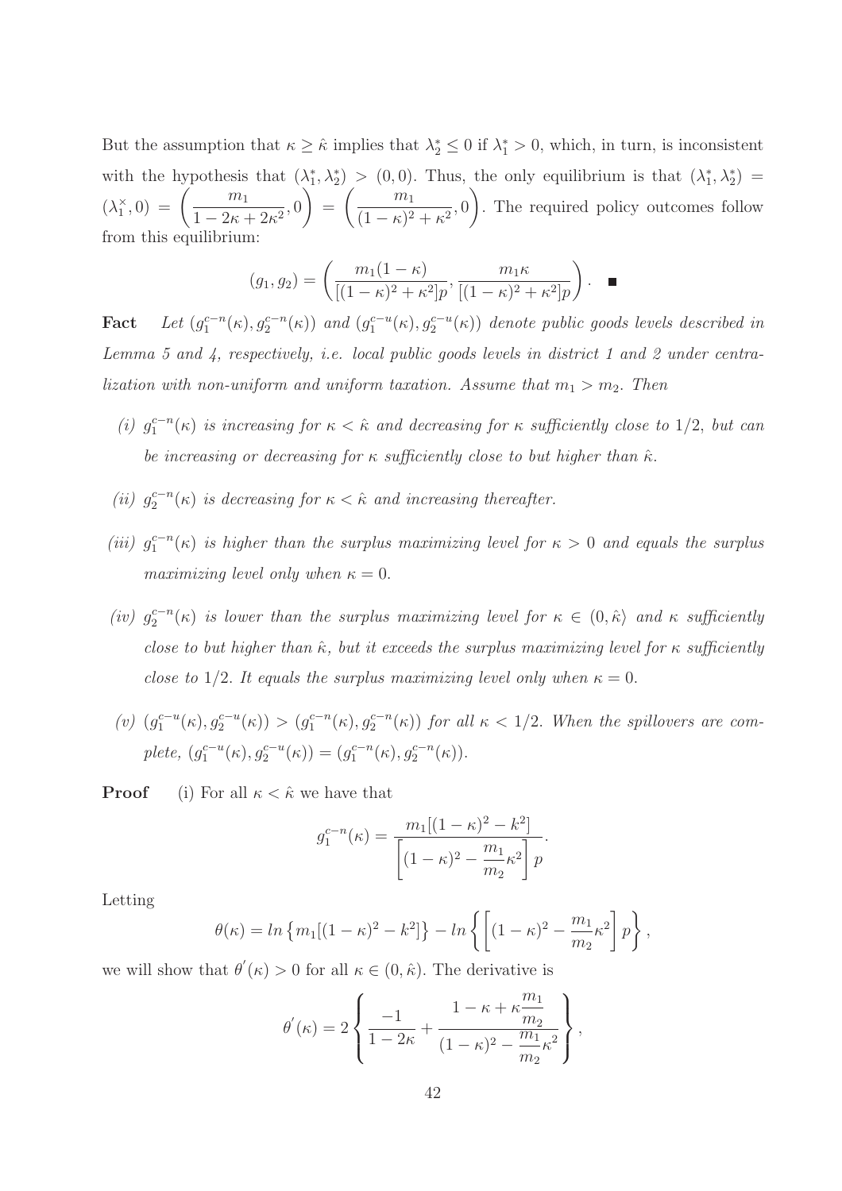But the assumption that $\kappa \geq \hat{\kappa}$ implies that $\lambda_2^* \leq 0$ if $\lambda_1^* > 0$, which, in turn, is inconsistent with the hypothesis that $(\lambda_1^*, \lambda_2^*) > (0, 0)$. Thus, the only equilibrium is that $(\lambda_1^*, \lambda_2^*) = (\lambda_1^{\times}, 0) = \left(\dfrac{m_1}{1 - 2\kappa + 2\kappa^2}, 0\right) = \left(\dfrac{m_1}{(1-\kappa)^2 + \kappa^2}, 0\right)$. The required policy outcomes follow from this equilibrium:

$$(g_1, g_2) = \left(\frac{m_1(1-\kappa)}{[(1-\kappa)^2 + \kappa^2]p}, \frac{m_1 \kappa}{[(1-\kappa)^2 + \kappa^2]p}\right). \quad \blacksquare$$

**Fact** *Let $(g_1^{c-n}(\kappa), g_2^{c-n}(\kappa))$ and $(g_1^{c-u}(\kappa), g_2^{c-u}(\kappa))$ denote public goods levels described in Lemma 5 and 4, respectively, i.e. local public goods levels in district 1 and 2 under centralization with non-uniform and uniform taxation. Assume that $m_1 > m_2$. Then*

*(i) $g_1^{c-n}(\kappa)$ is increasing for $\kappa < \hat{\kappa}$ and decreasing for $\kappa$ sufficiently close to $1/2$, but can be increasing or decreasing for $\kappa$ sufficiently close to but higher than $\hat{\kappa}$.*

*(ii) $g_2^{c-n}(\kappa)$ is decreasing for $\kappa < \hat{\kappa}$ and increasing thereafter.*

*(iii) $g_1^{c-n}(\kappa)$ is higher than the surplus maximizing level for $\kappa > 0$ and equals the surplus maximizing level only when $\kappa = 0$.*

*(iv) $g_2^{c-n}(\kappa)$ is lower than the surplus maximizing level for $\kappa \in (0, \hat{\kappa}\rangle$ and $\kappa$ sufficiently close to but higher than $\hat{\kappa}$, but it exceeds the surplus maximizing level for $\kappa$ sufficiently close to $1/2$. It equals the surplus maximizing level only when $\kappa = 0$.*

*(v) $(g_1^{c-u}(\kappa), g_2^{c-u}(\kappa)) > (g_1^{c-n}(\kappa), g_2^{c-n}(\kappa))$ for all $\kappa < 1/2$. When the spillovers are complete, $(g_1^{c-u}(\kappa), g_2^{c-u}(\kappa)) = (g_1^{c-n}(\kappa), g_2^{c-n}(\kappa))$.*

**Proof** (i) For all $\kappa < \hat{\kappa}$ we have that

$$g_1^{c-n}(\kappa) = \frac{m_1[(1-\kappa)^2 - k^2]}{\left[(1-\kappa)^2 - \dfrac{m_1}{m_2}\kappa^2\right]p}.$$

Letting

$$\theta(\kappa) = ln\left\{m_1[(1-\kappa)^2 - k^2]\right\} - ln\left\{\left[(1-\kappa)^2 - \frac{m_1}{m_2}\kappa^2\right]p\right\},$$

we will show that $\theta'(\kappa) > 0$ for all $\kappa \in (0, \hat{\kappa})$. The derivative is

$$\theta'(\kappa) = 2\left\{\frac{-1}{1-2\kappa} + \frac{1 - \kappa + \kappa\dfrac{m_1}{m_2}}{(1-\kappa)^2 - \dfrac{m_1}{m_2}\kappa^2}\right\},$$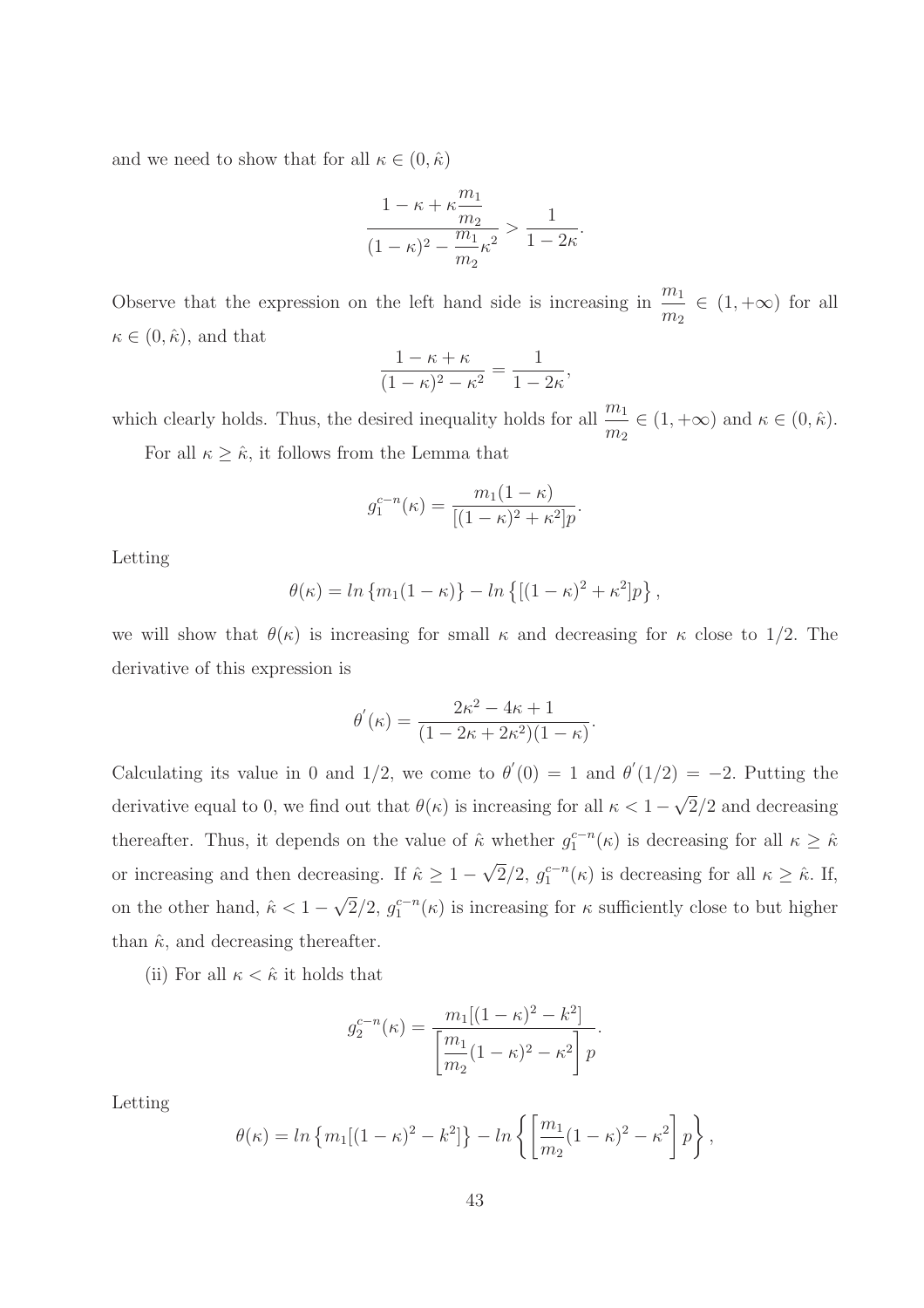and we need to show that for all $\kappa \in (0, \hat{\kappa})$

$$\frac{1 - \kappa + \kappa \dfrac{m_1}{m_2}}{(1-\kappa)^2 - \dfrac{m_1}{m_2}\kappa^2} > \frac{1}{1 - 2\kappa}.$$

Observe that the expression on the left hand side is increasing in $\dfrac{m_1}{m_2} \in (1, +\infty)$ for all $\kappa \in (0, \hat{\kappa})$, and that

$$\frac{1 - \kappa + \kappa}{(1-\kappa)^2 - \kappa^2} = \frac{1}{1-2\kappa},$$

which clearly holds. Thus, the desired inequality holds for all $\dfrac{m_1}{m_2} \in (1, +\infty)$ and $\kappa \in (0, \hat{\kappa})$.

For all $\kappa \geq \hat{\kappa}$, it follows from the Lemma that

$$g_1^{c-n}(\kappa) = \frac{m_1(1-\kappa)}{[(1-\kappa)^2 + \kappa^2]p}.$$

Letting

$$\theta(\kappa) = ln\left\{m_1(1-\kappa)\right\} - ln\left\{[(1-\kappa)^2 + \kappa^2]p\right\},$$

we will show that $\theta(\kappa)$ is increasing for small $\kappa$ and decreasing for $\kappa$ close to $1/2$. The derivative of this expression is

$$\theta^{'}(\kappa) = \frac{2\kappa^2 - 4\kappa + 1}{(1 - 2\kappa + 2\kappa^2)(1-\kappa)}.$$

Calculating its value in 0 and $1/2$, we come to $\theta^{'}(0) = 1$ and $\theta^{'}(1/2) = -2$. Putting the derivative equal to 0, we find out that $\theta(\kappa)$ is increasing for all $\kappa < 1 - \sqrt{2}/2$ and decreasing thereafter. Thus, it depends on the value of $\hat{\kappa}$ whether $g_1^{c-n}(\kappa)$ is decreasing for all $\kappa \geq \hat{\kappa}$ or increasing and then decreasing. If $\hat{\kappa} \geq 1 - \sqrt{2}/2$, $g_1^{c-n}(\kappa)$ is decreasing for all $\kappa \geq \hat{\kappa}$. If, on the other hand, $\hat{\kappa} < 1 - \sqrt{2}/2$, $g_1^{c-n}(\kappa)$ is increasing for $\kappa$ sufficiently close to but higher than $\hat{\kappa}$, and decreasing thereafter.

(ii) For all $\kappa < \hat{\kappa}$ it holds that

$$g_2^{c-n}(\kappa) = \frac{m_1[(1-\kappa)^2 - k^2]}{\left[\dfrac{m_1}{m_2}(1-\kappa)^2 - \kappa^2\right]p}.$$

Letting

$$\theta(\kappa) = ln\left\{m_1[(1-\kappa)^2 - k^2]\right\} - ln\left\{\left[\frac{m_1}{m_2}(1-\kappa)^2 - \kappa^2\right]p\right\},$$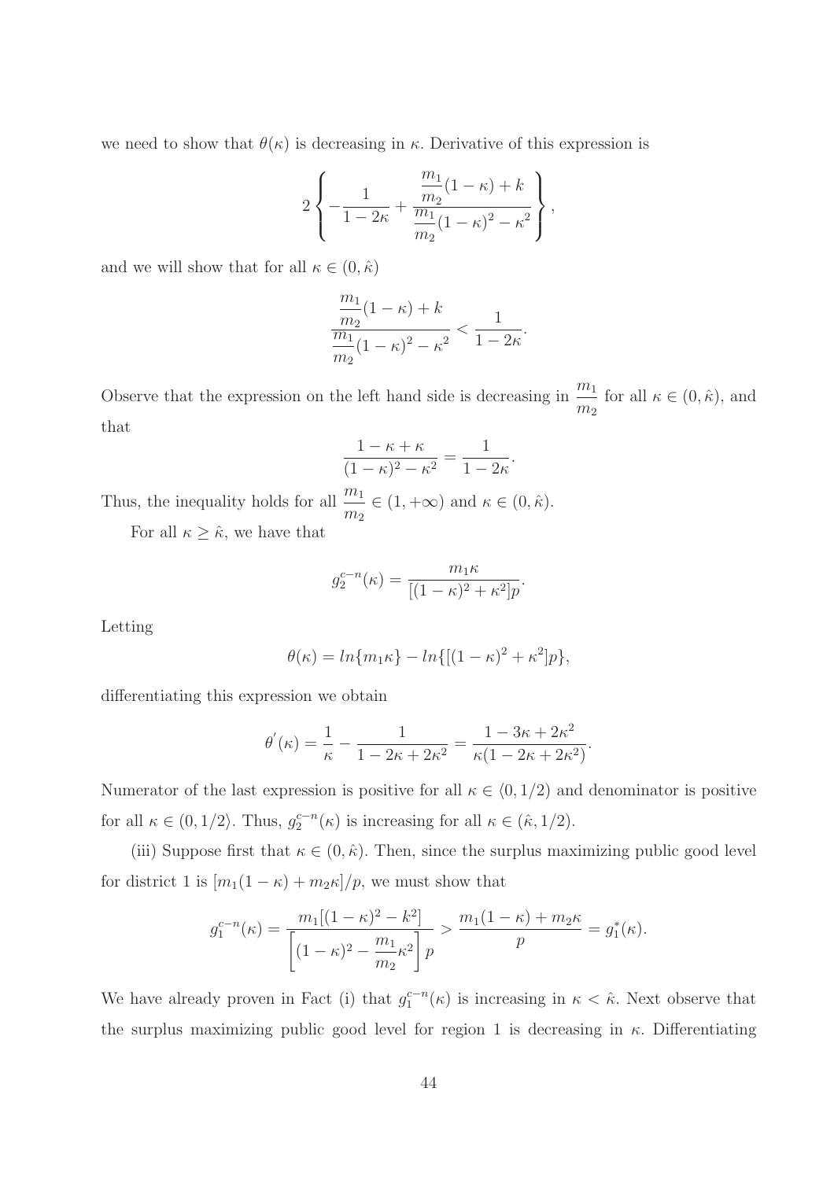we need to show that $\theta(\kappa)$ is decreasing in $\kappa$. Derivative of this expression is

$$2\left\{-\frac{1}{1-2\kappa}+\frac{\dfrac{m_1}{m_2}(1-\kappa)+k}{\dfrac{m_1}{m_2}(1-\kappa)^2-\kappa^2}\right\},$$

and we will show that for all $\kappa \in (0, \hat{\kappa})$

$$\frac{\dfrac{m_1}{m_2}(1-\kappa)+k}{\dfrac{m_1}{m_2}(1-\kappa)^2-\kappa^2}<\frac{1}{1-2\kappa}.$$

Observe that the expression on the left hand side is decreasing in $\dfrac{m_1}{m_2}$ for all $\kappa \in (0, \hat{\kappa})$, and that

$$\frac{1-\kappa+\kappa}{(1-\kappa)^2-\kappa^2}=\frac{1}{1-2\kappa}.$$

Thus, the inequality holds for all $\dfrac{m_1}{m_2} \in (1, +\infty)$ and $\kappa \in (0, \hat{\kappa})$.

For all $\kappa \geq \hat{\kappa}$, we have that

$$g_2^{c-n}(\kappa)=\frac{m_1\kappa}{[(1-\kappa)^2+\kappa^2]p}.$$

Letting

$$\theta(\kappa)=ln\{m_1\kappa\}-ln\{[(1-\kappa)^2+\kappa^2]p\},$$

differentiating this expression we obtain

$$\theta^{'}(\kappa)=\frac{1}{\kappa}-\frac{1}{1-2\kappa+2\kappa^2}=\frac{1-3\kappa+2\kappa^2}{\kappa(1-2\kappa+2\kappa^2)}.$$

Numerator of the last expression is positive for all $\kappa \in \langle 0, 1/2)$ and denominator is positive for all $\kappa \in (0, 1/2\rangle$. Thus, $g_2^{c-n}(\kappa)$ is increasing for all $\kappa \in (\hat{\kappa}, 1/2)$.

(iii) Suppose first that $\kappa \in (0, \hat{\kappa})$. Then, since the surplus maximizing public good level for district 1 is $[m_1(1-\kappa)+m_2\kappa]/p$, we must show that

$$g_1^{c-n}(\kappa)=\frac{m_1[(1-\kappa)^2-k^2]}{\left[(1-\kappa)^2-\dfrac{m_1}{m_2}\kappa^2\right]p}>\frac{m_1(1-\kappa)+m_2\kappa}{p}=g_1^*(\kappa).$$

We have already proven in Fact (i) that $g_1^{c-n}(\kappa)$ is increasing in $\kappa < \hat{\kappa}$. Next observe that the surplus maximizing public good level for region 1 is decreasing in $\kappa$. Differentiating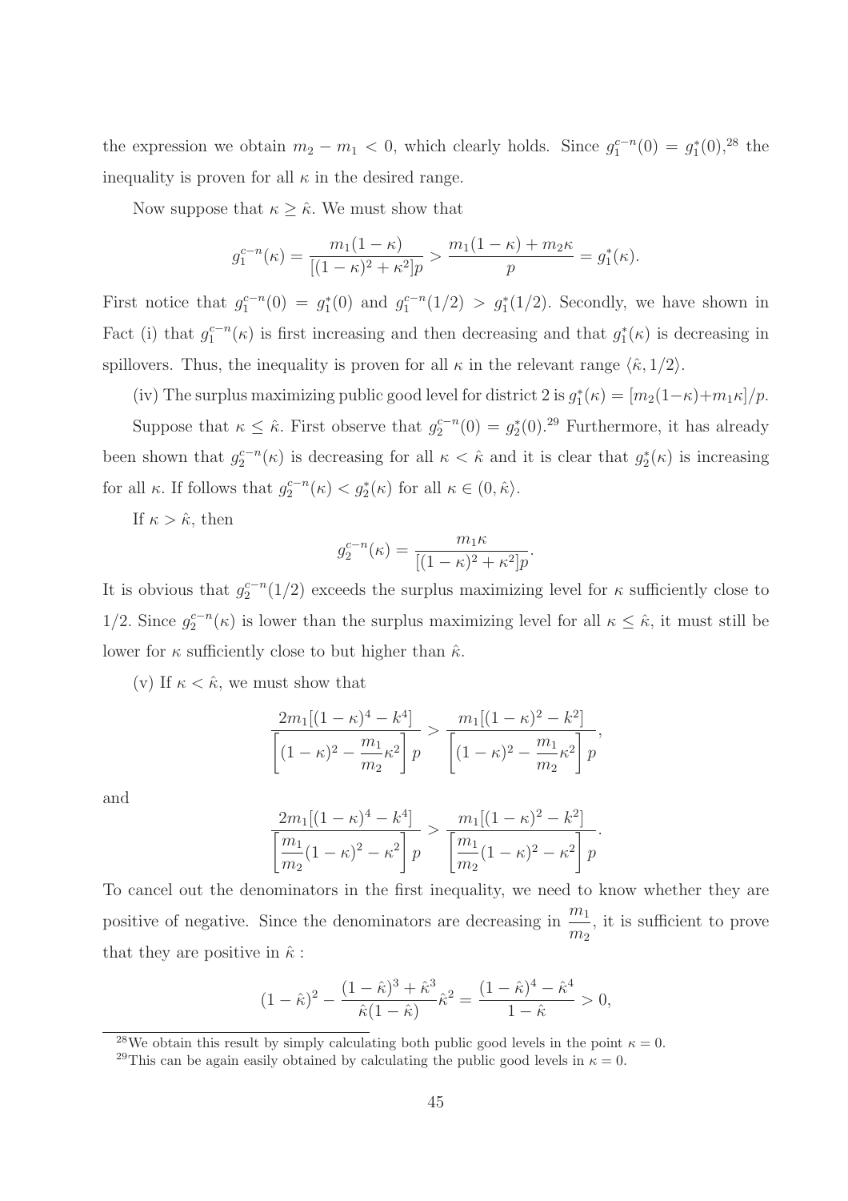the expression we obtain $m_2 - m_1 < 0$, which clearly holds. Since $g_1^{c-n}(0) = g_1^*(0)$,[28] the inequality is proven for all $\kappa$ in the desired range.

Now suppose that $\kappa \geq \hat{\kappa}$. We must show that

$$g_1^{c-n}(\kappa) = \frac{m_1(1-\kappa)}{[(1-\kappa)^2 + \kappa^2]p} > \frac{m_1(1-\kappa) + m_2\kappa}{p} = g_1^*(\kappa).$$

First notice that $g_1^{c-n}(0) = g_1^*(0)$ and $g_1^{c-n}(1/2) > g_1^*(1/2)$. Secondly, we have shown in Fact (i) that $g_1^{c-n}(\kappa)$ is first increasing and then decreasing and that $g_1^*(\kappa)$ is decreasing in spillovers. Thus, the inequality is proven for all $\kappa$ in the relevant range $\langle \hat{\kappa}, 1/2 \rangle$.

(iv) The surplus maximizing public good level for district 2 is $g_1^*(\kappa) = [m_2(1-\kappa) + m_1\kappa]/p$.

Suppose that $\kappa \leq \hat{\kappa}$. First observe that $g_2^{c-n}(0) = g_2^*(0)$.[29] Furthermore, it has already been shown that $g_2^{c-n}(\kappa)$ is decreasing for all $\kappa < \hat{\kappa}$ and it is clear that $g_2^*(\kappa)$ is increasing for all $\kappa$. If follows that $g_2^{c-n}(\kappa) < g_2^*(\kappa)$ for all $\kappa \in (0, \hat{\kappa}\rangle$.

If $\kappa > \hat{\kappa}$, then

$$g_2^{c-n}(\kappa) = \frac{m_1\kappa}{[(1-\kappa)^2 + \kappa^2]p}.$$

It is obvious that $g_2^{c-n}(1/2)$ exceeds the surplus maximizing level for $\kappa$ sufficiently close to $1/2$. Since $g_2^{c-n}(\kappa)$ is lower than the surplus maximizing level for all $\kappa \leq \hat{\kappa}$, it must still be lower for $\kappa$ sufficiently close to but higher than $\hat{\kappa}$.

(v) If $\kappa < \hat{\kappa}$, we must show that

$$\frac{2m_1[(1-\kappa)^4 - k^4]}{\left[(1-\kappa)^2 - \dfrac{m_1}{m_2}\kappa^2\right]p} > \frac{m_1[(1-\kappa)^2 - k^2]}{\left[(1-\kappa)^2 - \dfrac{m_1}{m_2}\kappa^2\right]p},$$

and

$$\frac{2m_1[(1-\kappa)^4 - k^4]}{\left[\dfrac{m_1}{m_2}(1-\kappa)^2 - \kappa^2\right]p} > \frac{m_1[(1-\kappa)^2 - k^2]}{\left[\dfrac{m_1}{m_2}(1-\kappa)^2 - \kappa^2\right]p}.$$

To cancel out the denominators in the first inequality, we need to know whether they are positive of negative. Since the denominators are decreasing in $\dfrac{m_1}{m_2}$, it is sufficient to prove that they are positive in $\hat{\kappa}$ :

$$(1-\hat{\kappa})^2 - \frac{(1-\hat{\kappa})^3 + \hat{\kappa}^3}{\hat{\kappa}(1-\hat{\kappa})}\hat{\kappa}^2 = \frac{(1-\hat{\kappa})^4 - \hat{\kappa}^4}{1-\hat{\kappa}} > 0,$$

[28] We obtain this result by simply calculating both public good levels in the point $\kappa = 0$.

[29] This can be again easily obtained by calculating the public good levels in $\kappa = 0$.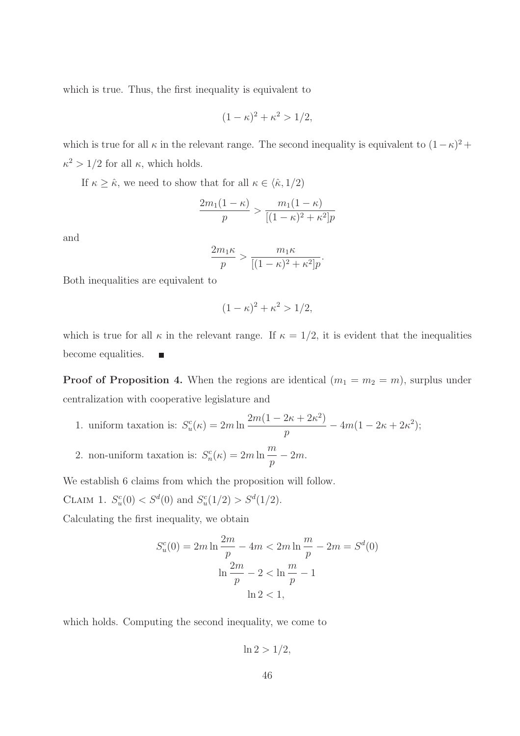which is true. Thus, the first inequality is equivalent to

$$(1-\kappa)^2 + \kappa^2 > 1/2,$$

which is true for all $\kappa$ in the relevant range. The second inequality is equivalent to $(1-\kappa)^2 + \kappa^2 > 1/2$ for all $\kappa$, which holds.

If $\kappa \geq \hat{\kappa}$, we need to show that for all $\kappa \in \langle \hat{\kappa}, 1/2)$

$$\frac{2m_1(1-\kappa)}{p} > \frac{m_1(1-\kappa)}{[(1-\kappa)^2 + \kappa^2]p}$$

and

$$\frac{2m_1\kappa}{p} > \frac{m_1\kappa}{[(1-\kappa)^2 + \kappa^2]p}.$$

Both inequalities are equivalent to

$$(1-\kappa)^2 + \kappa^2 > 1/2,$$

which is true for all $\kappa$ in the relevant range. If $\kappa = 1/2$, it is evident that the inequalities become equalities. ∎

**Proof of Proposition 4.** When the regions are identical ($m_1 = m_2 = m$), surplus under centralization with cooperative legislature and

1. uniform taxation is: $S_u^c(\kappa) = 2m \ln \dfrac{2m(1-2\kappa+2\kappa^2)}{p} - 4m(1-2\kappa+2\kappa^2)$;
2. non-uniform taxation is: $S_n^c(\kappa) = 2m \ln \dfrac{m}{p} - 2m$.

We establish 6 claims from which the proposition will follow.

Claim 1. $S_u^c(0) < S^d(0)$ and $S_u^c(1/2) > S^d(1/2)$.

Calculating the first inequality, we obtain

$$S_u^c(0) = 2m \ln \frac{2m}{p} - 4m < 2m \ln \frac{m}{p} - 2m = S^d(0)$$
$$\ln \frac{2m}{p} - 2 < \ln \frac{m}{p} - 1$$
$$\ln 2 < 1,$$

which holds. Computing the second inequality, we come to

$$\ln 2 > 1/2,$$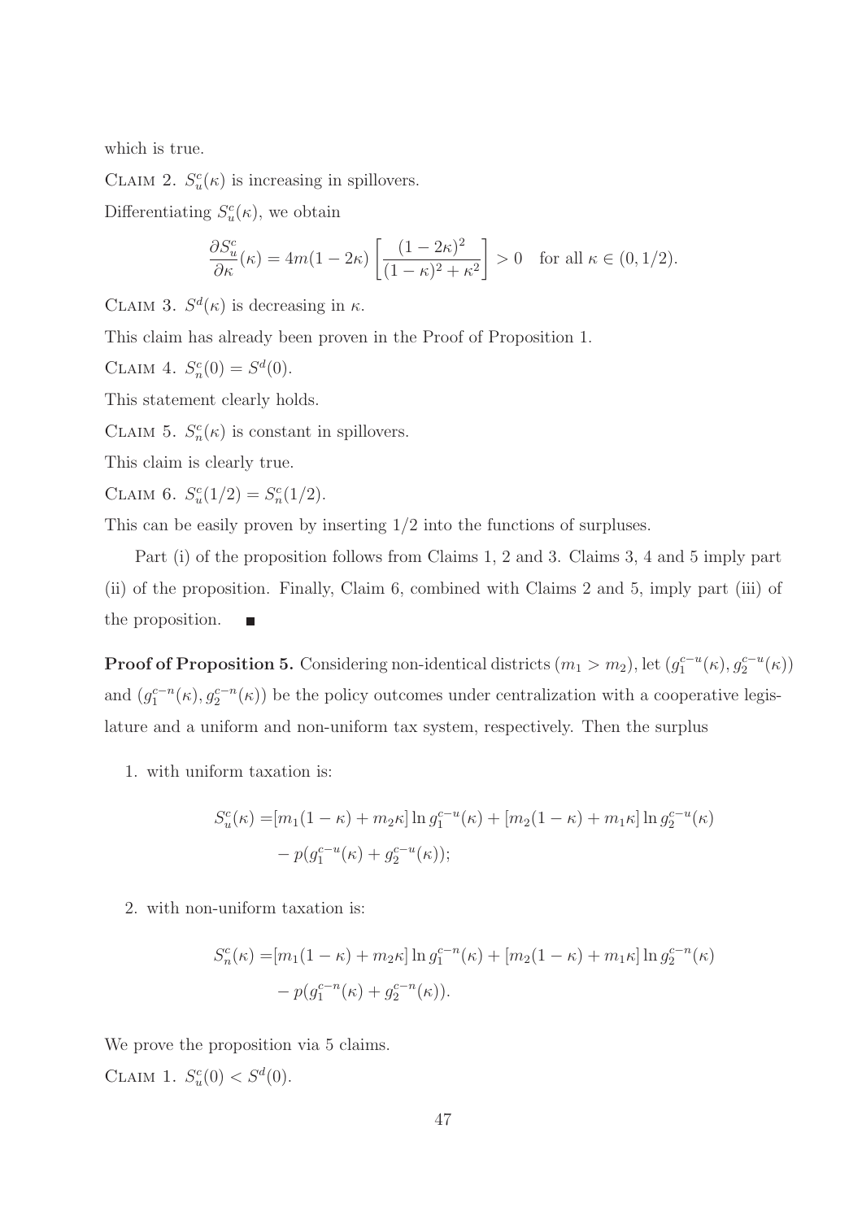which is true.

Claim 2. $S^c_u(\kappa)$ is increasing in spillovers.

Differentiating $S^c_u(\kappa)$, we obtain

$$\frac{\partial S^c_u}{\partial \kappa}(\kappa) = 4m(1-2\kappa)\left[\frac{(1-2\kappa)^2}{(1-\kappa)^2+\kappa^2}\right] > 0 \quad \text{for all } \kappa \in (0, 1/2).$$

Claim 3. $S^d(\kappa)$ is decreasing in $\kappa$.

This claim has already been proven in the Proof of Proposition 1.

Claim 4. $S^c_n(0) = S^d(0)$.

This statement clearly holds.

Claim 5. $S^c_n(\kappa)$ is constant in spillovers.

This claim is clearly true.

Claim 6. $S^c_u(1/2) = S^c_n(1/2)$.

This can be easily proven by inserting $1/2$ into the functions of surpluses.

Part (i) of the proposition follows from Claims 1, 2 and 3. Claims 3, 4 and 5 imply part (ii) of the proposition. Finally, Claim 6, combined with Claims 2 and 5, imply part (iii) of the proposition. ■

**Proof of Proposition 5.** Considering non-identical districts ($m_1 > m_2$), let $(g_1^{c-u}(\kappa), g_2^{c-u}(\kappa))$ and $(g_1^{c-n}(\kappa), g_2^{c-n}(\kappa))$ be the policy outcomes under centralization with a cooperative legislature and a uniform and non-uniform tax system, respectively. Then the surplus

1. with uniform taxation is:

$$\begin{aligned} S^c_u(\kappa) =& [m_1(1-\kappa) + m_2\kappa] \ln g_1^{c-u}(\kappa) + [m_2(1-\kappa) + m_1\kappa] \ln g_2^{c-u}(\kappa) \\ &- p(g_1^{c-u}(\kappa) + g_2^{c-u}(\kappa)); \end{aligned}$$

2. with non-uniform taxation is:

$$\begin{aligned} S^c_n(\kappa) =& [m_1(1-\kappa) + m_2\kappa] \ln g_1^{c-n}(\kappa) + [m_2(1-\kappa) + m_1\kappa] \ln g_2^{c-n}(\kappa) \\ &- p(g_1^{c-n}(\kappa) + g_2^{c-n}(\kappa)). \end{aligned}$$

We prove the proposition via 5 claims.

Claim 1. $S^c_u(0) < S^d(0)$.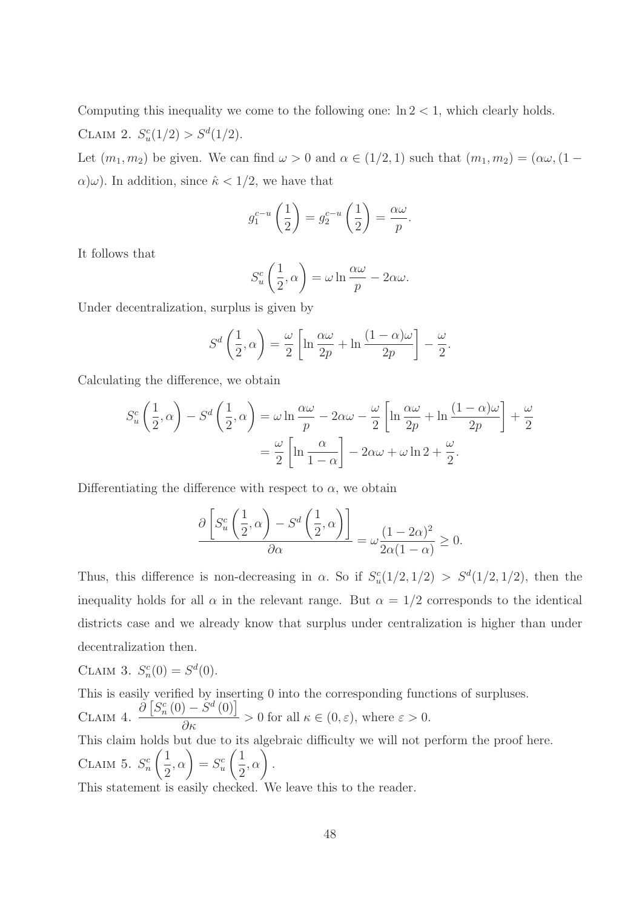Computing this inequality we come to the following one: $\ln 2 < 1$, which clearly holds.

CLAIM 2. $S_u^c(1/2) > S^d(1/2)$.

Let $(m_1, m_2)$ be given. We can find $\omega > 0$ and $\alpha \in (1/2, 1)$ such that $(m_1, m_2) = (\alpha\omega, (1 - \alpha)\omega)$. In addition, since $\hat{\kappa} < 1/2$, we have that

$$g_1^{c-u}\left(\frac{1}{2}\right) = g_2^{c-u}\left(\frac{1}{2}\right) = \frac{\alpha\omega}{p}.$$

It follows that

$$S_u^c\left(\frac{1}{2}, \alpha\right) = \omega \ln \frac{\alpha\omega}{p} - 2\alpha\omega.$$

Under decentralization, surplus is given by

$$S^d\left(\frac{1}{2}, \alpha\right) = \frac{\omega}{2}\left[\ln \frac{\alpha\omega}{2p} + \ln \frac{(1-\alpha)\omega}{2p}\right] - \frac{\omega}{2}.$$

Calculating the difference, we obtain

$$\begin{aligned} S_u^c\left(\frac{1}{2}, \alpha\right) - S^d\left(\frac{1}{2}, \alpha\right) &= \omega \ln \frac{\alpha\omega}{p} - 2\alpha\omega - \frac{\omega}{2}\left[\ln \frac{\alpha\omega}{2p} + \ln \frac{(1-\alpha)\omega}{2p}\right] + \frac{\omega}{2} \\ &= \frac{\omega}{2}\left[\ln \frac{\alpha}{1-\alpha}\right] - 2\alpha\omega + \omega \ln 2 + \frac{\omega}{2}. \end{aligned}$$

Differentiating the difference with respect to $\alpha$, we obtain

$$\frac{\partial \left[S_u^c\left(\frac{1}{2}, \alpha\right) - S^d\left(\frac{1}{2}, \alpha\right)\right]}{\partial \alpha} = \omega \frac{(1-2\alpha)^2}{2\alpha(1-\alpha)} \geq 0.$$

Thus, this difference is non-decreasing in $\alpha$. So if $S_u^c(1/2, 1/2) > S^d(1/2, 1/2)$, then the inequality holds for all $\alpha$ in the relevant range. But $\alpha = 1/2$ corresponds to the identical districts case and we already know that surplus under centralization is higher than under decentralization then.

CLAIM 3. $S_n^c(0) = S^d(0)$.

This is easily verified by inserting 0 into the corresponding functions of surpluses.

CLAIM 4. $\dfrac{\partial \left[S_n^c(0) - S^d(0)\right]}{\partial \kappa} > 0$ for all $\kappa \in (0, \varepsilon)$, where $\varepsilon > 0$.

This claim holds but due to its algebraic difficulty we will not perform the proof here.

CLAIM 5. $S_n^c\left(\dfrac{1}{2}, \alpha\right) = S_u^c\left(\dfrac{1}{2}, \alpha\right)$.

This statement is easily checked. We leave this to the reader.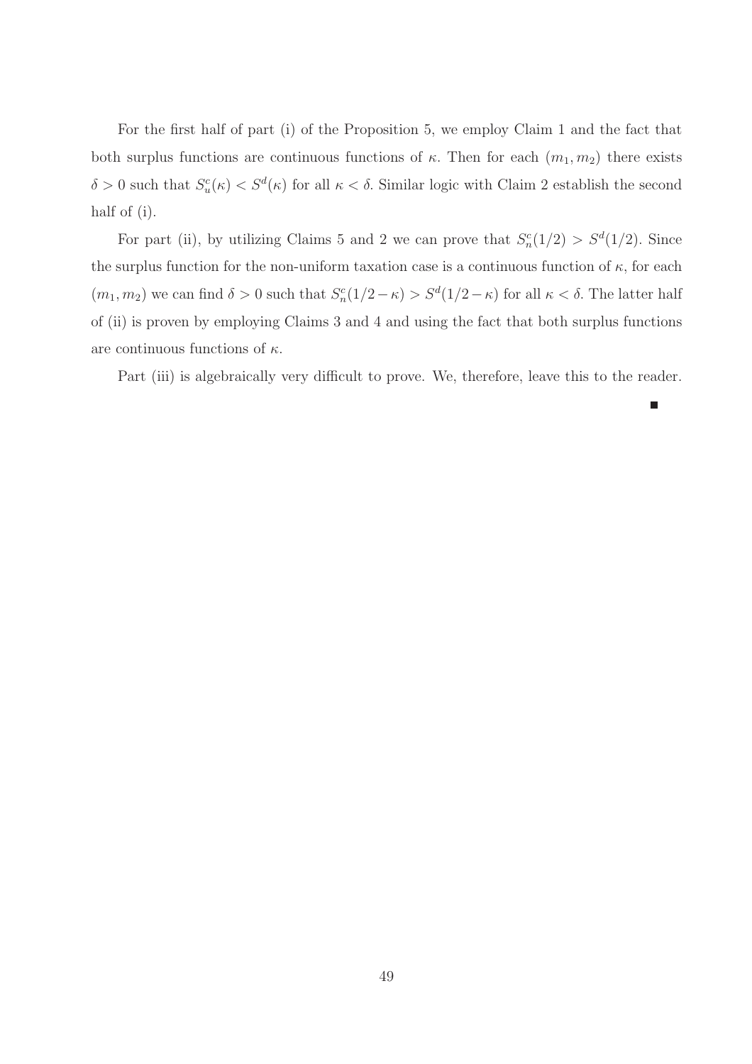For the first half of part (i) of the Proposition 5, we employ Claim 1 and the fact that both surplus functions are continuous functions of $\kappa$. Then for each $(m_1, m_2)$ there exists $\delta > 0$ such that $S_u^c(\kappa) < S^d(\kappa)$ for all $\kappa < \delta$. Similar logic with Claim 2 establish the second half of (i).

For part (ii), by utilizing Claims 5 and 2 we can prove that $S_n^c(1/2) > S^d(1/2)$. Since the surplus function for the non-uniform taxation case is a continuous function of $\kappa$, for each $(m_1, m_2)$ we can find $\delta > 0$ such that $S_n^c(1/2 - \kappa) > S^d(1/2 - \kappa)$ for all $\kappa < \delta$. The latter half of (ii) is proven by employing Claims 3 and 4 and using the fact that both surplus functions are continuous functions of $\kappa$.

Part (iii) is algebraically very difficult to prove. We, therefore, leave this to the reader.

■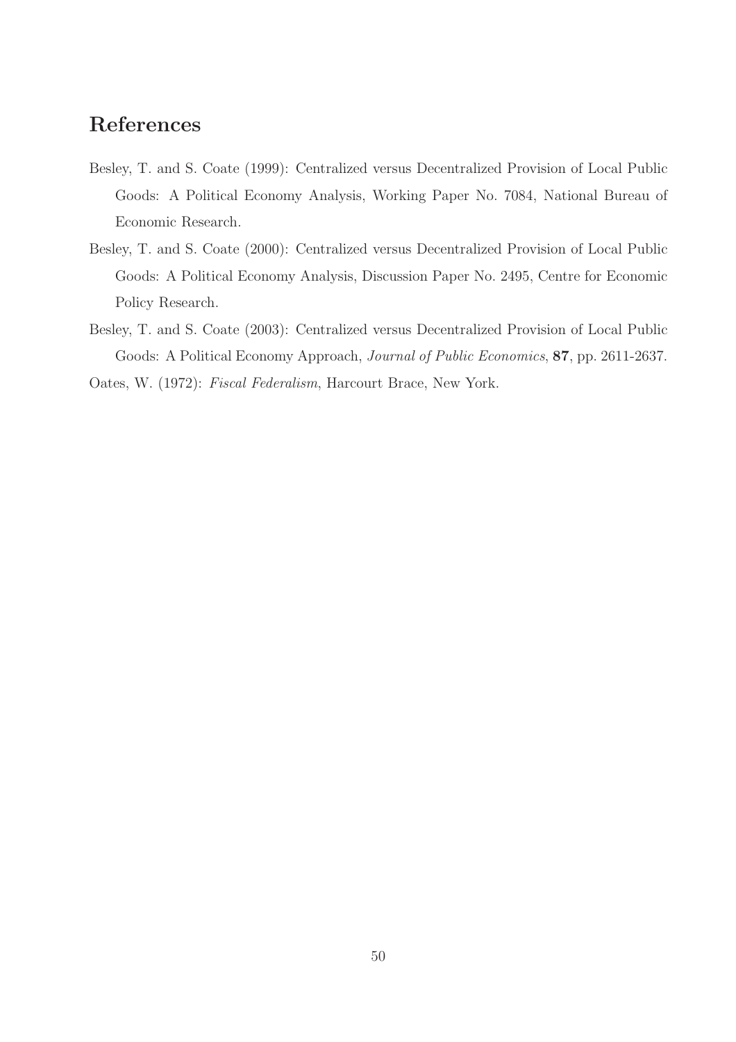## References

Besley, T. and S. Coate (1999): Centralized versus Decentralized Provision of Local Public Goods: A Political Economy Analysis, Working Paper No. 7084, National Bureau of Economic Research.

Besley, T. and S. Coate (2000): Centralized versus Decentralized Provision of Local Public Goods: A Political Economy Analysis, Discussion Paper No. 2495, Centre for Economic Policy Research.

Besley, T. and S. Coate (2003): Centralized versus Decentralized Provision of Local Public Goods: A Political Economy Approach, *Journal of Public Economics*, **87**, pp. 2611-2637.

Oates, W. (1972): *Fiscal Federalism*, Harcourt Brace, New York.